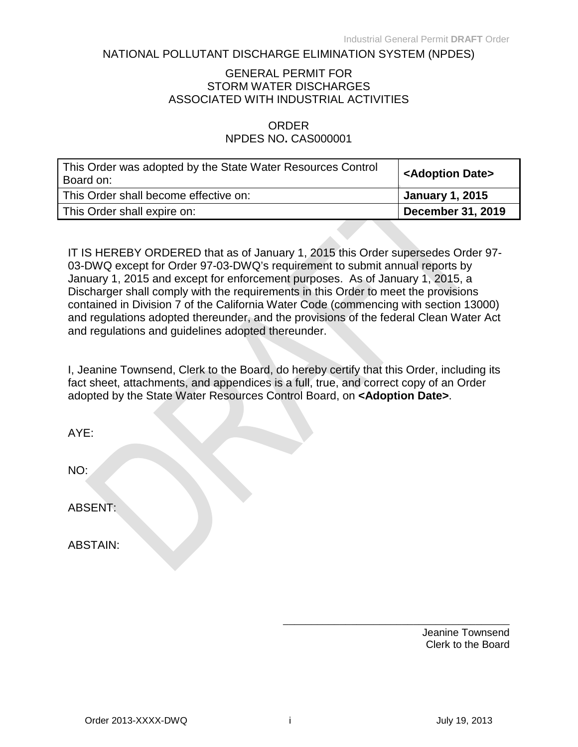NATIONAL POLLUTANT DISCHARGE ELIMINATION SYSTEM (NPDES)

GENERAL PERMIT FOR
STORM WATER DISCHARGES
ASSOCIATED WITH INDUSTRIAL ACTIVITIES

ORDER
NPDES NO. CAS000001

| | |
|---|---|
| This Order was adopted by the State Water Resources Control Board on: | **<Adoption Date>** |
| This Order shall become effective on: | **January 1, 2015** |
| This Order shall expire on: | **December 31, 2019** |

IT IS HEREBY ORDERED that as of January 1, 2015 this Order supersedes Order 97-03-DWQ except for Order 97-03-DWQ's requirement to submit annual reports by January 1, 2015 and except for enforcement purposes. As of January 1, 2015, a Discharger shall comply with the requirements in this Order to meet the provisions contained in Division 7 of the California Water Code (commencing with section 13000) and regulations adopted thereunder, and the provisions of the federal Clean Water Act and regulations and guidelines adopted thereunder.

I, Jeanine Townsend, Clerk to the Board, do hereby certify that this Order, including its fact sheet, attachments, and appendices is a full, true, and correct copy of an Order adopted by the State Water Resources Control Board, on **<Adoption Date>**.

AYE:

NO:

ABSENT:

ABSTAIN:

\_\_\_\_\_\_\_\_\_\_\_\_\_\_\_\_\_\_\_\_\_\_\_\_\_\_\_\_\_\_\_\_\_\_\_\_\_\_\_\_

Jeanine Townsend
Clerk to the Board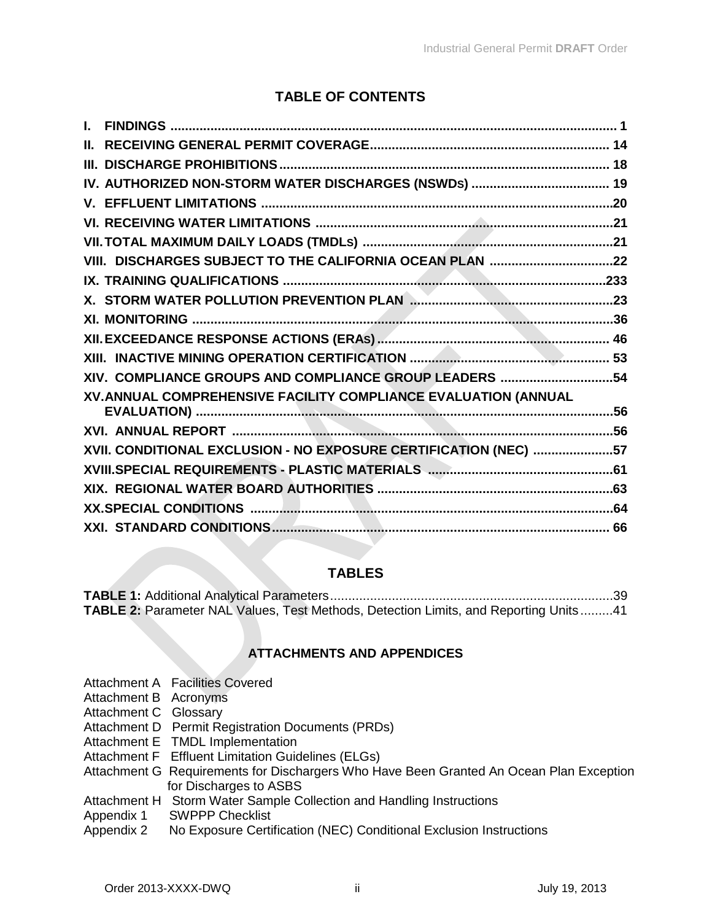## TABLE OF CONTENTS

**I. FINDINGS** ........................................................................................................... **1**
**II. RECEIVING GENERAL PERMIT COVERAGE** .................................................................. **14**
**III. DISCHARGE PROHIBITIONS** ........................................................................................ **18**
**IV. AUTHORIZED NON-STORM WATER DISCHARGES (NSWDs)** ...................................... **19**
**V. EFFLUENT LIMITATIONS** ................................................................................................**20**
**VI. RECEIVING WATER LIMITATIONS** ................................................................................**21**
**VII. TOTAL MAXIMUM DAILY LOADS (TMDLs)** ..................................................................**21**
**VIII. DISCHARGES SUBJECT TO THE CALIFORNIA OCEAN PLAN** ..................................**22**
**IX. TRAINING QUALIFICATIONS** .......................................................................................**233**
**X. STORM WATER POLLUTION PREVENTION PLAN** .......................................................**23**
**XI. MONITORING** ...................................................................................................................**36**
**XII. EXCEEDANCE RESPONSE ACTIONS (ERAs)** ................................................................ **46**
**XIII. INACTIVE MINING OPERATION CERTIFICATION** ....................................................... **53**
**XIV. COMPLIANCE GROUPS AND COMPLIANCE GROUP LEADERS** ...............................**54**
**XV. ANNUAL COMPREHENSIVE FACILITY COMPLIANCE EVALUATION (ANNUAL EVALUATION)** ...................................................................................................................**56**
**XVI. ANNUAL REPORT** ........................................................................................................**56**
**XVII. CONDITIONAL EXCLUSION - NO EXPOSURE CERTIFICATION (NEC)** ......................**57**
**XVIII. SPECIAL REQUIREMENTS - PLASTIC MATERIALS** ...................................................**61**
**XIX. REGIONAL WATER BOARD AUTHORITIES** ................................................................**63**
**XX. SPECIAL CONDITIONS** ...................................................................................................**64**
**XXI. STANDARD CONDITIONS** ............................................................................................ **66**

## TABLES

**TABLE 1:** Additional Analytical Parameters.............................................................................39
**TABLE 2:** Parameter NAL Values, Test Methods, Detection Limits, and Reporting Units.........41

## ATTACHMENTS AND APPENDICES

Attachment A Facilities Covered
Attachment B Acronyms
Attachment C Glossary
Attachment D Permit Registration Documents (PRDs)
Attachment E TMDL Implementation
Attachment F Effluent Limitation Guidelines (ELGs)
Attachment G Requirements for Dischargers Who Have Been Granted An Ocean Plan Exception for Discharges to ASBS
Attachment H Storm Water Sample Collection and Handling Instructions
Appendix 1 SWPPP Checklist
Appendix 2 No Exposure Certification (NEC) Conditional Exclusion Instructions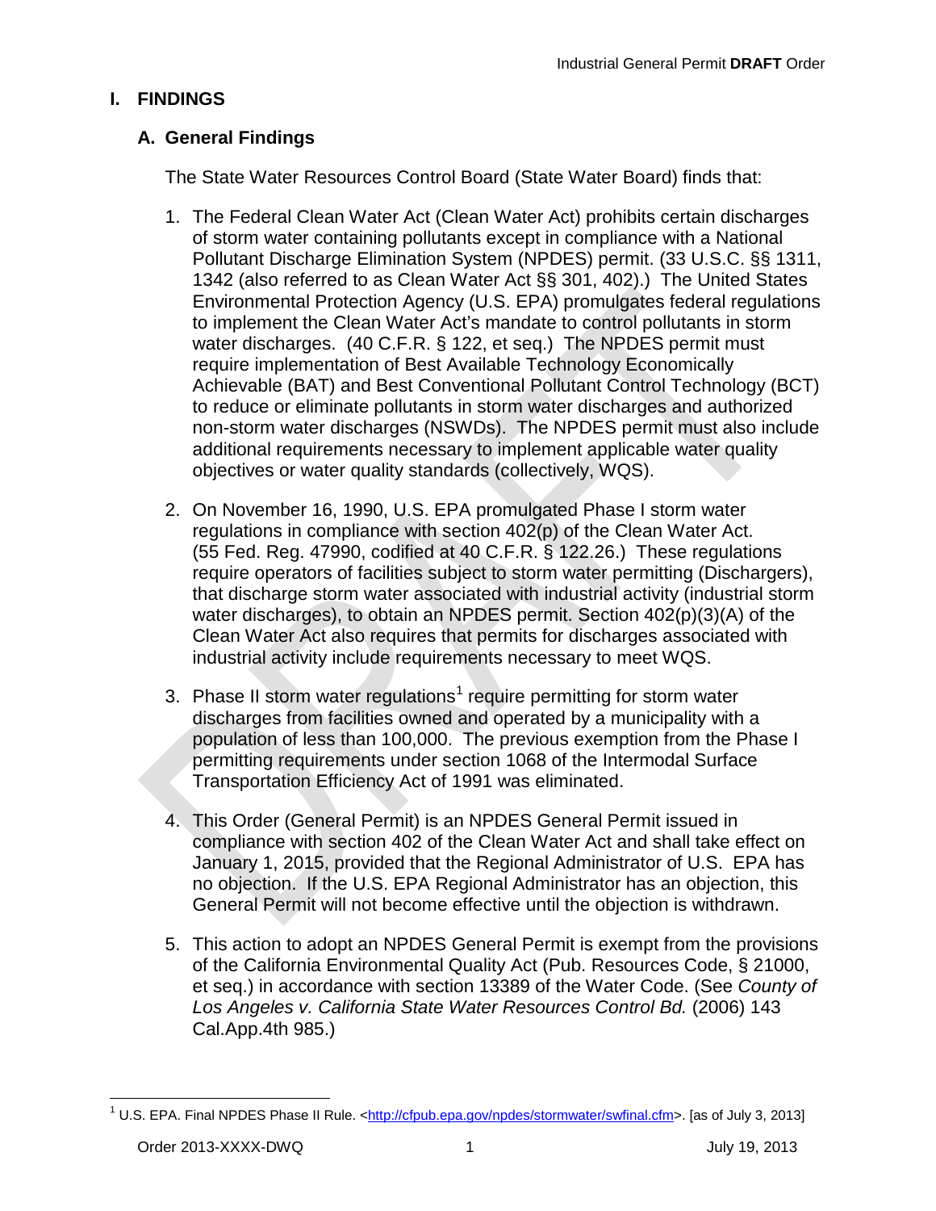# I. FINDINGS

## A. General Findings

The State Water Resources Control Board (State Water Board) finds that:

1. The Federal Clean Water Act (Clean Water Act) prohibits certain discharges of storm water containing pollutants except in compliance with a National Pollutant Discharge Elimination System (NPDES) permit. (33 U.S.C. §§ 1311, 1342 (also referred to as Clean Water Act §§ 301, 402).) The United States Environmental Protection Agency (U.S. EPA) promulgates federal regulations to implement the Clean Water Act's mandate to control pollutants in storm water discharges. (40 C.F.R. § 122, et seq.) The NPDES permit must require implementation of Best Available Technology Economically Achievable (BAT) and Best Conventional Pollutant Control Technology (BCT) to reduce or eliminate pollutants in storm water discharges and authorized non-storm water discharges (NSWDs). The NPDES permit must also include additional requirements necessary to implement applicable water quality objectives or water quality standards (collectively, WQS).

2. On November 16, 1990, U.S. EPA promulgated Phase I storm water regulations in compliance with section 402(p) of the Clean Water Act. (55 Fed. Reg. 47990, codified at 40 C.F.R. § 122.26.) These regulations require operators of facilities subject to storm water permitting (Dischargers), that discharge storm water associated with industrial activity (industrial storm water discharges), to obtain an NPDES permit. Section 402(p)(3)(A) of the Clean Water Act also requires that permits for discharges associated with industrial activity include requirements necessary to meet WQS.

3. Phase II storm water regulations[1] require permitting for storm water discharges from facilities owned and operated by a municipality with a population of less than 100,000. The previous exemption from the Phase I permitting requirements under section 1068 of the Intermodal Surface Transportation Efficiency Act of 1991 was eliminated.

4. This Order (General Permit) is an NPDES General Permit issued in compliance with section 402 of the Clean Water Act and shall take effect on January 1, 2015, provided that the Regional Administrator of U.S. EPA has no objection. If the U.S. EPA Regional Administrator has an objection, this General Permit will not become effective until the objection is withdrawn.

5. This action to adopt an NPDES General Permit is exempt from the provisions of the California Environmental Quality Act (Pub. Resources Code, § 21000, et seq.) in accordance with section 13389 of the Water Code. (See *County of Los Angeles v. California State Water Resources Control Bd.* (2006) 143 Cal.App.4th 985.)

[1] U.S. EPA. Final NPDES Phase II Rule. <http://cfpub.epa.gov/npdes/stormwater/swfinal.cfm>. [as of July 3, 2013]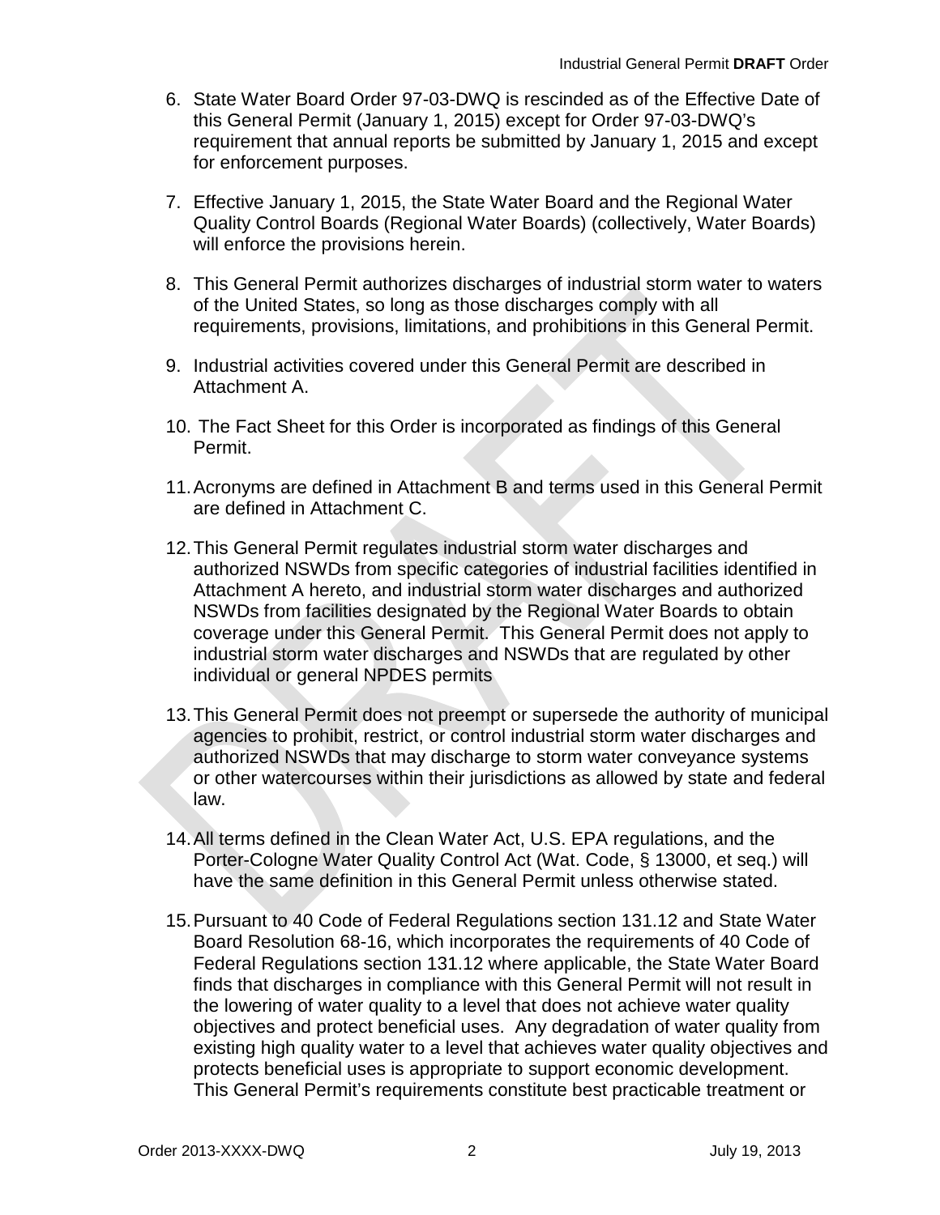6. State Water Board Order 97-03-DWQ is rescinded as of the Effective Date of this General Permit (January 1, 2015) except for Order 97-03-DWQ's requirement that annual reports be submitted by January 1, 2015 and except for enforcement purposes.

7. Effective January 1, 2015, the State Water Board and the Regional Water Quality Control Boards (Regional Water Boards) (collectively, Water Boards) will enforce the provisions herein.

8. This General Permit authorizes discharges of industrial storm water to waters of the United States, so long as those discharges comply with all requirements, provisions, limitations, and prohibitions in this General Permit.

9. Industrial activities covered under this General Permit are described in Attachment A.

10. The Fact Sheet for this Order is incorporated as findings of this General Permit.

11. Acronyms are defined in Attachment B and terms used in this General Permit are defined in Attachment C.

12. This General Permit regulates industrial storm water discharges and authorized NSWDs from specific categories of industrial facilities identified in Attachment A hereto, and industrial storm water discharges and authorized NSWDs from facilities designated by the Regional Water Boards to obtain coverage under this General Permit. This General Permit does not apply to industrial storm water discharges and NSWDs that are regulated by other individual or general NPDES permits

13. This General Permit does not preempt or supersede the authority of municipal agencies to prohibit, restrict, or control industrial storm water discharges and authorized NSWDs that may discharge to storm water conveyance systems or other watercourses within their jurisdictions as allowed by state and federal law.

14. All terms defined in the Clean Water Act, U.S. EPA regulations, and the Porter-Cologne Water Quality Control Act (Wat. Code, § 13000, et seq.) will have the same definition in this General Permit unless otherwise stated.

15. Pursuant to 40 Code of Federal Regulations section 131.12 and State Water Board Resolution 68-16, which incorporates the requirements of 40 Code of Federal Regulations section 131.12 where applicable, the State Water Board finds that discharges in compliance with this General Permit will not result in the lowering of water quality to a level that does not achieve water quality objectives and protect beneficial uses. Any degradation of water quality from existing high quality water to a level that achieves water quality objectives and protects beneficial uses is appropriate to support economic development. This General Permit's requirements constitute best practicable treatment or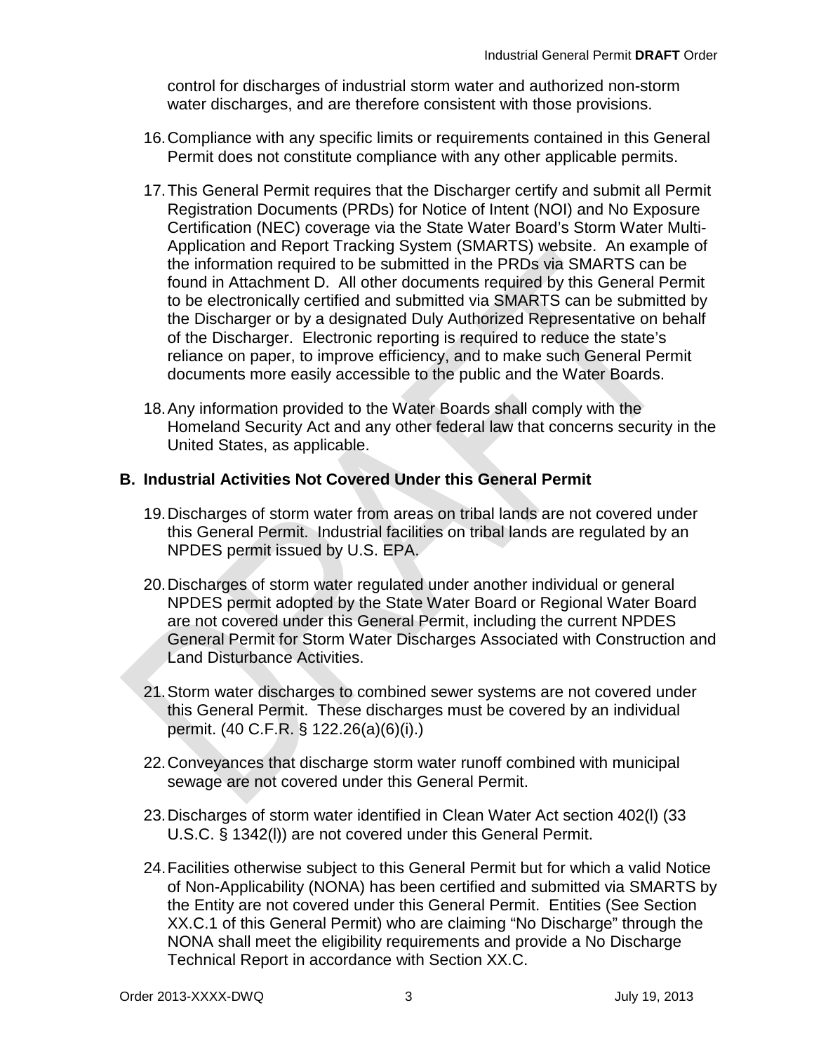control for discharges of industrial storm water and authorized non-storm water discharges, and are therefore consistent with those provisions.

16. Compliance with any specific limits or requirements contained in this General Permit does not constitute compliance with any other applicable permits.

17. This General Permit requires that the Discharger certify and submit all Permit Registration Documents (PRDs) for Notice of Intent (NOI) and No Exposure Certification (NEC) coverage via the State Water Board's Storm Water Multi-Application and Report Tracking System (SMARTS) website. An example of the information required to be submitted in the PRDs via SMARTS can be found in Attachment D. All other documents required by this General Permit to be electronically certified and submitted via SMARTS can be submitted by the Discharger or by a designated Duly Authorized Representative on behalf of the Discharger. Electronic reporting is required to reduce the state's reliance on paper, to improve efficiency, and to make such General Permit documents more easily accessible to the public and the Water Boards.

18. Any information provided to the Water Boards shall comply with the Homeland Security Act and any other federal law that concerns security in the United States, as applicable.

## B. Industrial Activities Not Covered Under this General Permit

19. Discharges of storm water from areas on tribal lands are not covered under this General Permit. Industrial facilities on tribal lands are regulated by an NPDES permit issued by U.S. EPA.

20. Discharges of storm water regulated under another individual or general NPDES permit adopted by the State Water Board or Regional Water Board are not covered under this General Permit, including the current NPDES General Permit for Storm Water Discharges Associated with Construction and Land Disturbance Activities.

21. Storm water discharges to combined sewer systems are not covered under this General Permit. These discharges must be covered by an individual permit. (40 C.F.R. § 122.26(a)(6)(i).)

22. Conveyances that discharge storm water runoff combined with municipal sewage are not covered under this General Permit.

23. Discharges of storm water identified in Clean Water Act section 402(l) (33 U.S.C. § 1342(l)) are not covered under this General Permit.

24. Facilities otherwise subject to this General Permit but for which a valid Notice of Non-Applicability (NONA) has been certified and submitted via SMARTS by the Entity are not covered under this General Permit. Entities (See Section XX.C.1 of this General Permit) who are claiming "No Discharge" through the NONA shall meet the eligibility requirements and provide a No Discharge Technical Report in accordance with Section XX.C.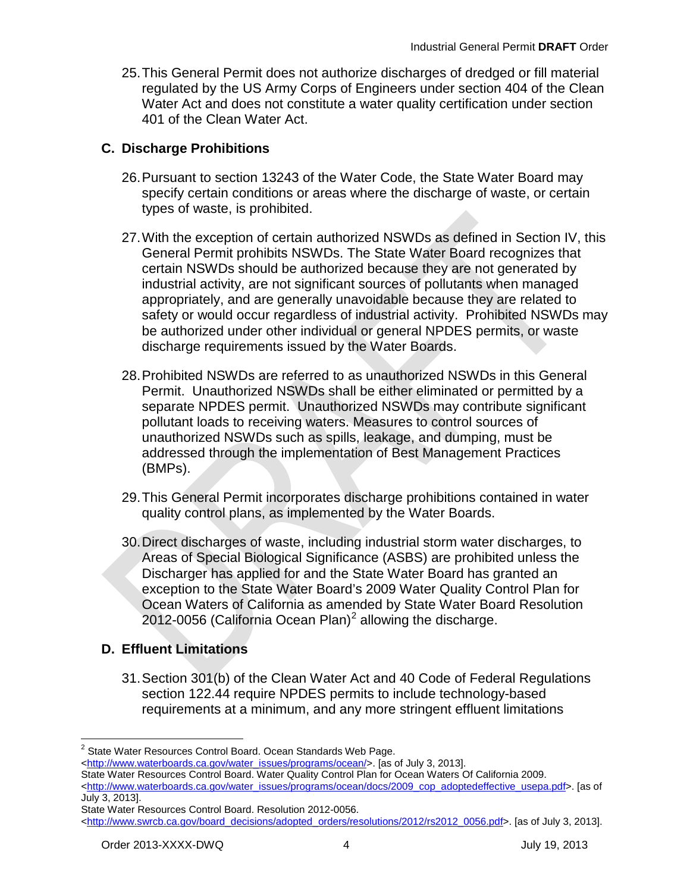25. This General Permit does not authorize discharges of dredged or fill material regulated by the US Army Corps of Engineers under section 404 of the Clean Water Act and does not constitute a water quality certification under section 401 of the Clean Water Act.

## C. Discharge Prohibitions

26. Pursuant to section 13243 of the Water Code, the State Water Board may specify certain conditions or areas where the discharge of waste, or certain types of waste, is prohibited.

27. With the exception of certain authorized NSWDs as defined in Section IV, this General Permit prohibits NSWDs. The State Water Board recognizes that certain NSWDs should be authorized because they are not generated by industrial activity, are not significant sources of pollutants when managed appropriately, and are generally unavoidable because they are related to safety or would occur regardless of industrial activity. Prohibited NSWDs may be authorized under other individual or general NPDES permits, or waste discharge requirements issued by the Water Boards.

28. Prohibited NSWDs are referred to as unauthorized NSWDs in this General Permit. Unauthorized NSWDs shall be either eliminated or permitted by a separate NPDES permit. Unauthorized NSWDs may contribute significant pollutant loads to receiving waters. Measures to control sources of unauthorized NSWDs such as spills, leakage, and dumping, must be addressed through the implementation of Best Management Practices (BMPs).

29. This General Permit incorporates discharge prohibitions contained in water quality control plans, as implemented by the Water Boards.

30. Direct discharges of waste, including industrial storm water discharges, to Areas of Special Biological Significance (ASBS) are prohibited unless the Discharger has applied for and the State Water Board has granted an exception to the State Water Board's 2009 Water Quality Control Plan for Ocean Waters of California as amended by State Water Board Resolution 2012-0056 (California Ocean Plan)[2] allowing the discharge.

## D. Effluent Limitations

31. Section 301(b) of the Clean Water Act and 40 Code of Federal Regulations section 122.44 require NPDES permits to include technology-based requirements at a minimum, and any more stringent effluent limitations

---

[2] State Water Resources Control Board. Ocean Standards Web Page. <http://www.waterboards.ca.gov/water_issues/programs/ocean/>. [as of July 3, 2013].
State Water Resources Control Board. Water Quality Control Plan for Ocean Waters Of California 2009. <http://www.waterboards.ca.gov/water_issues/programs/ocean/docs/2009_cop_adoptedeffective_usepa.pdf>. [as of July 3, 2013].
State Water Resources Control Board. Resolution 2012-0056. <http://www.swrcb.ca.gov/board_decisions/adopted_orders/resolutions/2012/rs2012_0056.pdf>. [as of July 3, 2013].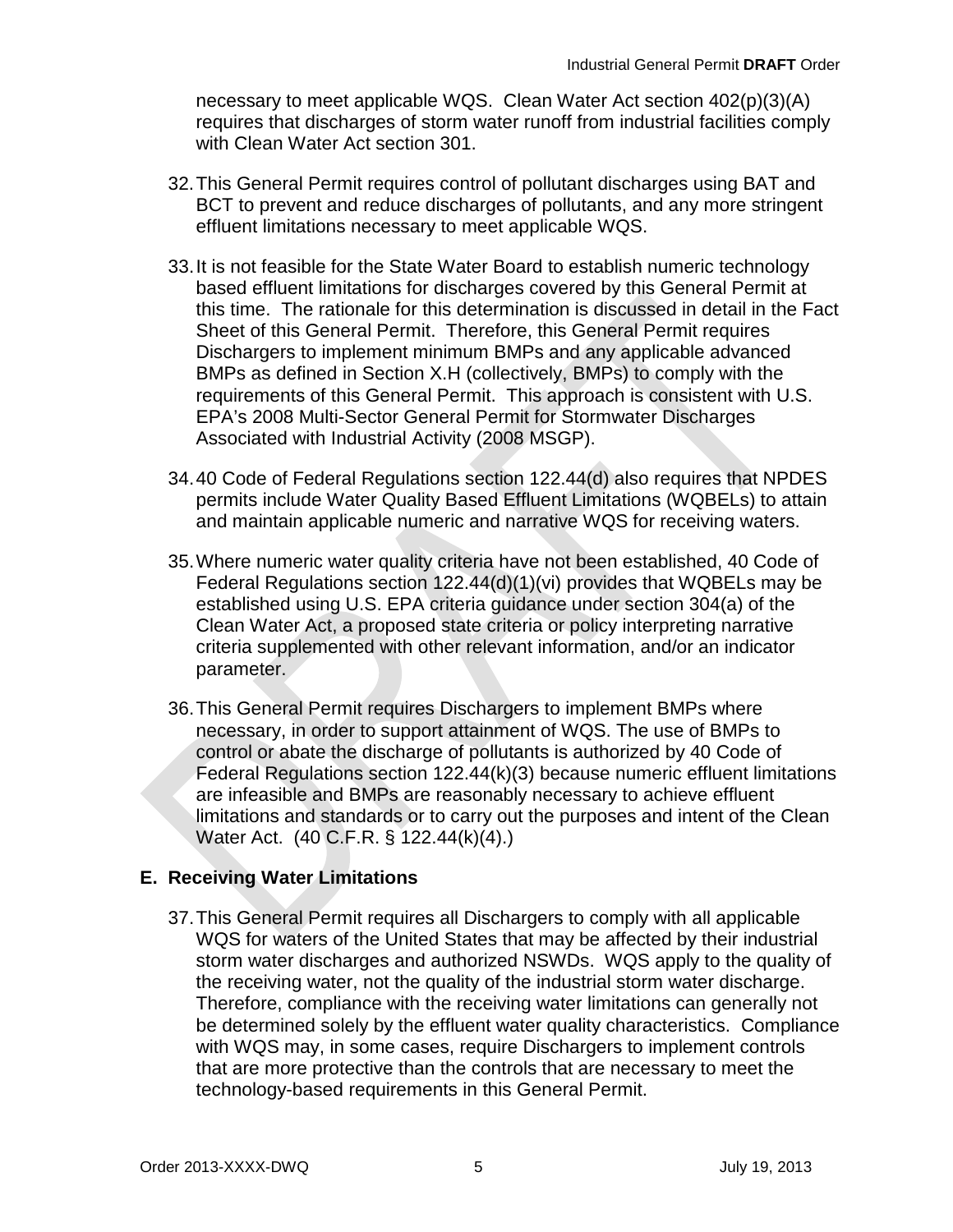necessary to meet applicable WQS. Clean Water Act section 402(p)(3)(A) requires that discharges of storm water runoff from industrial facilities comply with Clean Water Act section 301.

32. This General Permit requires control of pollutant discharges using BAT and BCT to prevent and reduce discharges of pollutants, and any more stringent effluent limitations necessary to meet applicable WQS.

33. It is not feasible for the State Water Board to establish numeric technology based effluent limitations for discharges covered by this General Permit at this time. The rationale for this determination is discussed in detail in the Fact Sheet of this General Permit. Therefore, this General Permit requires Dischargers to implement minimum BMPs and any applicable advanced BMPs as defined in Section X.H (collectively, BMPs) to comply with the requirements of this General Permit. This approach is consistent with U.S. EPA's 2008 Multi-Sector General Permit for Stormwater Discharges Associated with Industrial Activity (2008 MSGP).

34. 40 Code of Federal Regulations section 122.44(d) also requires that NPDES permits include Water Quality Based Effluent Limitations (WQBELs) to attain and maintain applicable numeric and narrative WQS for receiving waters.

35. Where numeric water quality criteria have not been established, 40 Code of Federal Regulations section 122.44(d)(1)(vi) provides that WQBELs may be established using U.S. EPA criteria guidance under section 304(a) of the Clean Water Act, a proposed state criteria or policy interpreting narrative criteria supplemented with other relevant information, and/or an indicator parameter.

36. This General Permit requires Dischargers to implement BMPs where necessary, in order to support attainment of WQS. The use of BMPs to control or abate the discharge of pollutants is authorized by 40 Code of Federal Regulations section 122.44(k)(3) because numeric effluent limitations are infeasible and BMPs are reasonably necessary to achieve effluent limitations and standards or to carry out the purposes and intent of the Clean Water Act. (40 C.F.R. § 122.44(k)(4).)

## E. Receiving Water Limitations

37. This General Permit requires all Dischargers to comply with all applicable WQS for waters of the United States that may be affected by their industrial storm water discharges and authorized NSWDs. WQS apply to the quality of the receiving water, not the quality of the industrial storm water discharge. Therefore, compliance with the receiving water limitations can generally not be determined solely by the effluent water quality characteristics. Compliance with WQS may, in some cases, require Dischargers to implement controls that are more protective than the controls that are necessary to meet the technology-based requirements in this General Permit.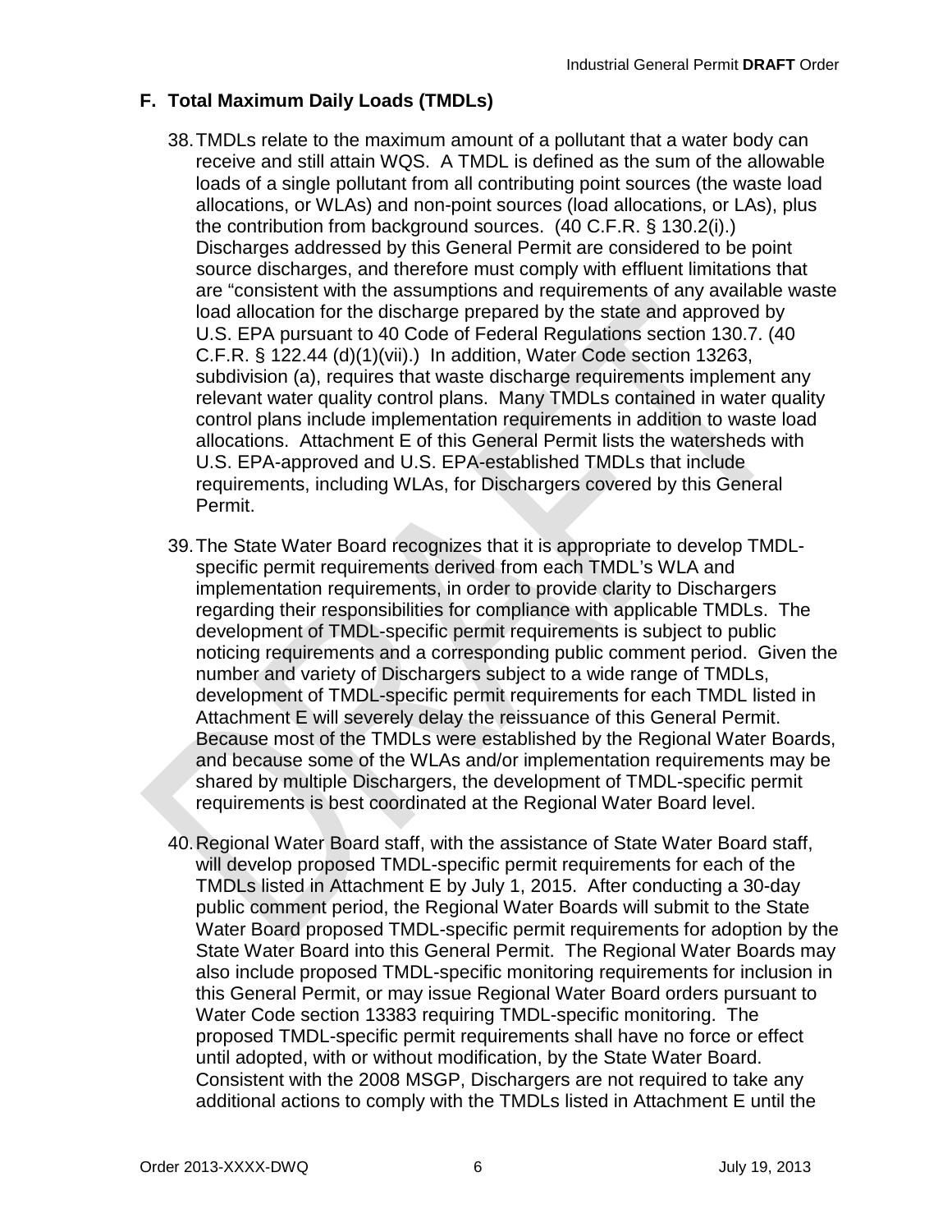## F. Total Maximum Daily Loads (TMDLs)

38. TMDLs relate to the maximum amount of a pollutant that a water body can receive and still attain WQS. A TMDL is defined as the sum of the allowable loads of a single pollutant from all contributing point sources (the waste load allocations, or WLAs) and non-point sources (load allocations, or LAs), plus the contribution from background sources. (40 C.F.R. § 130.2(i).) Discharges addressed by this General Permit are considered to be point source discharges, and therefore must comply with effluent limitations that are "consistent with the assumptions and requirements of any available waste load allocation for the discharge prepared by the state and approved by U.S. EPA pursuant to 40 Code of Federal Regulations section 130.7. (40 C.F.R. § 122.44 (d)(1)(vii).) In addition, Water Code section 13263, subdivision (a), requires that waste discharge requirements implement any relevant water quality control plans. Many TMDLs contained in water quality control plans include implementation requirements in addition to waste load allocations. Attachment E of this General Permit lists the watersheds with U.S. EPA-approved and U.S. EPA-established TMDLs that include requirements, including WLAs, for Dischargers covered by this General Permit.

39. The State Water Board recognizes that it is appropriate to develop TMDL-specific permit requirements derived from each TMDL's WLA and implementation requirements, in order to provide clarity to Dischargers regarding their responsibilities for compliance with applicable TMDLs. The development of TMDL-specific permit requirements is subject to public noticing requirements and a corresponding public comment period. Given the number and variety of Dischargers subject to a wide range of TMDLs, development of TMDL-specific permit requirements for each TMDL listed in Attachment E will severely delay the reissuance of this General Permit. Because most of the TMDLs were established by the Regional Water Boards, and because some of the WLAs and/or implementation requirements may be shared by multiple Dischargers, the development of TMDL-specific permit requirements is best coordinated at the Regional Water Board level.

40. Regional Water Board staff, with the assistance of State Water Board staff, will develop proposed TMDL-specific permit requirements for each of the TMDLs listed in Attachment E by July 1, 2015. After conducting a 30-day public comment period, the Regional Water Boards will submit to the State Water Board proposed TMDL-specific permit requirements for adoption by the State Water Board into this General Permit. The Regional Water Boards may also include proposed TMDL-specific monitoring requirements for inclusion in this General Permit, or may issue Regional Water Board orders pursuant to Water Code section 13383 requiring TMDL-specific monitoring. The proposed TMDL-specific permit requirements shall have no force or effect until adopted, with or without modification, by the State Water Board. Consistent with the 2008 MSGP, Dischargers are not required to take any additional actions to comply with the TMDLs listed in Attachment E until the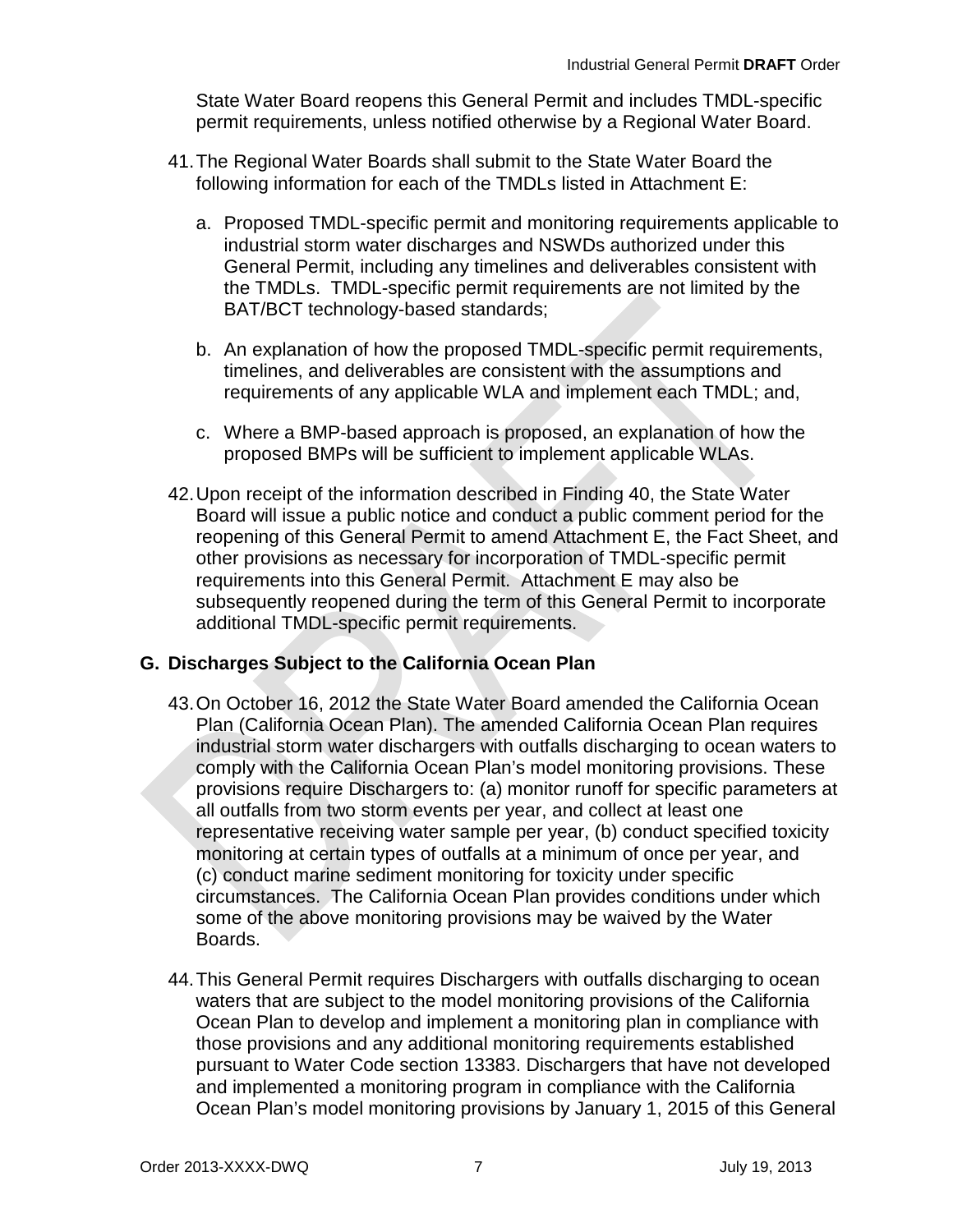State Water Board reopens this General Permit and includes TMDL-specific permit requirements, unless notified otherwise by a Regional Water Board.

41. The Regional Water Boards shall submit to the State Water Board the following information for each of the TMDLs listed in Attachment E:

   a. Proposed TMDL-specific permit and monitoring requirements applicable to industrial storm water discharges and NSWDs authorized under this General Permit, including any timelines and deliverables consistent with the TMDLs. TMDL-specific permit requirements are not limited by the BAT/BCT technology-based standards;

   b. An explanation of how the proposed TMDL-specific permit requirements, timelines, and deliverables are consistent with the assumptions and requirements of any applicable WLA and implement each TMDL; and,

   c. Where a BMP-based approach is proposed, an explanation of how the proposed BMPs will be sufficient to implement applicable WLAs.

42. Upon receipt of the information described in Finding 40, the State Water Board will issue a public notice and conduct a public comment period for the reopening of this General Permit to amend Attachment E, the Fact Sheet, and other provisions as necessary for incorporation of TMDL-specific permit requirements into this General Permit. Attachment E may also be subsequently reopened during the term of this General Permit to incorporate additional TMDL-specific permit requirements.

## G. Discharges Subject to the California Ocean Plan

43. On October 16, 2012 the State Water Board amended the California Ocean Plan (California Ocean Plan). The amended California Ocean Plan requires industrial storm water dischargers with outfalls discharging to ocean waters to comply with the California Ocean Plan's model monitoring provisions. These provisions require Dischargers to: (a) monitor runoff for specific parameters at all outfalls from two storm events per year, and collect at least one representative receiving water sample per year, (b) conduct specified toxicity monitoring at certain types of outfalls at a minimum of once per year, and (c) conduct marine sediment monitoring for toxicity under specific circumstances. The California Ocean Plan provides conditions under which some of the above monitoring provisions may be waived by the Water Boards.

44. This General Permit requires Dischargers with outfalls discharging to ocean waters that are subject to the model monitoring provisions of the California Ocean Plan to develop and implement a monitoring plan in compliance with those provisions and any additional monitoring requirements established pursuant to Water Code section 13383. Dischargers that have not developed and implemented a monitoring program in compliance with the California Ocean Plan's model monitoring provisions by January 1, 2015 of this General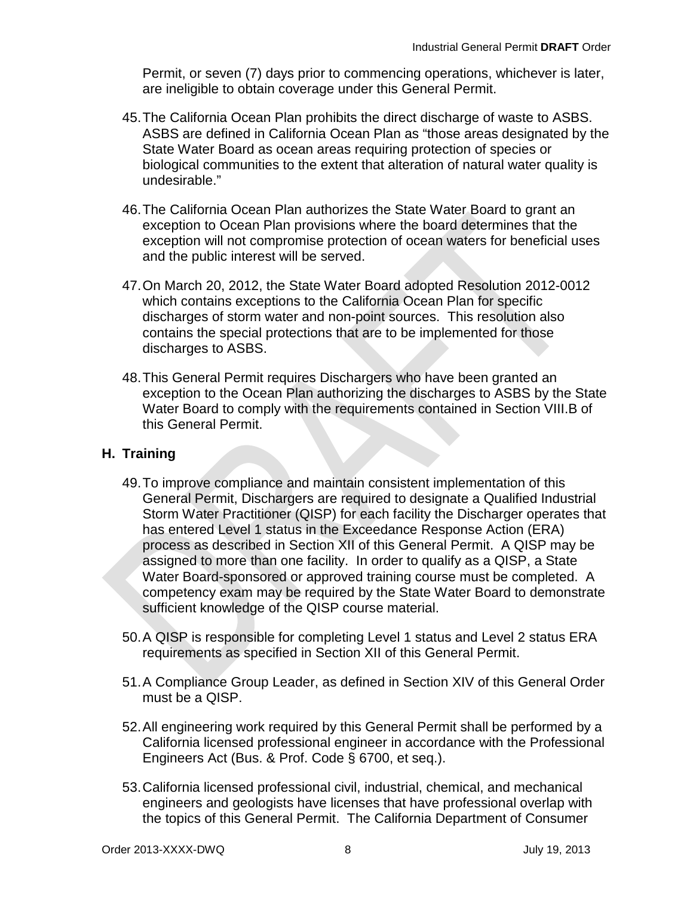Permit, or seven (7) days prior to commencing operations, whichever is later, are ineligible to obtain coverage under this General Permit.

45. The California Ocean Plan prohibits the direct discharge of waste to ASBS. ASBS are defined in California Ocean Plan as "those areas designated by the State Water Board as ocean areas requiring protection of species or biological communities to the extent that alteration of natural water quality is undesirable."

46. The California Ocean Plan authorizes the State Water Board to grant an exception to Ocean Plan provisions where the board determines that the exception will not compromise protection of ocean waters for beneficial uses and the public interest will be served.

47. On March 20, 2012, the State Water Board adopted Resolution 2012-0012 which contains exceptions to the California Ocean Plan for specific discharges of storm water and non-point sources. This resolution also contains the special protections that are to be implemented for those discharges to ASBS.

48. This General Permit requires Dischargers who have been granted an exception to the Ocean Plan authorizing the discharges to ASBS by the State Water Board to comply with the requirements contained in Section VIII.B of this General Permit.

## H. Training

49. To improve compliance and maintain consistent implementation of this General Permit, Dischargers are required to designate a Qualified Industrial Storm Water Practitioner (QISP) for each facility the Discharger operates that has entered Level 1 status in the Exceedance Response Action (ERA) process as described in Section XII of this General Permit. A QISP may be assigned to more than one facility. In order to qualify as a QISP, a State Water Board-sponsored or approved training course must be completed. A competency exam may be required by the State Water Board to demonstrate sufficient knowledge of the QISP course material.

50. A QISP is responsible for completing Level 1 status and Level 2 status ERA requirements as specified in Section XII of this General Permit.

51. A Compliance Group Leader, as defined in Section XIV of this General Order must be a QISP.

52. All engineering work required by this General Permit shall be performed by a California licensed professional engineer in accordance with the Professional Engineers Act (Bus. & Prof. Code § 6700, et seq.).

53. California licensed professional civil, industrial, chemical, and mechanical engineers and geologists have licenses that have professional overlap with the topics of this General Permit. The California Department of Consumer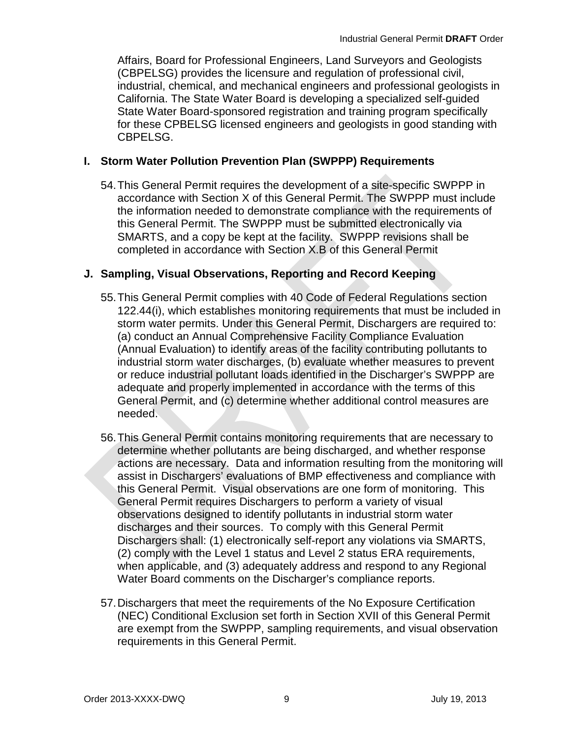Affairs, Board for Professional Engineers, Land Surveyors and Geologists (CBPELSG) provides the licensure and regulation of professional civil, industrial, chemical, and mechanical engineers and professional geologists in California. The State Water Board is developing a specialized self-guided State Water Board-sponsored registration and training program specifically for these CPBELSG licensed engineers and geologists in good standing with CBPELSG.

## I. Storm Water Pollution Prevention Plan (SWPPP) Requirements

54. This General Permit requires the development of a site-specific SWPPP in accordance with Section X of this General Permit. The SWPPP must include the information needed to demonstrate compliance with the requirements of this General Permit. The SWPPP must be submitted electronically via SMARTS, and a copy be kept at the facility. SWPPP revisions shall be completed in accordance with Section X.B of this General Permit

## J. Sampling, Visual Observations, Reporting and Record Keeping

55. This General Permit complies with 40 Code of Federal Regulations section 122.44(i), which establishes monitoring requirements that must be included in storm water permits. Under this General Permit, Dischargers are required to: (a) conduct an Annual Comprehensive Facility Compliance Evaluation (Annual Evaluation) to identify areas of the facility contributing pollutants to industrial storm water discharges, (b) evaluate whether measures to prevent or reduce industrial pollutant loads identified in the Discharger's SWPPP are adequate and properly implemented in accordance with the terms of this General Permit, and (c) determine whether additional control measures are needed.

56. This General Permit contains monitoring requirements that are necessary to determine whether pollutants are being discharged, and whether response actions are necessary. Data and information resulting from the monitoring will assist in Dischargers' evaluations of BMP effectiveness and compliance with this General Permit. Visual observations are one form of monitoring. This General Permit requires Dischargers to perform a variety of visual observations designed to identify pollutants in industrial storm water discharges and their sources. To comply with this General Permit Dischargers shall: (1) electronically self-report any violations via SMARTS, (2) comply with the Level 1 status and Level 2 status ERA requirements, when applicable, and (3) adequately address and respond to any Regional Water Board comments on the Discharger's compliance reports.

57. Dischargers that meet the requirements of the No Exposure Certification (NEC) Conditional Exclusion set forth in Section XVII of this General Permit are exempt from the SWPPP, sampling requirements, and visual observation requirements in this General Permit.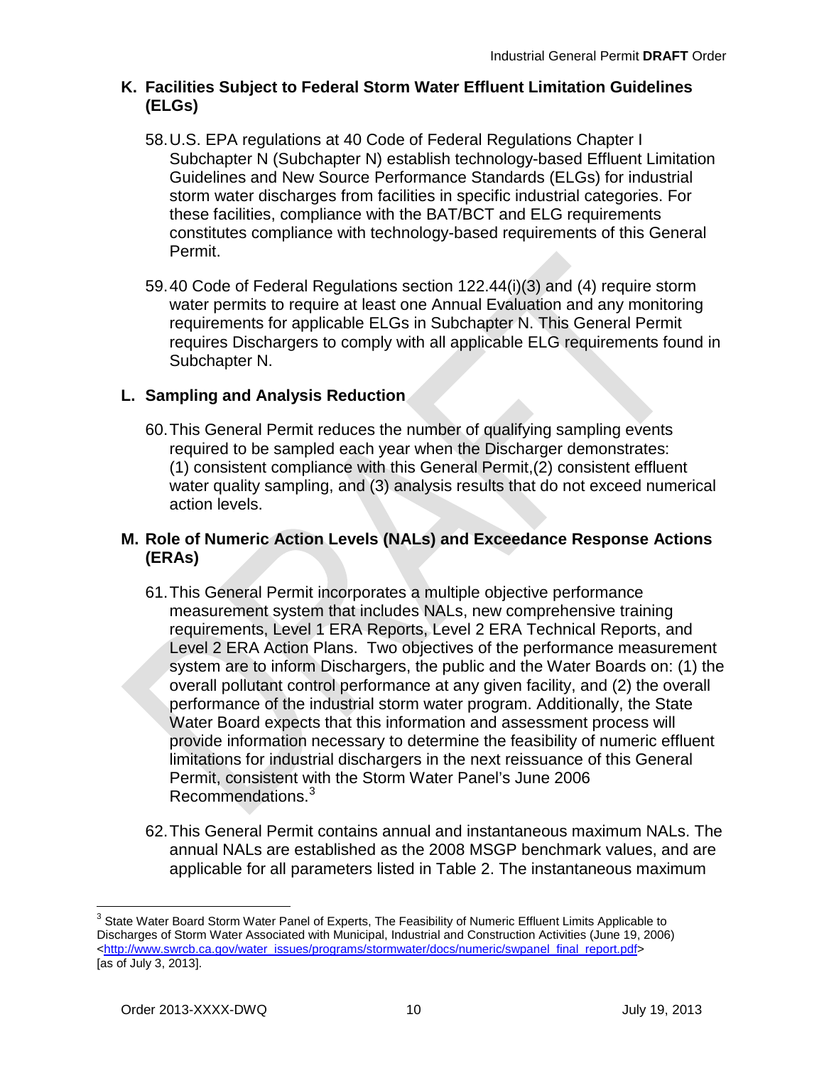## K. Facilities Subject to Federal Storm Water Effluent Limitation Guidelines (ELGs)

58. U.S. EPA regulations at 40 Code of Federal Regulations Chapter I Subchapter N (Subchapter N) establish technology-based Effluent Limitation Guidelines and New Source Performance Standards (ELGs) for industrial storm water discharges from facilities in specific industrial categories. For these facilities, compliance with the BAT/BCT and ELG requirements constitutes compliance with technology-based requirements of this General Permit.

59. 40 Code of Federal Regulations section 122.44(i)(3) and (4) require storm water permits to require at least one Annual Evaluation and any monitoring requirements for applicable ELGs in Subchapter N. This General Permit requires Dischargers to comply with all applicable ELG requirements found in Subchapter N.

## L. Sampling and Analysis Reduction

60. This General Permit reduces the number of qualifying sampling events required to be sampled each year when the Discharger demonstrates: (1) consistent compliance with this General Permit,(2) consistent effluent water quality sampling, and (3) analysis results that do not exceed numerical action levels.

## M. Role of Numeric Action Levels (NALs) and Exceedance Response Actions (ERAs)

61. This General Permit incorporates a multiple objective performance measurement system that includes NALs, new comprehensive training requirements, Level 1 ERA Reports, Level 2 ERA Technical Reports, and Level 2 ERA Action Plans. Two objectives of the performance measurement system are to inform Dischargers, the public and the Water Boards on: (1) the overall pollutant control performance at any given facility, and (2) the overall performance of the industrial storm water program. Additionally, the State Water Board expects that this information and assessment process will provide information necessary to determine the feasibility of numeric effluent limitations for industrial dischargers in the next reissuance of this General Permit, consistent with the Storm Water Panel's June 2006 Recommendations.[3]

62. This General Permit contains annual and instantaneous maximum NALs. The annual NALs are established as the 2008 MSGP benchmark values, and are applicable for all parameters listed in Table 2. The instantaneous maximum

---

[3] State Water Board Storm Water Panel of Experts, The Feasibility of Numeric Effluent Limits Applicable to Discharges of Storm Water Associated with Municipal, Industrial and Construction Activities (June 19, 2006) <http://www.swrcb.ca.gov/water_issues/programs/stormwater/docs/numeric/swpanel_final_report.pdf> [as of July 3, 2013].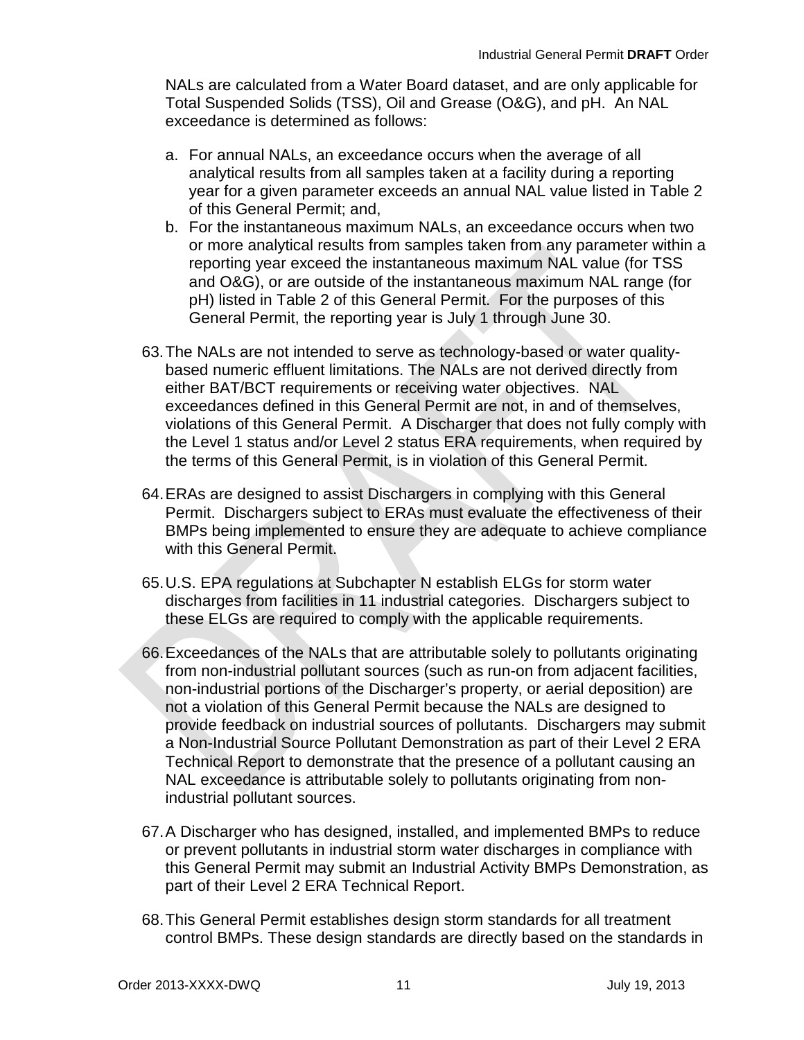NALs are calculated from a Water Board dataset, and are only applicable for Total Suspended Solids (TSS), Oil and Grease (O&G), and pH. An NAL exceedance is determined as follows:

a. For annual NALs, an exceedance occurs when the average of all analytical results from all samples taken at a facility during a reporting year for a given parameter exceeds an annual NAL value listed in Table 2 of this General Permit; and,
b. For the instantaneous maximum NALs, an exceedance occurs when two or more analytical results from samples taken from any parameter within a reporting year exceed the instantaneous maximum NAL value (for TSS and O&G), or are outside of the instantaneous maximum NAL range (for pH) listed in Table 2 of this General Permit. For the purposes of this General Permit, the reporting year is July 1 through June 30.

63. The NALs are not intended to serve as technology-based or water quality-based numeric effluent limitations. The NALs are not derived directly from either BAT/BCT requirements or receiving water objectives. NAL exceedances defined in this General Permit are not, in and of themselves, violations of this General Permit. A Discharger that does not fully comply with the Level 1 status and/or Level 2 status ERA requirements, when required by the terms of this General Permit, is in violation of this General Permit.

64. ERAs are designed to assist Dischargers in complying with this General Permit. Dischargers subject to ERAs must evaluate the effectiveness of their BMPs being implemented to ensure they are adequate to achieve compliance with this General Permit.

65. U.S. EPA regulations at Subchapter N establish ELGs for storm water discharges from facilities in 11 industrial categories. Dischargers subject to these ELGs are required to comply with the applicable requirements.

66. Exceedances of the NALs that are attributable solely to pollutants originating from non-industrial pollutant sources (such as run-on from adjacent facilities, non-industrial portions of the Discharger's property, or aerial deposition) are not a violation of this General Permit because the NALs are designed to provide feedback on industrial sources of pollutants. Dischargers may submit a Non-Industrial Source Pollutant Demonstration as part of their Level 2 ERA Technical Report to demonstrate that the presence of a pollutant causing an NAL exceedance is attributable solely to pollutants originating from non-industrial pollutant sources.

67. A Discharger who has designed, installed, and implemented BMPs to reduce or prevent pollutants in industrial storm water discharges in compliance with this General Permit may submit an Industrial Activity BMPs Demonstration, as part of their Level 2 ERA Technical Report.

68. This General Permit establishes design storm standards for all treatment control BMPs. These design standards are directly based on the standards in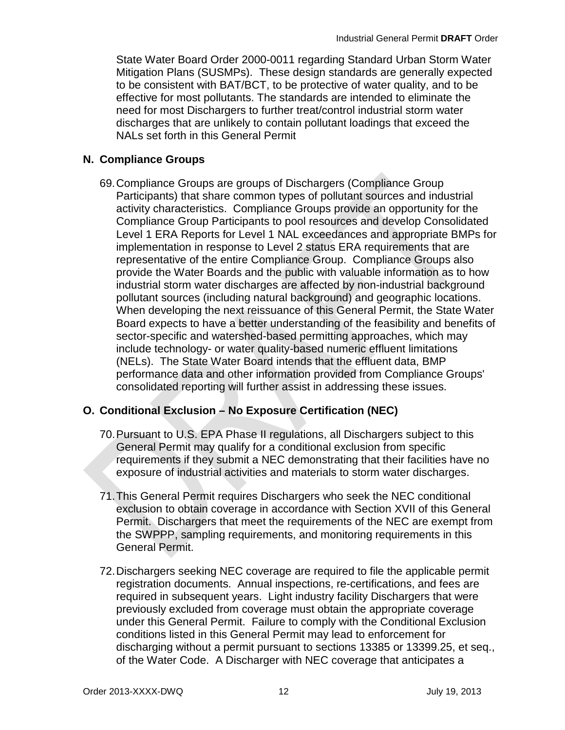State Water Board Order 2000-0011 regarding Standard Urban Storm Water Mitigation Plans (SUSMPs). These design standards are generally expected to be consistent with BAT/BCT, to be protective of water quality, and to be effective for most pollutants. The standards are intended to eliminate the need for most Dischargers to further treat/control industrial storm water discharges that are unlikely to contain pollutant loadings that exceed the NALs set forth in this General Permit

## N. Compliance Groups

69. Compliance Groups are groups of Dischargers (Compliance Group Participants) that share common types of pollutant sources and industrial activity characteristics. Compliance Groups provide an opportunity for the Compliance Group Participants to pool resources and develop Consolidated Level 1 ERA Reports for Level 1 NAL exceedances and appropriate BMPs for implementation in response to Level 2 status ERA requirements that are representative of the entire Compliance Group. Compliance Groups also provide the Water Boards and the public with valuable information as to how industrial storm water discharges are affected by non-industrial background pollutant sources (including natural background) and geographic locations. When developing the next reissuance of this General Permit, the State Water Board expects to have a better understanding of the feasibility and benefits of sector-specific and watershed-based permitting approaches, which may include technology- or water quality-based numeric effluent limitations (NELs). The State Water Board intends that the effluent data, BMP performance data and other information provided from Compliance Groups' consolidated reporting will further assist in addressing these issues.

## O. Conditional Exclusion – No Exposure Certification (NEC)

70. Pursuant to U.S. EPA Phase II regulations, all Dischargers subject to this General Permit may qualify for a conditional exclusion from specific requirements if they submit a NEC demonstrating that their facilities have no exposure of industrial activities and materials to storm water discharges.

71. This General Permit requires Dischargers who seek the NEC conditional exclusion to obtain coverage in accordance with Section XVII of this General Permit. Dischargers that meet the requirements of the NEC are exempt from the SWPPP, sampling requirements, and monitoring requirements in this General Permit.

72. Dischargers seeking NEC coverage are required to file the applicable permit registration documents. Annual inspections, re-certifications, and fees are required in subsequent years. Light industry facility Dischargers that were previously excluded from coverage must obtain the appropriate coverage under this General Permit. Failure to comply with the Conditional Exclusion conditions listed in this General Permit may lead to enforcement for discharging without a permit pursuant to sections 13385 or 13399.25, et seq., of the Water Code. A Discharger with NEC coverage that anticipates a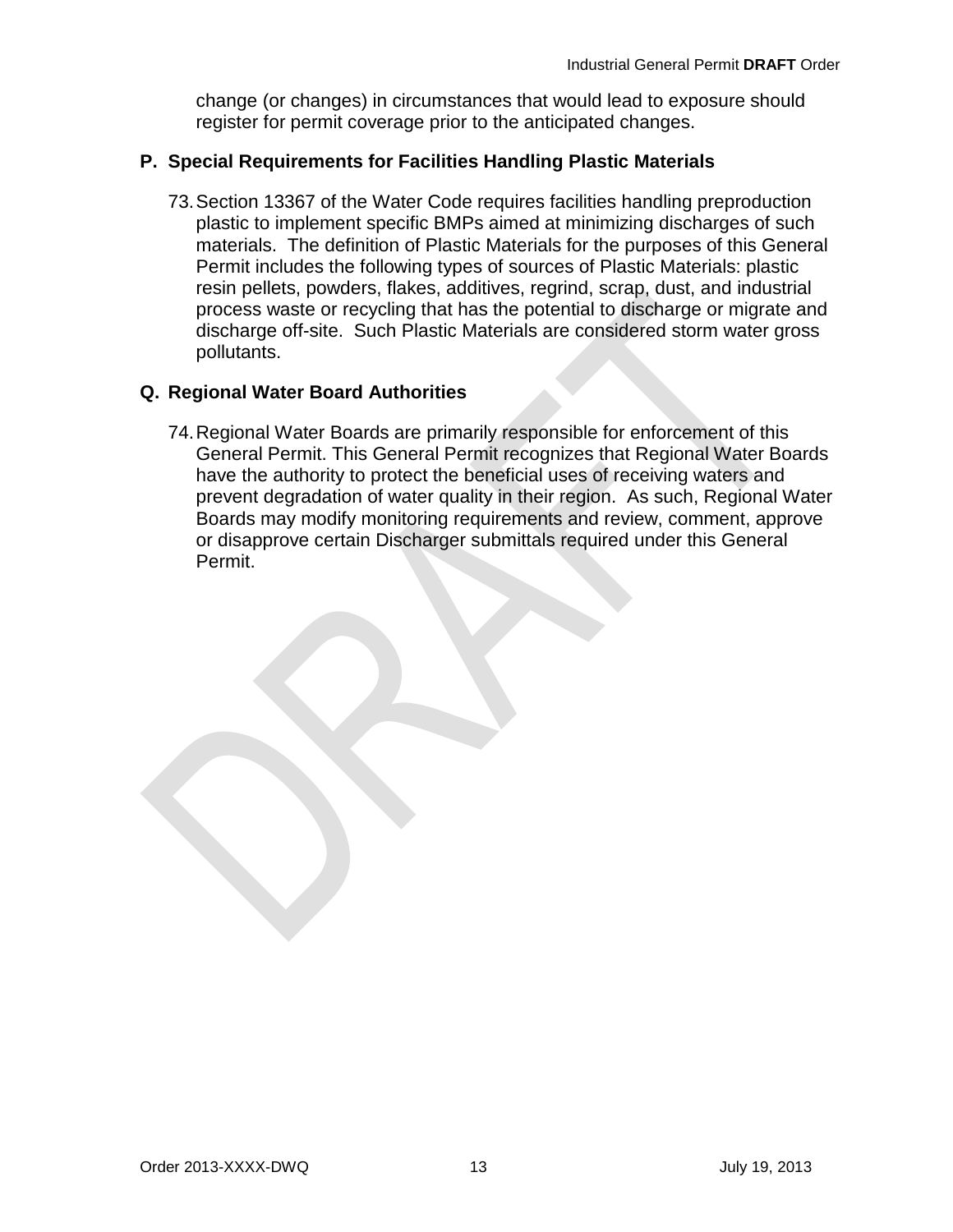change (or changes) in circumstances that would lead to exposure should register for permit coverage prior to the anticipated changes.

## P. Special Requirements for Facilities Handling Plastic Materials

73. Section 13367 of the Water Code requires facilities handling preproduction plastic to implement specific BMPs aimed at minimizing discharges of such materials. The definition of Plastic Materials for the purposes of this General Permit includes the following types of sources of Plastic Materials: plastic resin pellets, powders, flakes, additives, regrind, scrap, dust, and industrial process waste or recycling that has the potential to discharge or migrate and discharge off-site. Such Plastic Materials are considered storm water gross pollutants.

## Q. Regional Water Board Authorities

74. Regional Water Boards are primarily responsible for enforcement of this General Permit. This General Permit recognizes that Regional Water Boards have the authority to protect the beneficial uses of receiving waters and prevent degradation of water quality in their region. As such, Regional Water Boards may modify monitoring requirements and review, comment, approve or disapprove certain Discharger submittals required under this General Permit.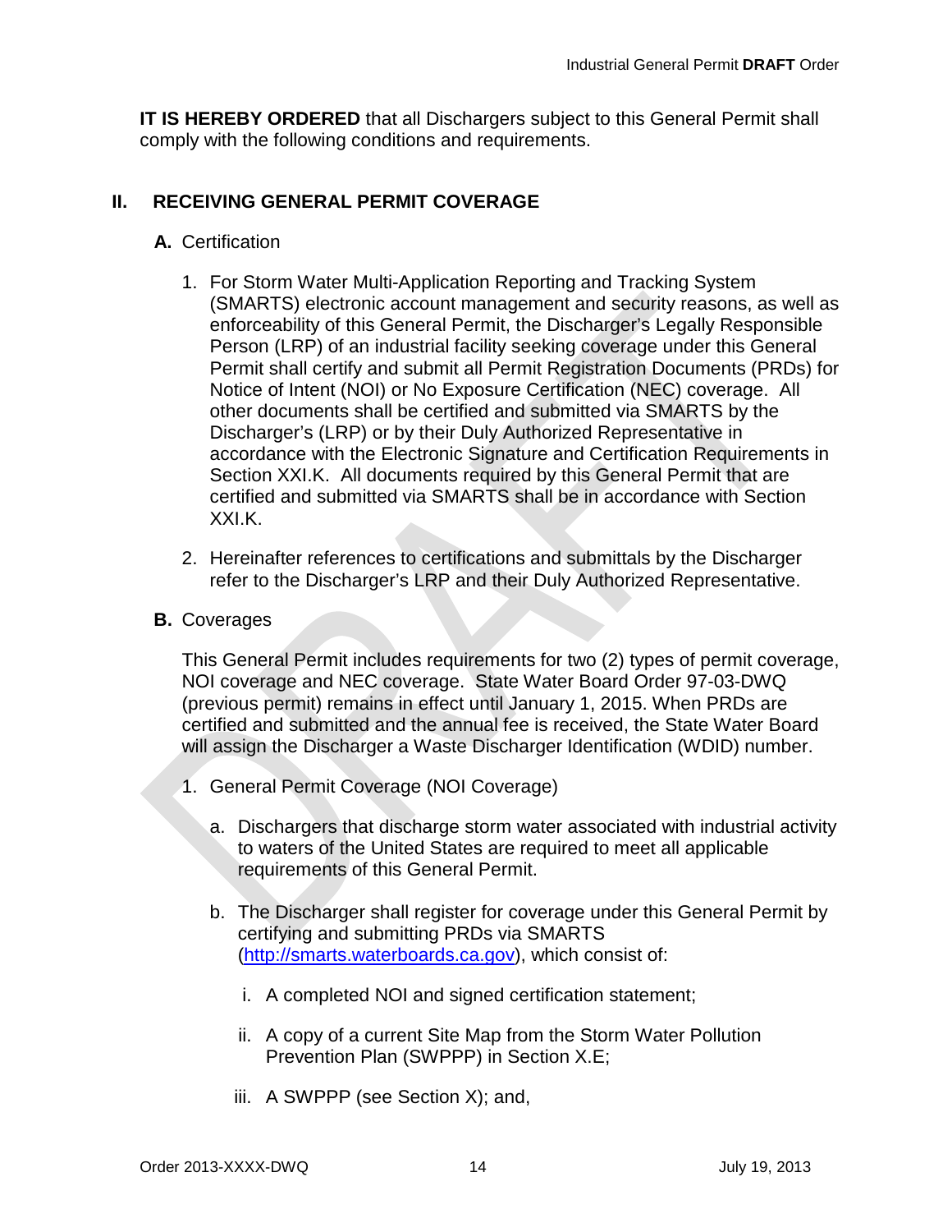**IT IS HEREBY ORDERED** that all Dischargers subject to this General Permit shall comply with the following conditions and requirements.

## II. RECEIVING GENERAL PERMIT COVERAGE

### A. Certification

1. For Storm Water Multi-Application Reporting and Tracking System (SMARTS) electronic account management and security reasons, as well as enforceability of this General Permit, the Discharger's Legally Responsible Person (LRP) of an industrial facility seeking coverage under this General Permit shall certify and submit all Permit Registration Documents (PRDs) for Notice of Intent (NOI) or No Exposure Certification (NEC) coverage. All other documents shall be certified and submitted via SMARTS by the Discharger's (LRP) or by their Duly Authorized Representative in accordance with the Electronic Signature and Certification Requirements in Section XXI.K. All documents required by this General Permit that are certified and submitted via SMARTS shall be in accordance with Section XXI.K.

2. Hereinafter references to certifications and submittals by the Discharger refer to the Discharger's LRP and their Duly Authorized Representative.

### B. Coverages

This General Permit includes requirements for two (2) types of permit coverage, NOI coverage and NEC coverage. State Water Board Order 97-03-DWQ (previous permit) remains in effect until January 1, 2015. When PRDs are certified and submitted and the annual fee is received, the State Water Board will assign the Discharger a Waste Discharger Identification (WDID) number.

1. General Permit Coverage (NOI Coverage)

   a. Dischargers that discharge storm water associated with industrial activity to waters of the United States are required to meet all applicable requirements of this General Permit.

   b. The Discharger shall register for coverage under this General Permit by certifying and submitting PRDs via SMARTS (http://smarts.waterboards.ca.gov), which consist of:

      i. A completed NOI and signed certification statement;

      ii. A copy of a current Site Map from the Storm Water Pollution Prevention Plan (SWPPP) in Section X.E;

      iii. A SWPPP (see Section X); and,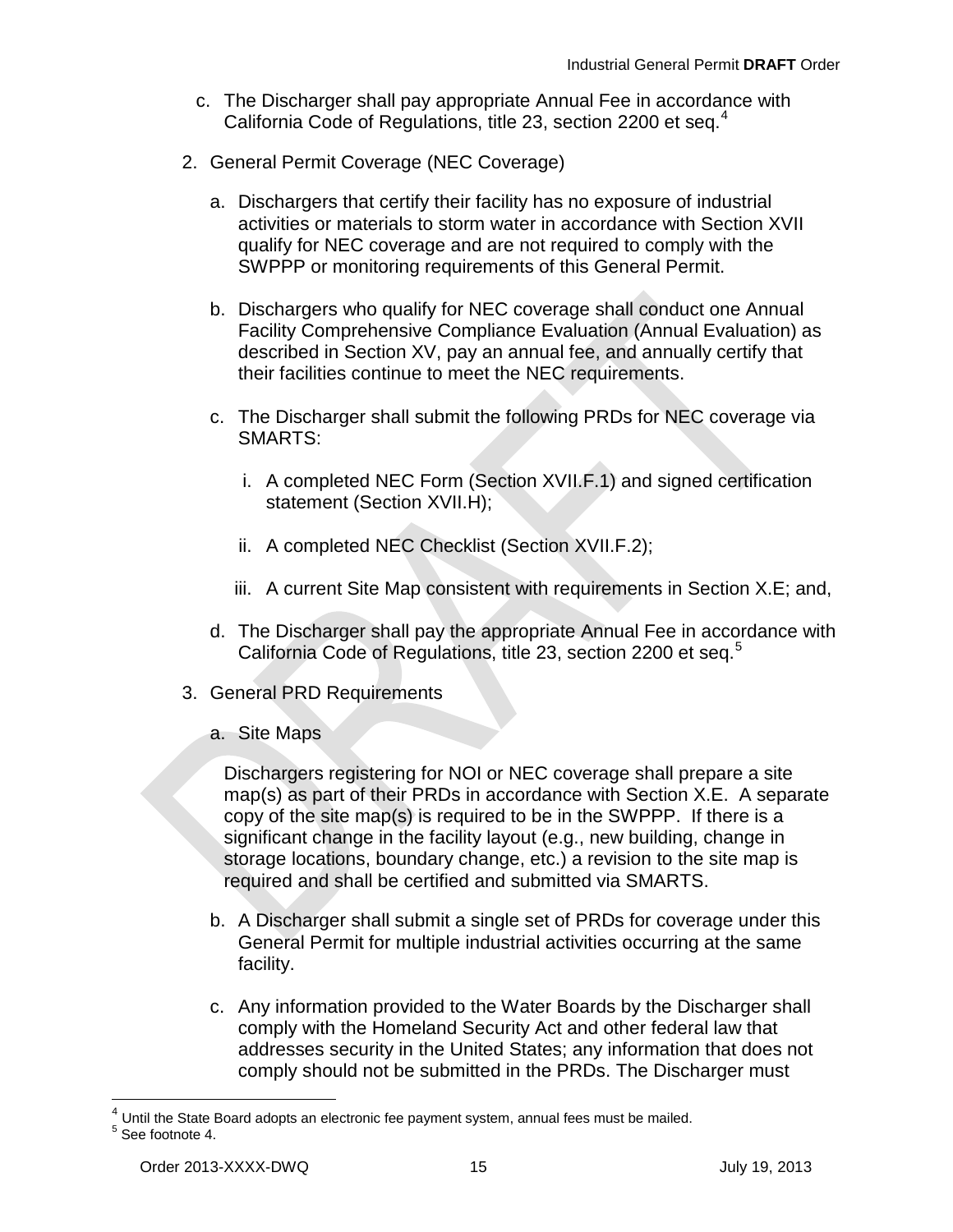c. The Discharger shall pay appropriate Annual Fee in accordance with California Code of Regulations, title 23, section 2200 et seq.[4]

2. General Permit Coverage (NEC Coverage)

   a. Dischargers that certify their facility has no exposure of industrial activities or materials to storm water in accordance with Section XVII qualify for NEC coverage and are not required to comply with the SWPPP or monitoring requirements of this General Permit.

   b. Dischargers who qualify for NEC coverage shall conduct one Annual Facility Comprehensive Compliance Evaluation (Annual Evaluation) as described in Section XV, pay an annual fee, and annually certify that their facilities continue to meet the NEC requirements.

   c. The Discharger shall submit the following PRDs for NEC coverage via SMARTS:

      i. A completed NEC Form (Section XVII.F.1) and signed certification statement (Section XVII.H);

      ii. A completed NEC Checklist (Section XVII.F.2);

      iii. A current Site Map consistent with requirements in Section X.E; and,

   d. The Discharger shall pay the appropriate Annual Fee in accordance with California Code of Regulations, title 23, section 2200 et seq.[5]

3. General PRD Requirements

   a. Site Maps

      Dischargers registering for NOI or NEC coverage shall prepare a site map(s) as part of their PRDs in accordance with Section X.E. A separate copy of the site map(s) is required to be in the SWPPP. If there is a significant change in the facility layout (e.g., new building, change in storage locations, boundary change, etc.) a revision to the site map is required and shall be certified and submitted via SMARTS.

   b. A Discharger shall submit a single set of PRDs for coverage under this General Permit for multiple industrial activities occurring at the same facility.

   c. Any information provided to the Water Boards by the Discharger shall comply with the Homeland Security Act and other federal law that addresses security in the United States; any information that does not comply should not be submitted in the PRDs. The Discharger must

[4] Until the State Board adopts an electronic fee payment system, annual fees must be mailed.
[5] See footnote 4.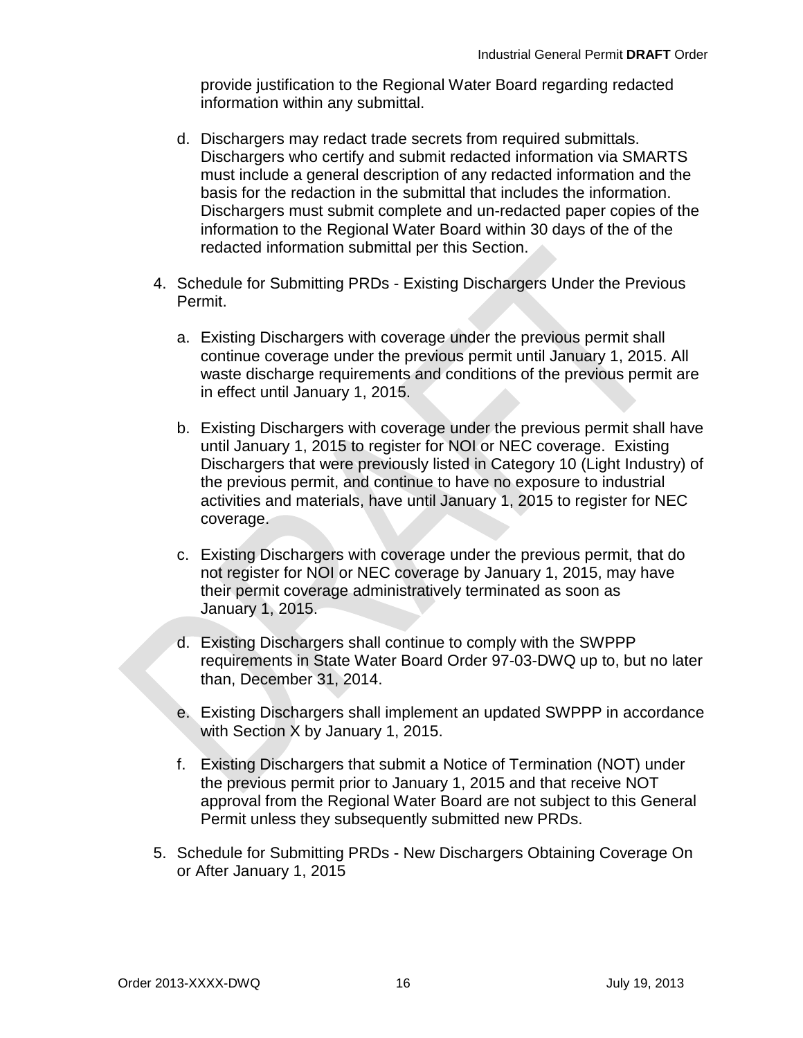provide justification to the Regional Water Board regarding redacted information within any submittal.

d. Dischargers may redact trade secrets from required submittals. Dischargers who certify and submit redacted information via SMARTS must include a general description of any redacted information and the basis for the redaction in the submittal that includes the information. Dischargers must submit complete and un-redacted paper copies of the information to the Regional Water Board within 30 days of the of the redacted information submittal per this Section.

4. Schedule for Submitting PRDs - Existing Dischargers Under the Previous Permit.

   a. Existing Dischargers with coverage under the previous permit shall continue coverage under the previous permit until January 1, 2015. All waste discharge requirements and conditions of the previous permit are in effect until January 1, 2015.

   b. Existing Dischargers with coverage under the previous permit shall have until January 1, 2015 to register for NOI or NEC coverage. Existing Dischargers that were previously listed in Category 10 (Light Industry) of the previous permit, and continue to have no exposure to industrial activities and materials, have until January 1, 2015 to register for NEC coverage.

   c. Existing Dischargers with coverage under the previous permit, that do not register for NOI or NEC coverage by January 1, 2015, may have their permit coverage administratively terminated as soon as January 1, 2015.

   d. Existing Dischargers shall continue to comply with the SWPPP requirements in State Water Board Order 97-03-DWQ up to, but no later than, December 31, 2014.

   e. Existing Dischargers shall implement an updated SWPPP in accordance with Section X by January 1, 2015.

   f. Existing Dischargers that submit a Notice of Termination (NOT) under the previous permit prior to January 1, 2015 and that receive NOT approval from the Regional Water Board are not subject to this General Permit unless they subsequently submitted new PRDs.

5. Schedule for Submitting PRDs - New Dischargers Obtaining Coverage On or After January 1, 2015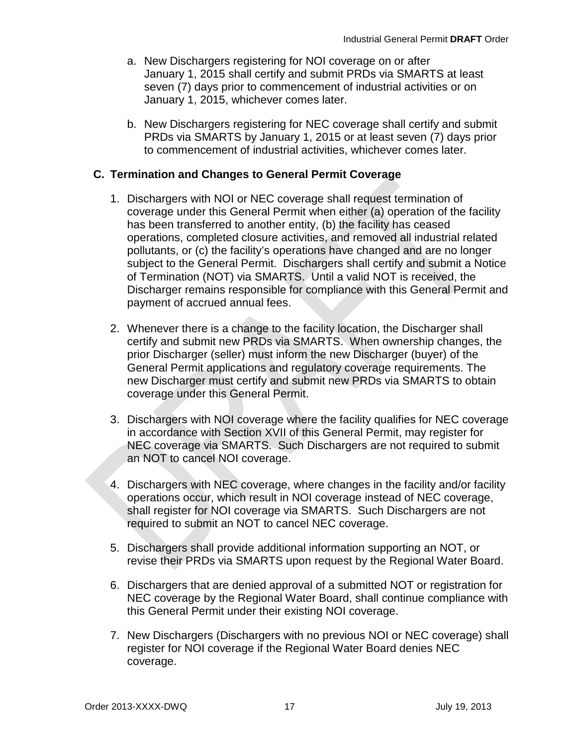a. New Dischargers registering for NOI coverage on or after January 1, 2015 shall certify and submit PRDs via SMARTS at least seven (7) days prior to commencement of industrial activities or on January 1, 2015, whichever comes later.

b. New Dischargers registering for NEC coverage shall certify and submit PRDs via SMARTS by January 1, 2015 or at least seven (7) days prior to commencement of industrial activities, whichever comes later.

## C. Termination and Changes to General Permit Coverage

1. Dischargers with NOI or NEC coverage shall request termination of coverage under this General Permit when either (a) operation of the facility has been transferred to another entity, (b) the facility has ceased operations, completed closure activities, and removed all industrial related pollutants, or (c) the facility's operations have changed and are no longer subject to the General Permit. Dischargers shall certify and submit a Notice of Termination (NOT) via SMARTS. Until a valid NOT is received, the Discharger remains responsible for compliance with this General Permit and payment of accrued annual fees.

2. Whenever there is a change to the facility location, the Discharger shall certify and submit new PRDs via SMARTS. When ownership changes, the prior Discharger (seller) must inform the new Discharger (buyer) of the General Permit applications and regulatory coverage requirements. The new Discharger must certify and submit new PRDs via SMARTS to obtain coverage under this General Permit.

3. Dischargers with NOI coverage where the facility qualifies for NEC coverage in accordance with Section XVII of this General Permit, may register for NEC coverage via SMARTS. Such Dischargers are not required to submit an NOT to cancel NOI coverage.

4. Dischargers with NEC coverage, where changes in the facility and/or facility operations occur, which result in NOI coverage instead of NEC coverage, shall register for NOI coverage via SMARTS. Such Dischargers are not required to submit an NOT to cancel NEC coverage.

5. Dischargers shall provide additional information supporting an NOT, or revise their PRDs via SMARTS upon request by the Regional Water Board.

6. Dischargers that are denied approval of a submitted NOT or registration for NEC coverage by the Regional Water Board, shall continue compliance with this General Permit under their existing NOI coverage.

7. New Dischargers (Dischargers with no previous NOI or NEC coverage) shall register for NOI coverage if the Regional Water Board denies NEC coverage.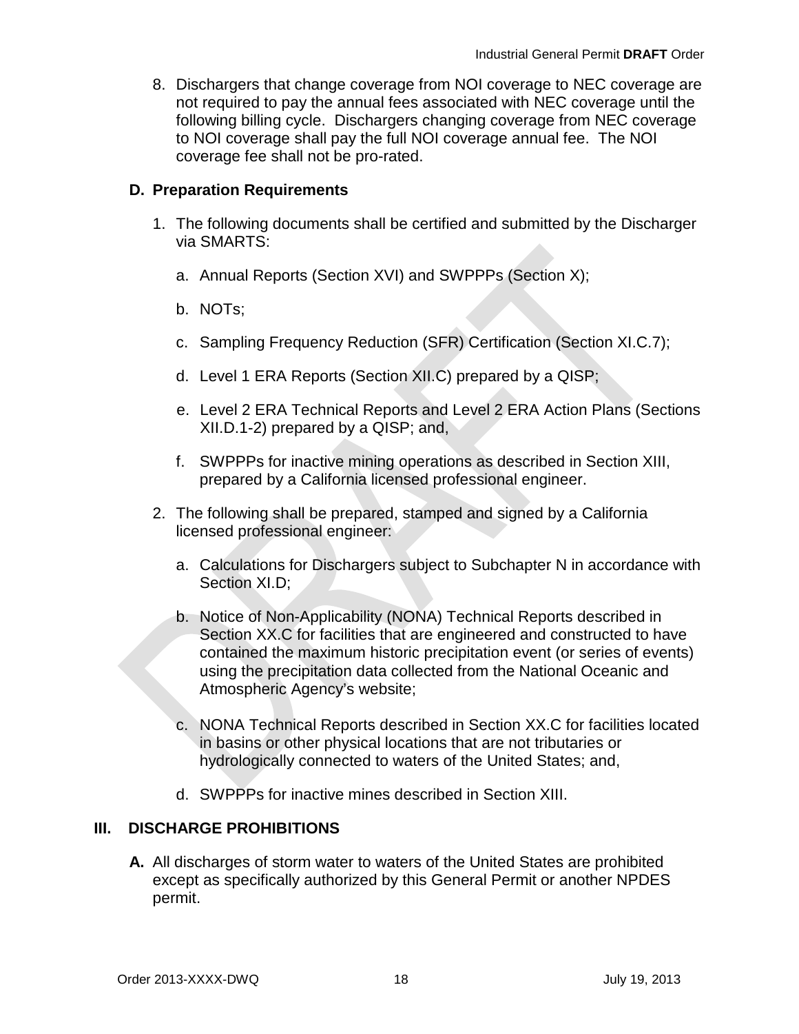8. Dischargers that change coverage from NOI coverage to NEC coverage are not required to pay the annual fees associated with NEC coverage until the following billing cycle. Dischargers changing coverage from NEC coverage to NOI coverage shall pay the full NOI coverage annual fee. The NOI coverage fee shall not be pro-rated.

### D. Preparation Requirements

1. The following documents shall be certified and submitted by the Discharger via SMARTS:

   a. Annual Reports (Section XVI) and SWPPPs (Section X);

   b. NOTs;

   c. Sampling Frequency Reduction (SFR) Certification (Section XI.C.7);

   d. Level 1 ERA Reports (Section XII.C) prepared by a QISP;

   e. Level 2 ERA Technical Reports and Level 2 ERA Action Plans (Sections XII.D.1-2) prepared by a QISP; and,

   f. SWPPPs for inactive mining operations as described in Section XIII, prepared by a California licensed professional engineer.

2. The following shall be prepared, stamped and signed by a California licensed professional engineer:

   a. Calculations for Dischargers subject to Subchapter N in accordance with Section XI.D;

   b. Notice of Non-Applicability (NONA) Technical Reports described in Section XX.C for facilities that are engineered and constructed to have contained the maximum historic precipitation event (or series of events) using the precipitation data collected from the National Oceanic and Atmospheric Agency's website;

   c. NONA Technical Reports described in Section XX.C for facilities located in basins or other physical locations that are not tributaries or hydrologically connected to waters of the United States; and,

   d. SWPPPs for inactive mines described in Section XIII.

## III. DISCHARGE PROHIBITIONS

**A.** All discharges of storm water to waters of the United States are prohibited except as specifically authorized by this General Permit or another NPDES permit.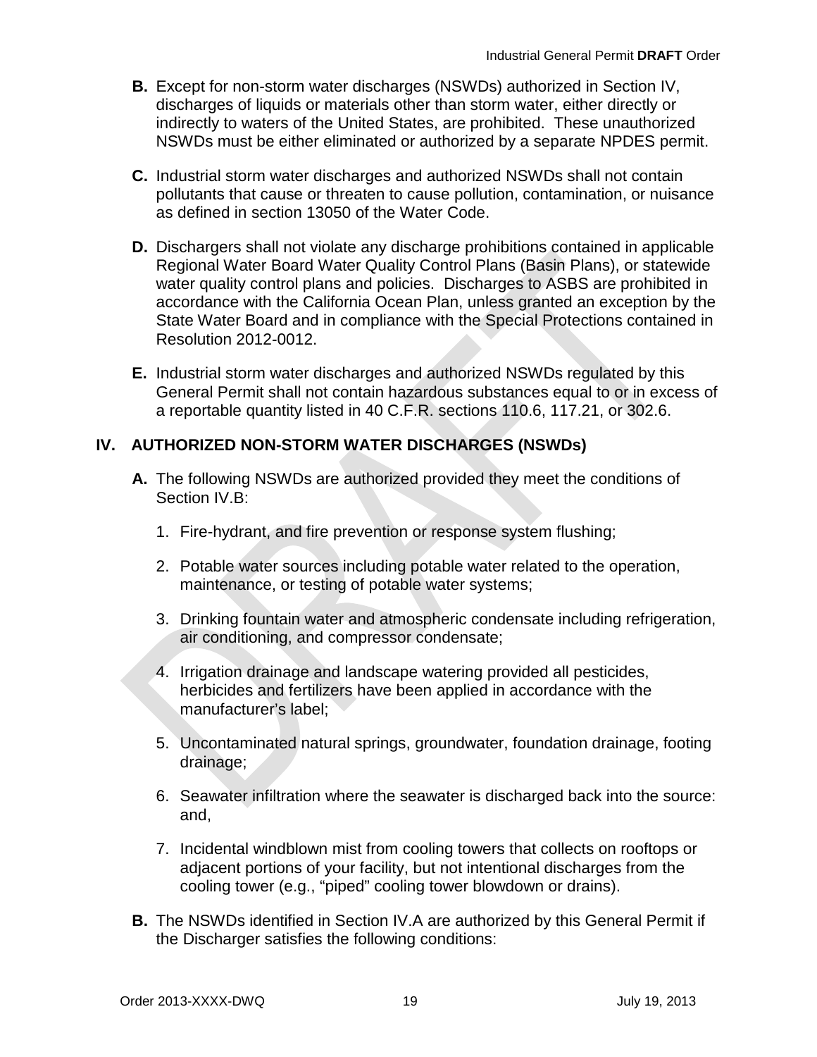**B.** Except for non-storm water discharges (NSWDs) authorized in Section IV, discharges of liquids or materials other than storm water, either directly or indirectly to waters of the United States, are prohibited. These unauthorized NSWDs must be either eliminated or authorized by a separate NPDES permit.

**C.** Industrial storm water discharges and authorized NSWDs shall not contain pollutants that cause or threaten to cause pollution, contamination, or nuisance as defined in section 13050 of the Water Code.

**D.** Dischargers shall not violate any discharge prohibitions contained in applicable Regional Water Board Water Quality Control Plans (Basin Plans), or statewide water quality control plans and policies. Discharges to ASBS are prohibited in accordance with the California Ocean Plan, unless granted an exception by the State Water Board and in compliance with the Special Protections contained in Resolution 2012-0012.

**E.** Industrial storm water discharges and authorized NSWDs regulated by this General Permit shall not contain hazardous substances equal to or in excess of a reportable quantity listed in 40 C.F.R. sections 110.6, 117.21, or 302.6.

## IV. AUTHORIZED NON-STORM WATER DISCHARGES (NSWDs)

**A.** The following NSWDs are authorized provided they meet the conditions of Section IV.B:

1. Fire-hydrant, and fire prevention or response system flushing;
2. Potable water sources including potable water related to the operation, maintenance, or testing of potable water systems;
3. Drinking fountain water and atmospheric condensate including refrigeration, air conditioning, and compressor condensate;
4. Irrigation drainage and landscape watering provided all pesticides, herbicides and fertilizers have been applied in accordance with the manufacturer's label;
5. Uncontaminated natural springs, groundwater, foundation drainage, footing drainage;
6. Seawater infiltration where the seawater is discharged back into the source: and,
7. Incidental windblown mist from cooling towers that collects on rooftops or adjacent portions of your facility, but not intentional discharges from the cooling tower (e.g., "piped" cooling tower blowdown or drains).

**B.** The NSWDs identified in Section IV.A are authorized by this General Permit if the Discharger satisfies the following conditions: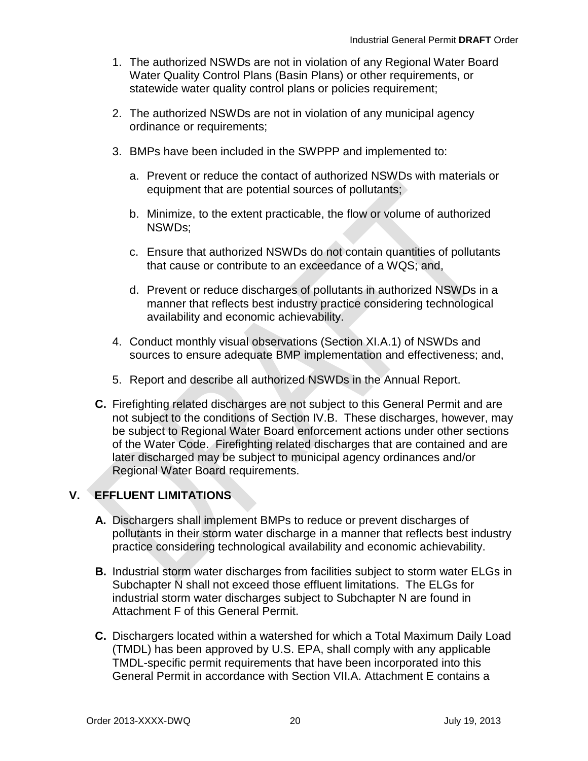1. The authorized NSWDs are not in violation of any Regional Water Board Water Quality Control Plans (Basin Plans) or other requirements, or statewide water quality control plans or policies requirement;

2. The authorized NSWDs are not in violation of any municipal agency ordinance or requirements;

3. BMPs have been included in the SWPPP and implemented to:

   a. Prevent or reduce the contact of authorized NSWDs with materials or equipment that are potential sources of pollutants;

   b. Minimize, to the extent practicable, the flow or volume of authorized NSWDs;

   c. Ensure that authorized NSWDs do not contain quantities of pollutants that cause or contribute to an exceedance of a WQS; and,

   d. Prevent or reduce discharges of pollutants in authorized NSWDs in a manner that reflects best industry practice considering technological availability and economic achievability.

4. Conduct monthly visual observations (Section XI.A.1) of NSWDs and sources to ensure adequate BMP implementation and effectiveness; and,

5. Report and describe all authorized NSWDs in the Annual Report.

**C.** Firefighting related discharges are not subject to this General Permit and are not subject to the conditions of Section IV.B. These discharges, however, may be subject to Regional Water Board enforcement actions under other sections of the Water Code. Firefighting related discharges that are contained and are later discharged may be subject to municipal agency ordinances and/or Regional Water Board requirements.

## V. EFFLUENT LIMITATIONS

**A.** Dischargers shall implement BMPs to reduce or prevent discharges of pollutants in their storm water discharge in a manner that reflects best industry practice considering technological availability and economic achievability.

**B.** Industrial storm water discharges from facilities subject to storm water ELGs in Subchapter N shall not exceed those effluent limitations. The ELGs for industrial storm water discharges subject to Subchapter N are found in Attachment F of this General Permit.

**C.** Dischargers located within a watershed for which a Total Maximum Daily Load (TMDL) has been approved by U.S. EPA, shall comply with any applicable TMDL-specific permit requirements that have been incorporated into this General Permit in accordance with Section VII.A. Attachment E contains a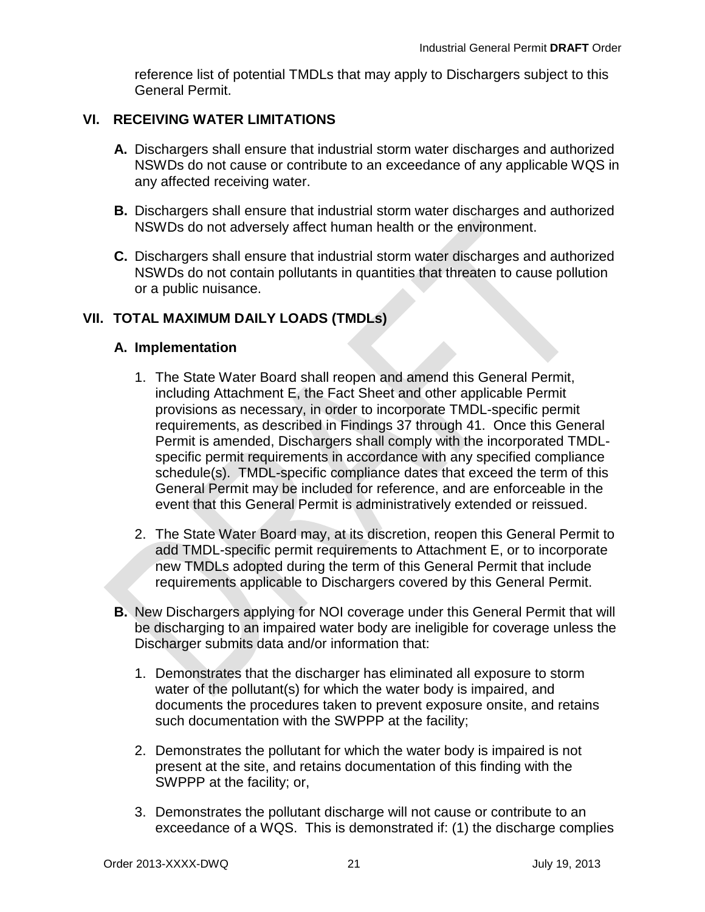reference list of potential TMDLs that may apply to Dischargers subject to this General Permit.

## VI. RECEIVING WATER LIMITATIONS

**A.** Dischargers shall ensure that industrial storm water discharges and authorized NSWDs do not cause or contribute to an exceedance of any applicable WQS in any affected receiving water.

**B.** Dischargers shall ensure that industrial storm water discharges and authorized NSWDs do not adversely affect human health or the environment.

**C.** Dischargers shall ensure that industrial storm water discharges and authorized NSWDs do not contain pollutants in quantities that threaten to cause pollution or a public nuisance.

## VII. TOTAL MAXIMUM DAILY LOADS (TMDLs)

### A. Implementation

1. The State Water Board shall reopen and amend this General Permit, including Attachment E, the Fact Sheet and other applicable Permit provisions as necessary, in order to incorporate TMDL-specific permit requirements, as described in Findings 37 through 41. Once this General Permit is amended, Dischargers shall comply with the incorporated TMDL-specific permit requirements in accordance with any specified compliance schedule(s). TMDL-specific compliance dates that exceed the term of this General Permit may be included for reference, and are enforceable in the event that this General Permit is administratively extended or reissued.

2. The State Water Board may, at its discretion, reopen this General Permit to add TMDL-specific permit requirements to Attachment E, or to incorporate new TMDLs adopted during the term of this General Permit that include requirements applicable to Dischargers covered by this General Permit.

**B.** New Dischargers applying for NOI coverage under this General Permit that will be discharging to an impaired water body are ineligible for coverage unless the Discharger submits data and/or information that:

1. Demonstrates that the discharger has eliminated all exposure to storm water of the pollutant(s) for which the water body is impaired, and documents the procedures taken to prevent exposure onsite, and retains such documentation with the SWPPP at the facility;

2. Demonstrates the pollutant for which the water body is impaired is not present at the site, and retains documentation of this finding with the SWPPP at the facility; or,

3. Demonstrates the pollutant discharge will not cause or contribute to an exceedance of a WQS. This is demonstrated if: (1) the discharge complies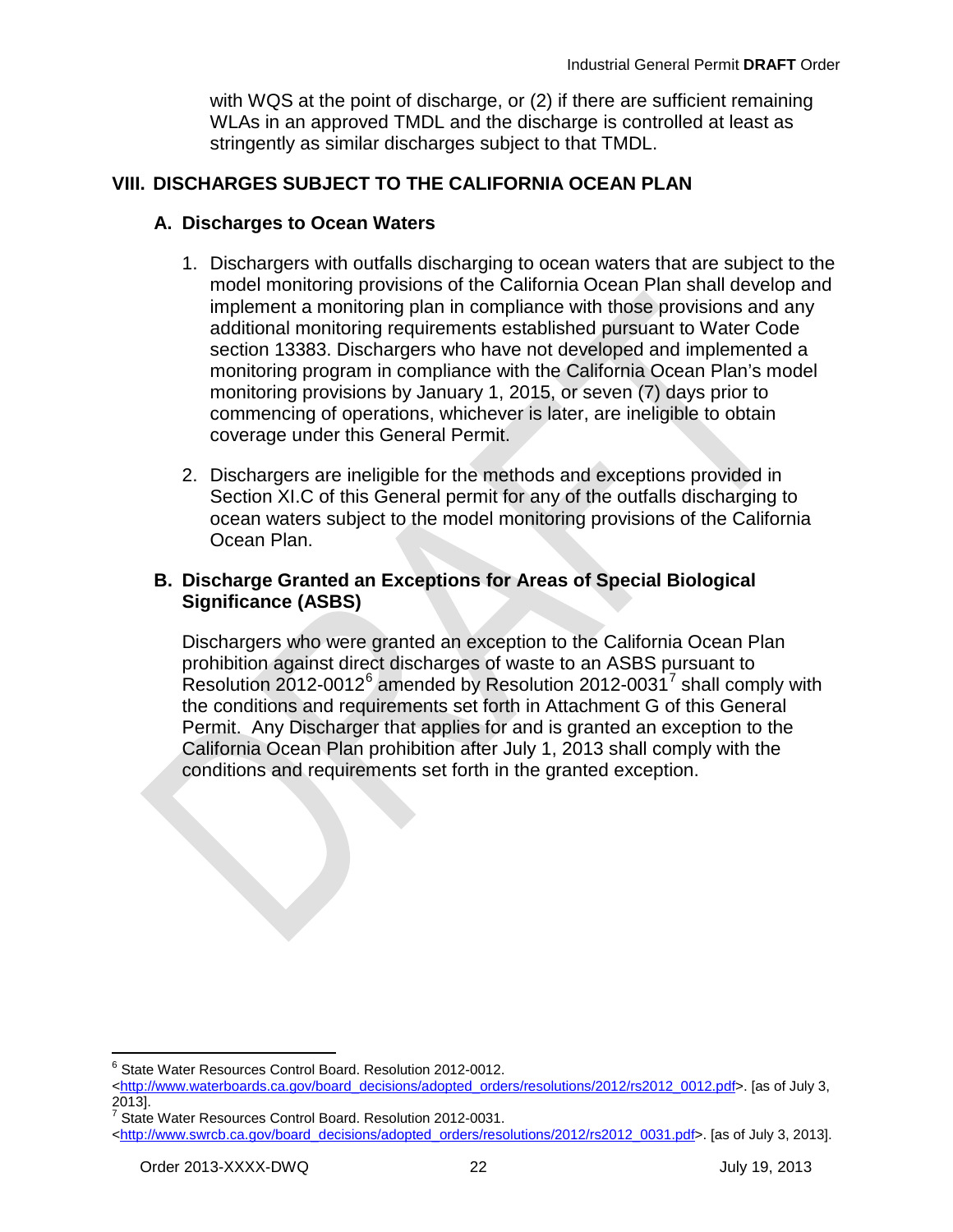with WQS at the point of discharge, or (2) if there are sufficient remaining WLAs in an approved TMDL and the discharge is controlled at least as stringently as similar discharges subject to that TMDL.

## VIII. DISCHARGES SUBJECT TO THE CALIFORNIA OCEAN PLAN

### A. Discharges to Ocean Waters

1. Dischargers with outfalls discharging to ocean waters that are subject to the model monitoring provisions of the California Ocean Plan shall develop and implement a monitoring plan in compliance with those provisions and any additional monitoring requirements established pursuant to Water Code section 13383. Dischargers who have not developed and implemented a monitoring program in compliance with the California Ocean Plan's model monitoring provisions by January 1, 2015, or seven (7) days prior to commencing of operations, whichever is later, are ineligible to obtain coverage under this General Permit.

2. Dischargers are ineligible for the methods and exceptions provided in Section XI.C of this General permit for any of the outfalls discharging to ocean waters subject to the model monitoring provisions of the California Ocean Plan.

### B. Discharge Granted an Exceptions for Areas of Special Biological Significance (ASBS)

Dischargers who were granted an exception to the California Ocean Plan prohibition against direct discharges of waste to an ASBS pursuant to Resolution 2012-0012[6] amended by Resolution 2012-0031[7] shall comply with the conditions and requirements set forth in Attachment G of this General Permit. Any Discharger that applies for and is granted an exception to the California Ocean Plan prohibition after July 1, 2013 shall comply with the conditions and requirements set forth in the granted exception.

---

[6] State Water Resources Control Board. Resolution 2012-0012. <http://www.waterboards.ca.gov/board_decisions/adopted_orders/resolutions/2012/rs2012_0012.pdf>. [as of July 3, 2013].

[7] State Water Resources Control Board. Resolution 2012-0031. <http://www.swrcb.ca.gov/board_decisions/adopted_orders/resolutions/2012/rs2012_0031.pdf>. [as of July 3, 2013].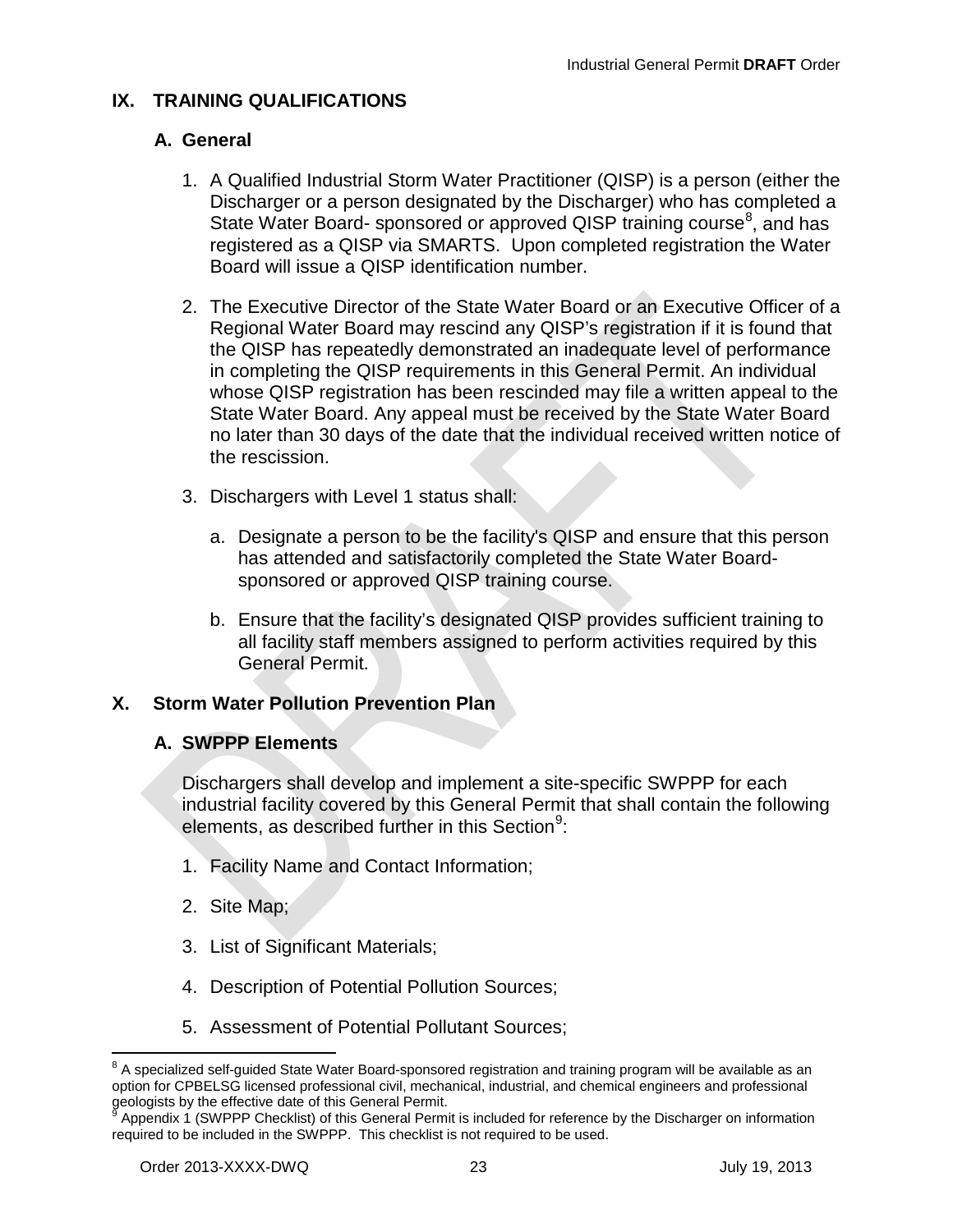## IX. TRAINING QUALIFICATIONS

### A. General

1. A Qualified Industrial Storm Water Practitioner (QISP) is a person (either the Discharger or a person designated by the Discharger) who has completed a State Water Board- sponsored or approved QISP training course[8], and has registered as a QISP via SMARTS. Upon completed registration the Water Board will issue a QISP identification number.

2. The Executive Director of the State Water Board or an Executive Officer of a Regional Water Board may rescind any QISP's registration if it is found that the QISP has repeatedly demonstrated an inadequate level of performance in completing the QISP requirements in this General Permit. An individual whose QISP registration has been rescinded may file a written appeal to the State Water Board. Any appeal must be received by the State Water Board no later than 30 days of the date that the individual received written notice of the rescission.

3. Dischargers with Level 1 status shall:

   a. Designate a person to be the facility's QISP and ensure that this person has attended and satisfactorily completed the State Water Board-sponsored or approved QISP training course.

   b. Ensure that the facility's designated QISP provides sufficient training to all facility staff members assigned to perform activities required by this General Permit.

## X. Storm Water Pollution Prevention Plan

### A. SWPPP Elements

Dischargers shall develop and implement a site-specific SWPPP for each industrial facility covered by this General Permit that shall contain the following elements, as described further in this Section[9]:

1. Facility Name and Contact Information;

2. Site Map;

3. List of Significant Materials;

4. Description of Potential Pollution Sources;

5. Assessment of Potential Pollutant Sources;

---

[8] A specialized self-guided State Water Board-sponsored registration and training program will be available as an option for CPBELSG licensed professional civil, mechanical, industrial, and chemical engineers and professional geologists by the effective date of this General Permit.

[9] Appendix 1 (SWPPP Checklist) of this General Permit is included for reference by the Discharger on information required to be included in the SWPPP. This checklist is not required to be used.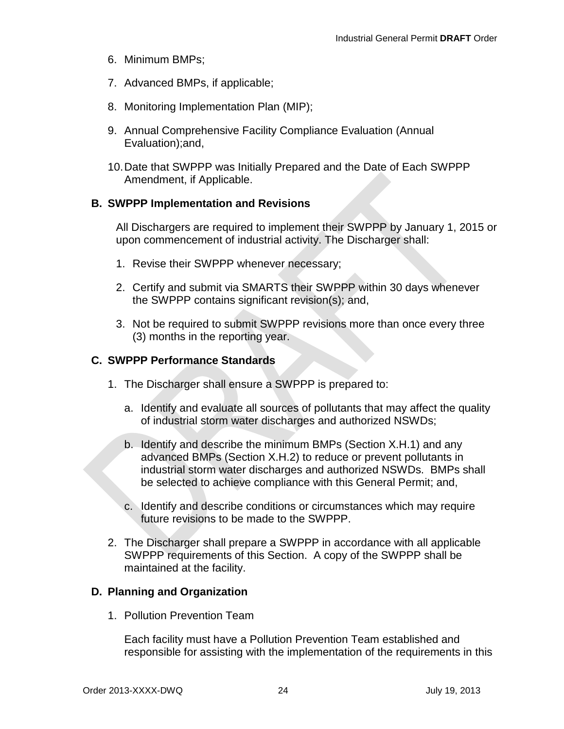6. Minimum BMPs;

7. Advanced BMPs, if applicable;

8. Monitoring Implementation Plan (MIP);

9. Annual Comprehensive Facility Compliance Evaluation (Annual Evaluation);and,

10. Date that SWPPP was Initially Prepared and the Date of Each SWPPP Amendment, if Applicable.

## B. SWPPP Implementation and Revisions

All Dischargers are required to implement their SWPPP by January 1, 2015 or upon commencement of industrial activity. The Discharger shall:

1. Revise their SWPPP whenever necessary;

2. Certify and submit via SMARTS their SWPPP within 30 days whenever the SWPPP contains significant revision(s); and,

3. Not be required to submit SWPPP revisions more than once every three (3) months in the reporting year.

## C. SWPPP Performance Standards

1. The Discharger shall ensure a SWPPP is prepared to:

   a. Identify and evaluate all sources of pollutants that may affect the quality of industrial storm water discharges and authorized NSWDs;

   b. Identify and describe the minimum BMPs (Section X.H.1) and any advanced BMPs (Section X.H.2) to reduce or prevent pollutants in industrial storm water discharges and authorized NSWDs. BMPs shall be selected to achieve compliance with this General Permit; and,

   c. Identify and describe conditions or circumstances which may require future revisions to be made to the SWPPP.

2. The Discharger shall prepare a SWPPP in accordance with all applicable SWPPP requirements of this Section. A copy of the SWPPP shall be maintained at the facility.

## D. Planning and Organization

1. Pollution Prevention Team

   Each facility must have a Pollution Prevention Team established and responsible for assisting with the implementation of the requirements in this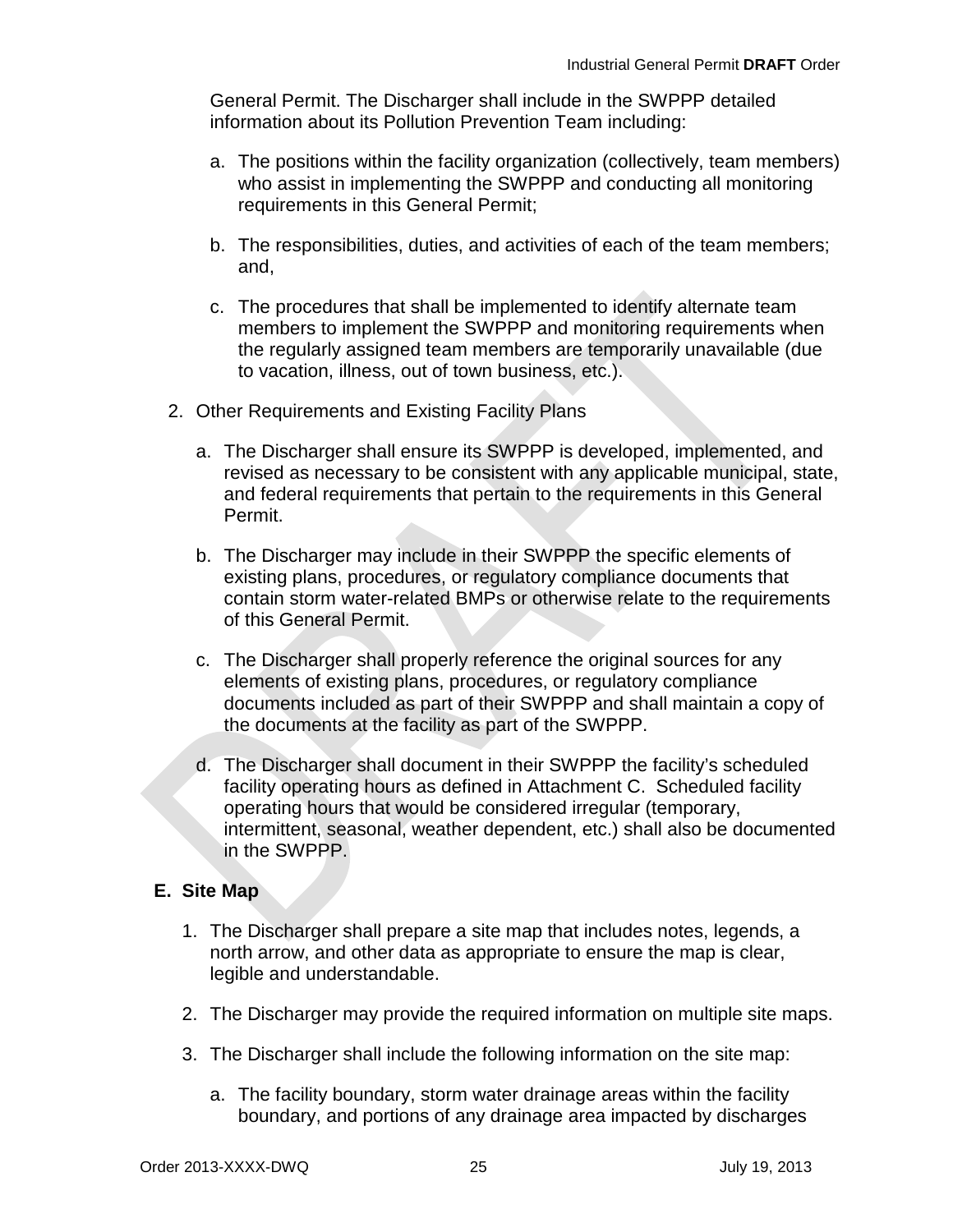General Permit. The Discharger shall include in the SWPPP detailed information about its Pollution Prevention Team including:

a. The positions within the facility organization (collectively, team members) who assist in implementing the SWPPP and conducting all monitoring requirements in this General Permit;

b. The responsibilities, duties, and activities of each of the team members; and,

c. The procedures that shall be implemented to identify alternate team members to implement the SWPPP and monitoring requirements when the regularly assigned team members are temporarily unavailable (due to vacation, illness, out of town business, etc.).

2. Other Requirements and Existing Facility Plans

   a. The Discharger shall ensure its SWPPP is developed, implemented, and revised as necessary to be consistent with any applicable municipal, state, and federal requirements that pertain to the requirements in this General Permit.

   b. The Discharger may include in their SWPPP the specific elements of existing plans, procedures, or regulatory compliance documents that contain storm water-related BMPs or otherwise relate to the requirements of this General Permit.

   c. The Discharger shall properly reference the original sources for any elements of existing plans, procedures, or regulatory compliance documents included as part of their SWPPP and shall maintain a copy of the documents at the facility as part of the SWPPP.

   d. The Discharger shall document in their SWPPP the facility's scheduled facility operating hours as defined in Attachment C. Scheduled facility operating hours that would be considered irregular (temporary, intermittent, seasonal, weather dependent, etc.) shall also be documented in the SWPPP.

**E. Site Map**

1. The Discharger shall prepare a site map that includes notes, legends, a north arrow, and other data as appropriate to ensure the map is clear, legible and understandable.

2. The Discharger may provide the required information on multiple site maps.

3. The Discharger shall include the following information on the site map:

   a. The facility boundary, storm water drainage areas within the facility boundary, and portions of any drainage area impacted by discharges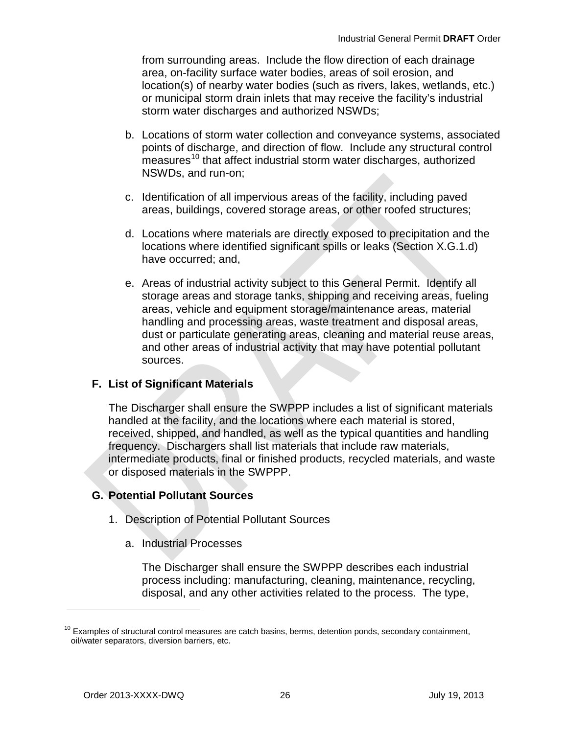from surrounding areas. Include the flow direction of each drainage area, on-facility surface water bodies, areas of soil erosion, and location(s) of nearby water bodies (such as rivers, lakes, wetlands, etc.) or municipal storm drain inlets that may receive the facility's industrial storm water discharges and authorized NSWDs;

b. Locations of storm water collection and conveyance systems, associated points of discharge, and direction of flow. Include any structural control measures[10] that affect industrial storm water discharges, authorized NSWDs, and run-on;

c. Identification of all impervious areas of the facility, including paved areas, buildings, covered storage areas, or other roofed structures;

d. Locations where materials are directly exposed to precipitation and the locations where identified significant spills or leaks (Section X.G.1.d) have occurred; and,

e. Areas of industrial activity subject to this General Permit. Identify all storage areas and storage tanks, shipping and receiving areas, fueling areas, vehicle and equipment storage/maintenance areas, material handling and processing areas, waste treatment and disposal areas, dust or particulate generating areas, cleaning and material reuse areas, and other areas of industrial activity that may have potential pollutant sources.

## F. List of Significant Materials

The Discharger shall ensure the SWPPP includes a list of significant materials handled at the facility, and the locations where each material is stored, received, shipped, and handled, as well as the typical quantities and handling frequency. Dischargers shall list materials that include raw materials, intermediate products, final or finished products, recycled materials, and waste or disposed materials in the SWPPP.

## G. Potential Pollutant Sources

1. Description of Potential Pollutant Sources

   a. Industrial Processes

      The Discharger shall ensure the SWPPP describes each industrial process including: manufacturing, cleaning, maintenance, recycling, disposal, and any other activities related to the process. The type,

---

[10] Examples of structural control measures are catch basins, berms, detention ponds, secondary containment, oil/water separators, diversion barriers, etc.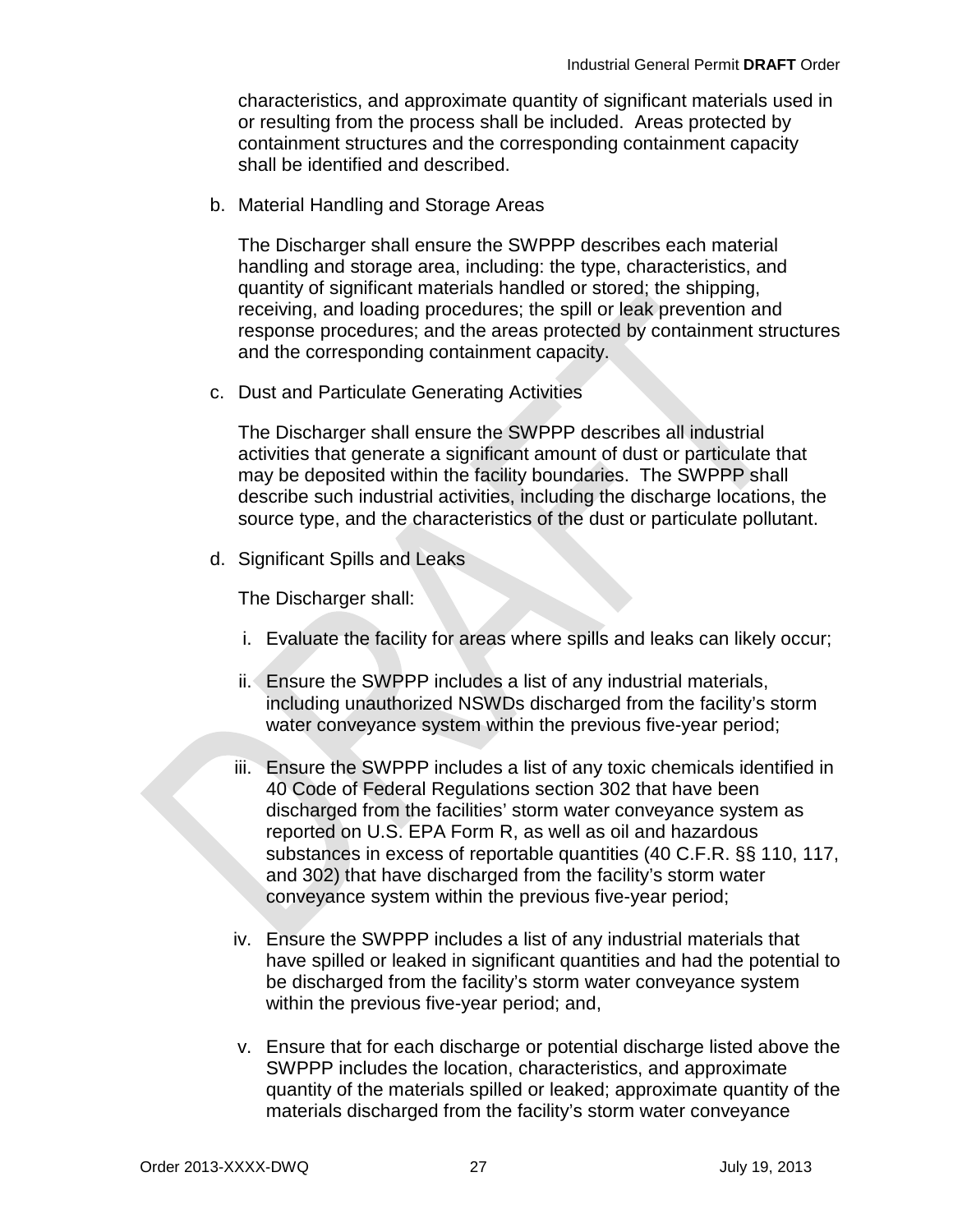characteristics, and approximate quantity of significant materials used in or resulting from the process shall be included. Areas protected by containment structures and the corresponding containment capacity shall be identified and described.

b. Material Handling and Storage Areas

   The Discharger shall ensure the SWPPP describes each material handling and storage area, including: the type, characteristics, and quantity of significant materials handled or stored; the shipping, receiving, and loading procedures; the spill or leak prevention and response procedures; and the areas protected by containment structures and the corresponding containment capacity.

c. Dust and Particulate Generating Activities

   The Discharger shall ensure the SWPPP describes all industrial activities that generate a significant amount of dust or particulate that may be deposited within the facility boundaries. The SWPPP shall describe such industrial activities, including the discharge locations, the source type, and the characteristics of the dust or particulate pollutant.

d. Significant Spills and Leaks

   The Discharger shall:

   i. Evaluate the facility for areas where spills and leaks can likely occur;

   ii. Ensure the SWPPP includes a list of any industrial materials, including unauthorized NSWDs discharged from the facility's storm water conveyance system within the previous five-year period;

   iii. Ensure the SWPPP includes a list of any toxic chemicals identified in 40 Code of Federal Regulations section 302 that have been discharged from the facilities' storm water conveyance system as reported on U.S. EPA Form R, as well as oil and hazardous substances in excess of reportable quantities (40 C.F.R. §§ 110, 117, and 302) that have discharged from the facility's storm water conveyance system within the previous five-year period;

   iv. Ensure the SWPPP includes a list of any industrial materials that have spilled or leaked in significant quantities and had the potential to be discharged from the facility's storm water conveyance system within the previous five-year period; and,

   v. Ensure that for each discharge or potential discharge listed above the SWPPP includes the location, characteristics, and approximate quantity of the materials spilled or leaked; approximate quantity of the materials discharged from the facility's storm water conveyance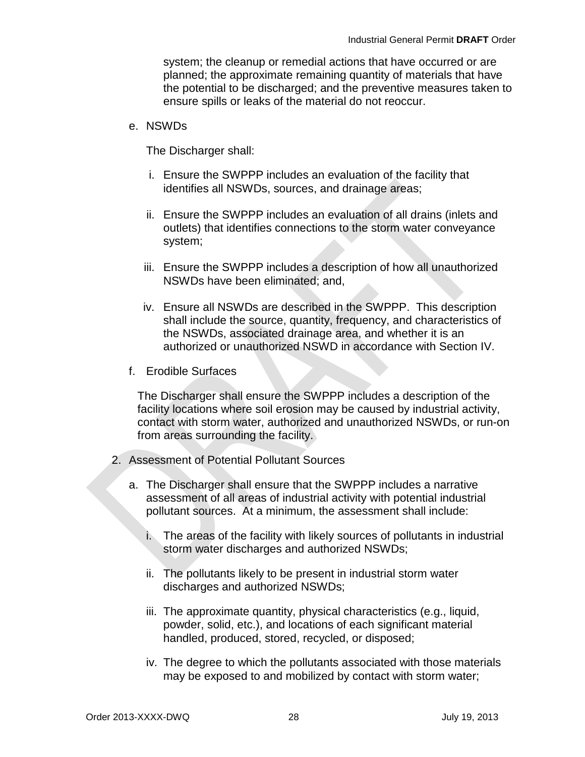system; the cleanup or remedial actions that have occurred or are planned; the approximate remaining quantity of materials that have the potential to be discharged; and the preventive measures taken to ensure spills or leaks of the material do not reoccur.

e. NSWDs

The Discharger shall:

i. Ensure the SWPPP includes an evaluation of the facility that identifies all NSWDs, sources, and drainage areas;

ii. Ensure the SWPPP includes an evaluation of all drains (inlets and outlets) that identifies connections to the storm water conveyance system;

iii. Ensure the SWPPP includes a description of how all unauthorized NSWDs have been eliminated; and,

iv. Ensure all NSWDs are described in the SWPPP. This description shall include the source, quantity, frequency, and characteristics of the NSWDs, associated drainage area, and whether it is an authorized or unauthorized NSWD in accordance with Section IV.

f. Erodible Surfaces

The Discharger shall ensure the SWPPP includes a description of the facility locations where soil erosion may be caused by industrial activity, contact with storm water, authorized and unauthorized NSWDs, or run-on from areas surrounding the facility.

2. Assessment of Potential Pollutant Sources

a. The Discharger shall ensure that the SWPPP includes a narrative assessment of all areas of industrial activity with potential industrial pollutant sources. At a minimum, the assessment shall include:

i. The areas of the facility with likely sources of pollutants in industrial storm water discharges and authorized NSWDs;

ii. The pollutants likely to be present in industrial storm water discharges and authorized NSWDs;

iii. The approximate quantity, physical characteristics (e.g., liquid, powder, solid, etc.), and locations of each significant material handled, produced, stored, recycled, or disposed;

iv. The degree to which the pollutants associated with those materials may be exposed to and mobilized by contact with storm water;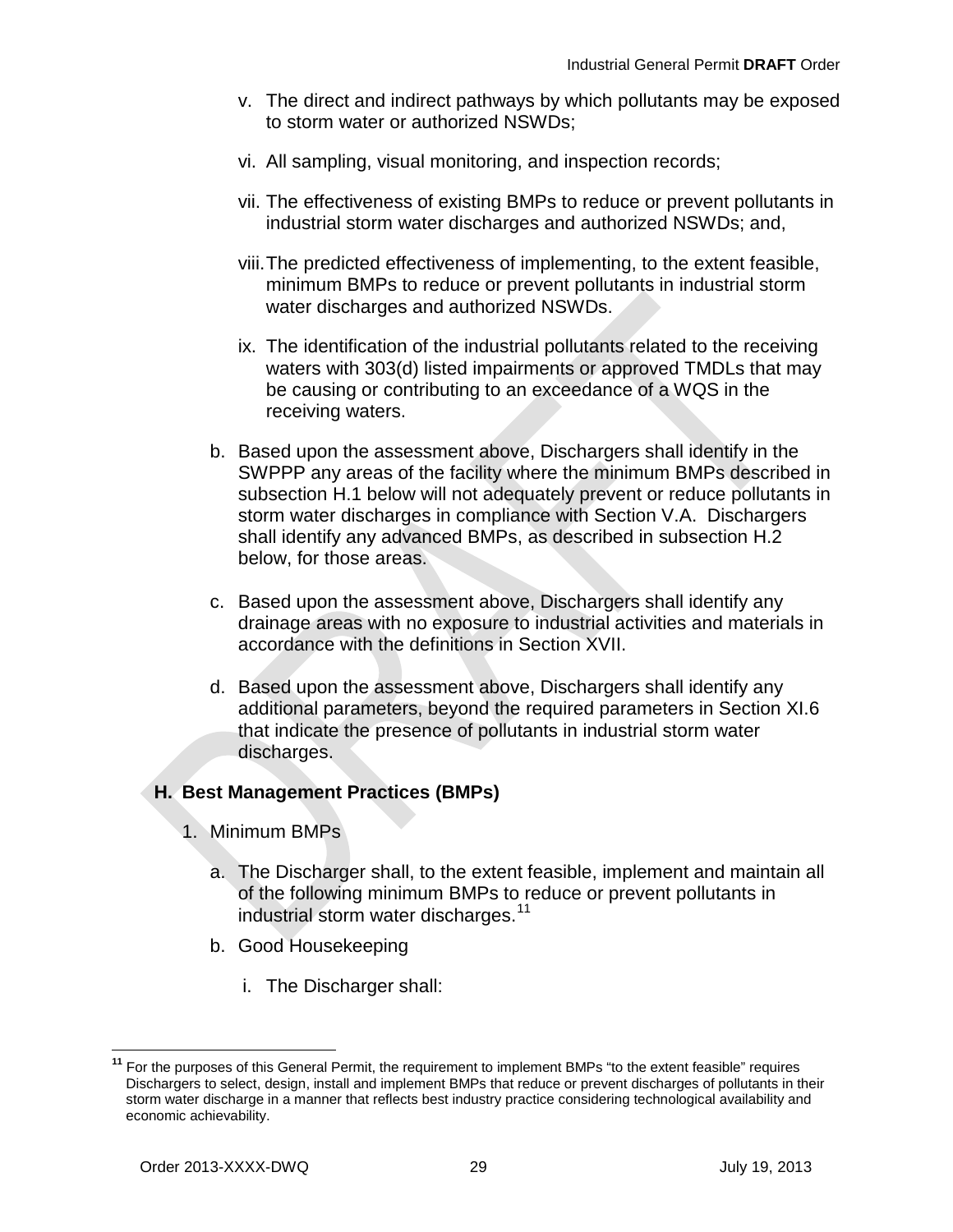v. The direct and indirect pathways by which pollutants may be exposed to storm water or authorized NSWDs;

vi. All sampling, visual monitoring, and inspection records;

vii. The effectiveness of existing BMPs to reduce or prevent pollutants in industrial storm water discharges and authorized NSWDs; and,

viii. The predicted effectiveness of implementing, to the extent feasible, minimum BMPs to reduce or prevent pollutants in industrial storm water discharges and authorized NSWDs.

ix. The identification of the industrial pollutants related to the receiving waters with 303(d) listed impairments or approved TMDLs that may be causing or contributing to an exceedance of a WQS in the receiving waters.

b. Based upon the assessment above, Dischargers shall identify in the SWPPP any areas of the facility where the minimum BMPs described in subsection H.1 below will not adequately prevent or reduce pollutants in storm water discharges in compliance with Section V.A. Dischargers shall identify any advanced BMPs, as described in subsection H.2 below, for those areas.

c. Based upon the assessment above, Dischargers shall identify any drainage areas with no exposure to industrial activities and materials in accordance with the definitions in Section XVII.

d. Based upon the assessment above, Dischargers shall identify any additional parameters, beyond the required parameters in Section XI.6 that indicate the presence of pollutants in industrial storm water discharges.

## H. Best Management Practices (BMPs)

1. Minimum BMPs

a. The Discharger shall, to the extent feasible, implement and maintain all of the following minimum BMPs to reduce or prevent pollutants in industrial storm water discharges.[11]

b. Good Housekeeping

i. The Discharger shall:

---

[11] For the purposes of this General Permit, the requirement to implement BMPs "to the extent feasible" requires Dischargers to select, design, install and implement BMPs that reduce or prevent discharges of pollutants in their storm water discharge in a manner that reflects best industry practice considering technological availability and economic achievability.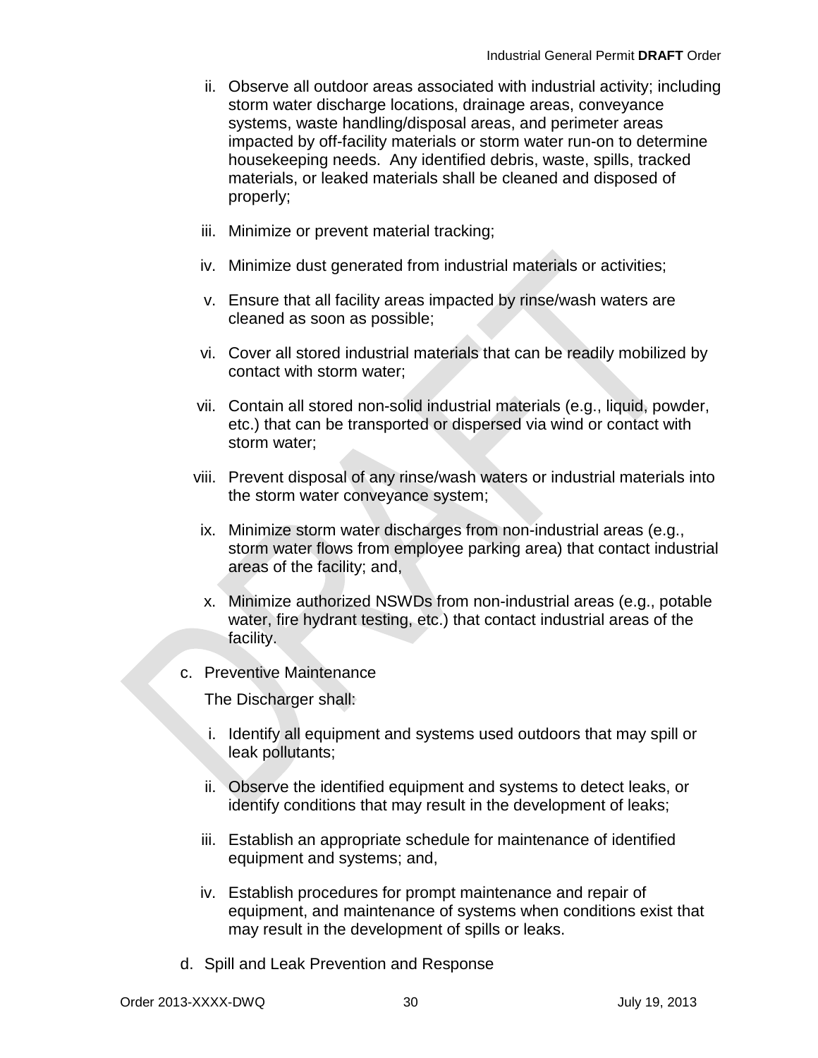ii. Observe all outdoor areas associated with industrial activity; including storm water discharge locations, drainage areas, conveyance systems, waste handling/disposal areas, and perimeter areas impacted by off-facility materials or storm water run-on to determine housekeeping needs. Any identified debris, waste, spills, tracked materials, or leaked materials shall be cleaned and disposed of properly;

iii. Minimize or prevent material tracking;

iv. Minimize dust generated from industrial materials or activities;

v. Ensure that all facility areas impacted by rinse/wash waters are cleaned as soon as possible;

vi. Cover all stored industrial materials that can be readily mobilized by contact with storm water;

vii. Contain all stored non-solid industrial materials (e.g., liquid, powder, etc.) that can be transported or dispersed via wind or contact with storm water;

viii. Prevent disposal of any rinse/wash waters or industrial materials into the storm water conveyance system;

ix. Minimize storm water discharges from non-industrial areas (e.g., storm water flows from employee parking area) that contact industrial areas of the facility; and,

x. Minimize authorized NSWDs from non-industrial areas (e.g., potable water, fire hydrant testing, etc.) that contact industrial areas of the facility.

c. Preventive Maintenance

The Discharger shall:

i. Identify all equipment and systems used outdoors that may spill or leak pollutants;

ii. Observe the identified equipment and systems to detect leaks, or identify conditions that may result in the development of leaks;

iii. Establish an appropriate schedule for maintenance of identified equipment and systems; and,

iv. Establish procedures for prompt maintenance and repair of equipment, and maintenance of systems when conditions exist that may result in the development of spills or leaks.

d. Spill and Leak Prevention and Response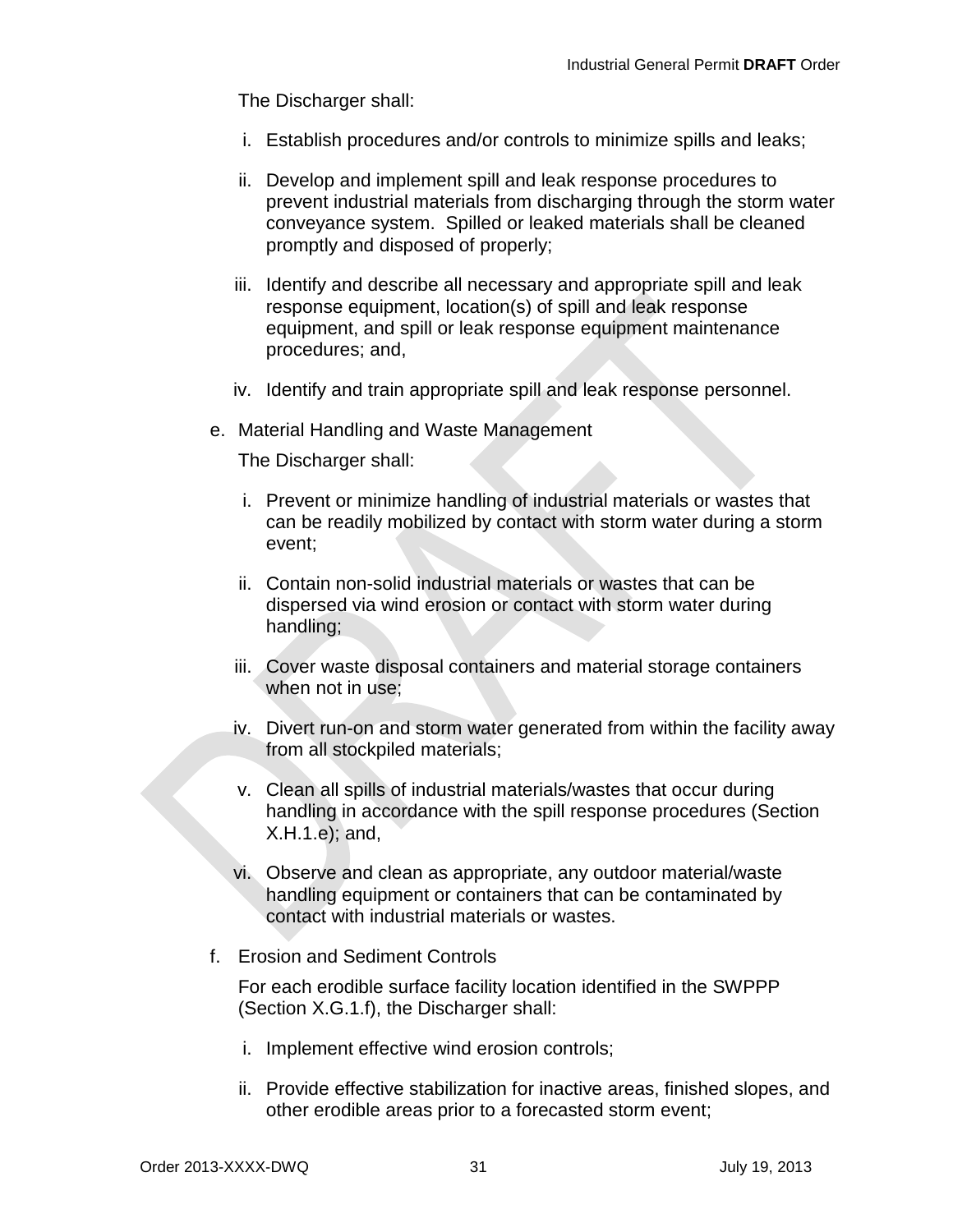The Discharger shall:

i. Establish procedures and/or controls to minimize spills and leaks;

ii. Develop and implement spill and leak response procedures to prevent industrial materials from discharging through the storm water conveyance system. Spilled or leaked materials shall be cleaned promptly and disposed of properly;

iii. Identify and describe all necessary and appropriate spill and leak response equipment, location(s) of spill and leak response equipment, and spill or leak response equipment maintenance procedures; and,

iv. Identify and train appropriate spill and leak response personnel.

e. Material Handling and Waste Management

The Discharger shall:

i. Prevent or minimize handling of industrial materials or wastes that can be readily mobilized by contact with storm water during a storm event;

ii. Contain non-solid industrial materials or wastes that can be dispersed via wind erosion or contact with storm water during handling;

iii. Cover waste disposal containers and material storage containers when not in use;

iv. Divert run-on and storm water generated from within the facility away from all stockpiled materials;

v. Clean all spills of industrial materials/wastes that occur during handling in accordance with the spill response procedures (Section X.H.1.e); and,

vi. Observe and clean as appropriate, any outdoor material/waste handling equipment or containers that can be contaminated by contact with industrial materials or wastes.

f. Erosion and Sediment Controls

For each erodible surface facility location identified in the SWPPP (Section X.G.1.f), the Discharger shall:

i. Implement effective wind erosion controls;

ii. Provide effective stabilization for inactive areas, finished slopes, and other erodible areas prior to a forecasted storm event;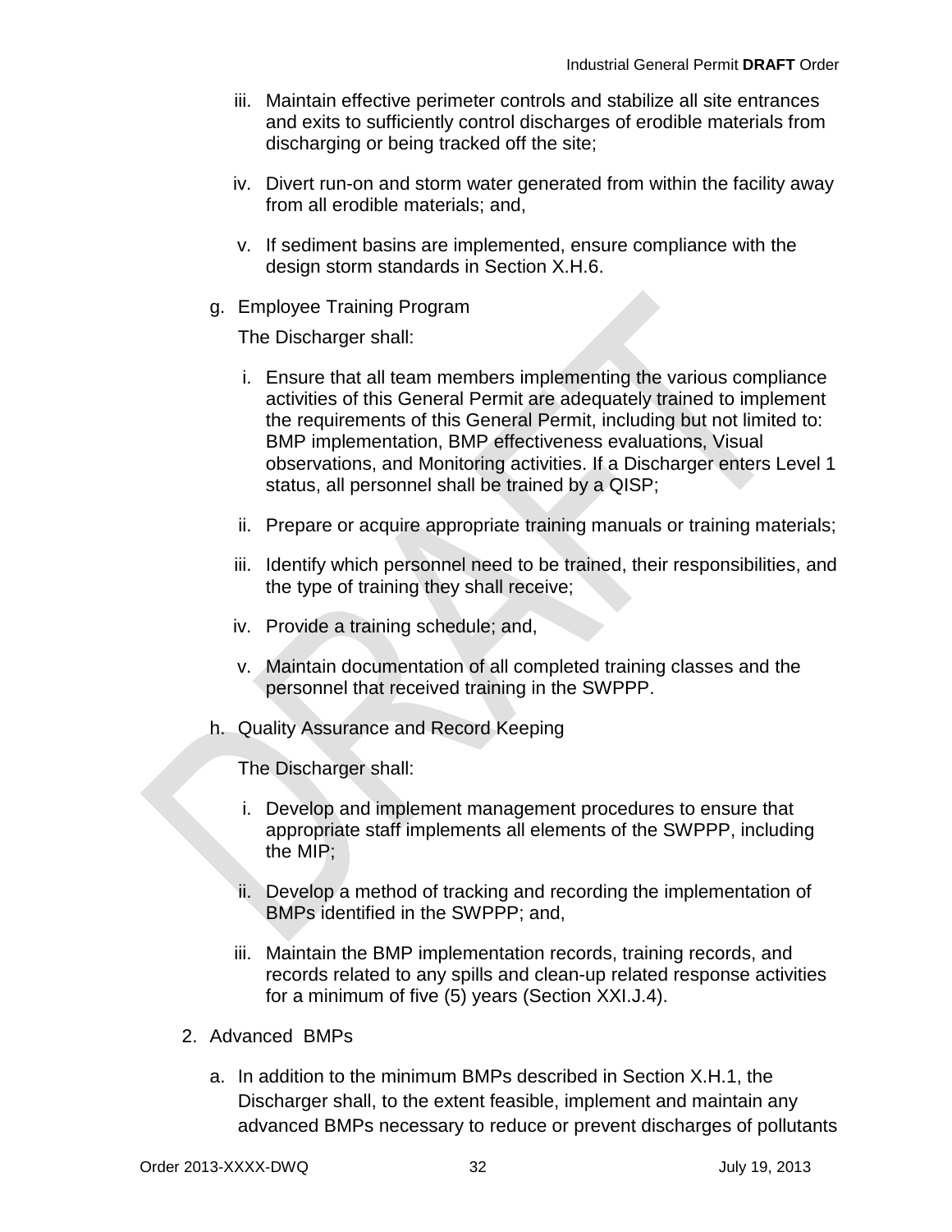iii. Maintain effective perimeter controls and stabilize all site entrances and exits to sufficiently control discharges of erodible materials from discharging or being tracked off the site;

iv. Divert run-on and storm water generated from within the facility away from all erodible materials; and,

v. If sediment basins are implemented, ensure compliance with the design storm standards in Section X.H.6.

g. Employee Training Program

The Discharger shall:

i. Ensure that all team members implementing the various compliance activities of this General Permit are adequately trained to implement the requirements of this General Permit, including but not limited to: BMP implementation, BMP effectiveness evaluations, Visual observations, and Monitoring activities. If a Discharger enters Level 1 status, all personnel shall be trained by a QISP;

ii. Prepare or acquire appropriate training manuals or training materials;

iii. Identify which personnel need to be trained, their responsibilities, and the type of training they shall receive;

iv. Provide a training schedule; and,

v. Maintain documentation of all completed training classes and the personnel that received training in the SWPPP.

h. Quality Assurance and Record Keeping

The Discharger shall:

i. Develop and implement management procedures to ensure that appropriate staff implements all elements of the SWPPP, including the MIP;

ii. Develop a method of tracking and recording the implementation of BMPs identified in the SWPPP; and,

iii. Maintain the BMP implementation records, training records, and records related to any spills and clean-up related response activities for a minimum of five (5) years (Section XXI.J.4).

2. Advanced BMPs

a. In addition to the minimum BMPs described in Section X.H.1, the Discharger shall, to the extent feasible, implement and maintain any advanced BMPs necessary to reduce or prevent discharges of pollutants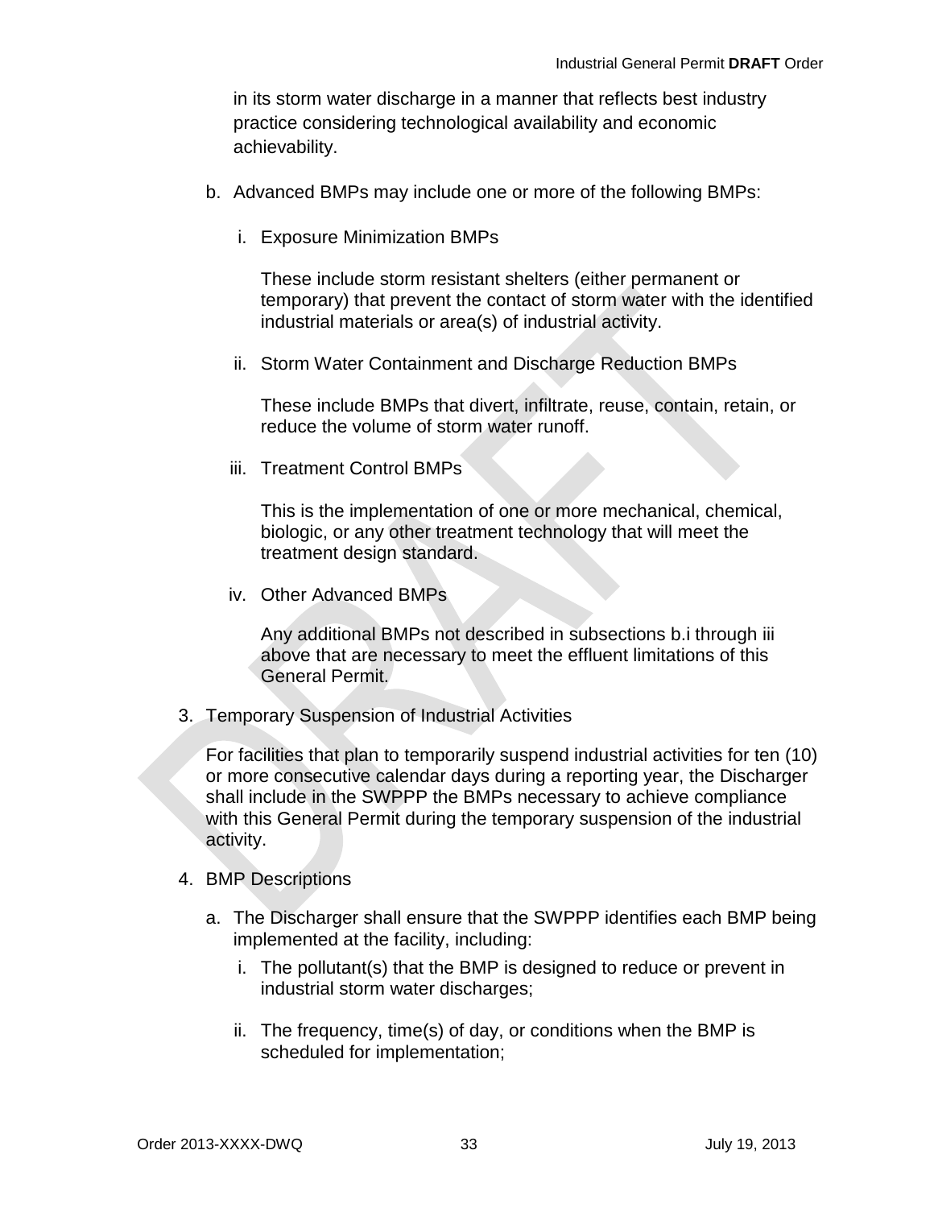in its storm water discharge in a manner that reflects best industry practice considering technological availability and economic achievability.

b. Advanced BMPs may include one or more of the following BMPs:

   i. Exposure Minimization BMPs

      These include storm resistant shelters (either permanent or temporary) that prevent the contact of storm water with the identified industrial materials or area(s) of industrial activity.

   ii. Storm Water Containment and Discharge Reduction BMPs

      These include BMPs that divert, infiltrate, reuse, contain, retain, or reduce the volume of storm water runoff.

   iii. Treatment Control BMPs

      This is the implementation of one or more mechanical, chemical, biologic, or any other treatment technology that will meet the treatment design standard.

   iv. Other Advanced BMPs

      Any additional BMPs not described in subsections b.i through iii above that are necessary to meet the effluent limitations of this General Permit.

3. Temporary Suspension of Industrial Activities

   For facilities that plan to temporarily suspend industrial activities for ten (10) or more consecutive calendar days during a reporting year, the Discharger shall include in the SWPPP the BMPs necessary to achieve compliance with this General Permit during the temporary suspension of the industrial activity.

4. BMP Descriptions

   a. The Discharger shall ensure that the SWPPP identifies each BMP being implemented at the facility, including:

      i. The pollutant(s) that the BMP is designed to reduce or prevent in industrial storm water discharges;

      ii. The frequency, time(s) of day, or conditions when the BMP is scheduled for implementation;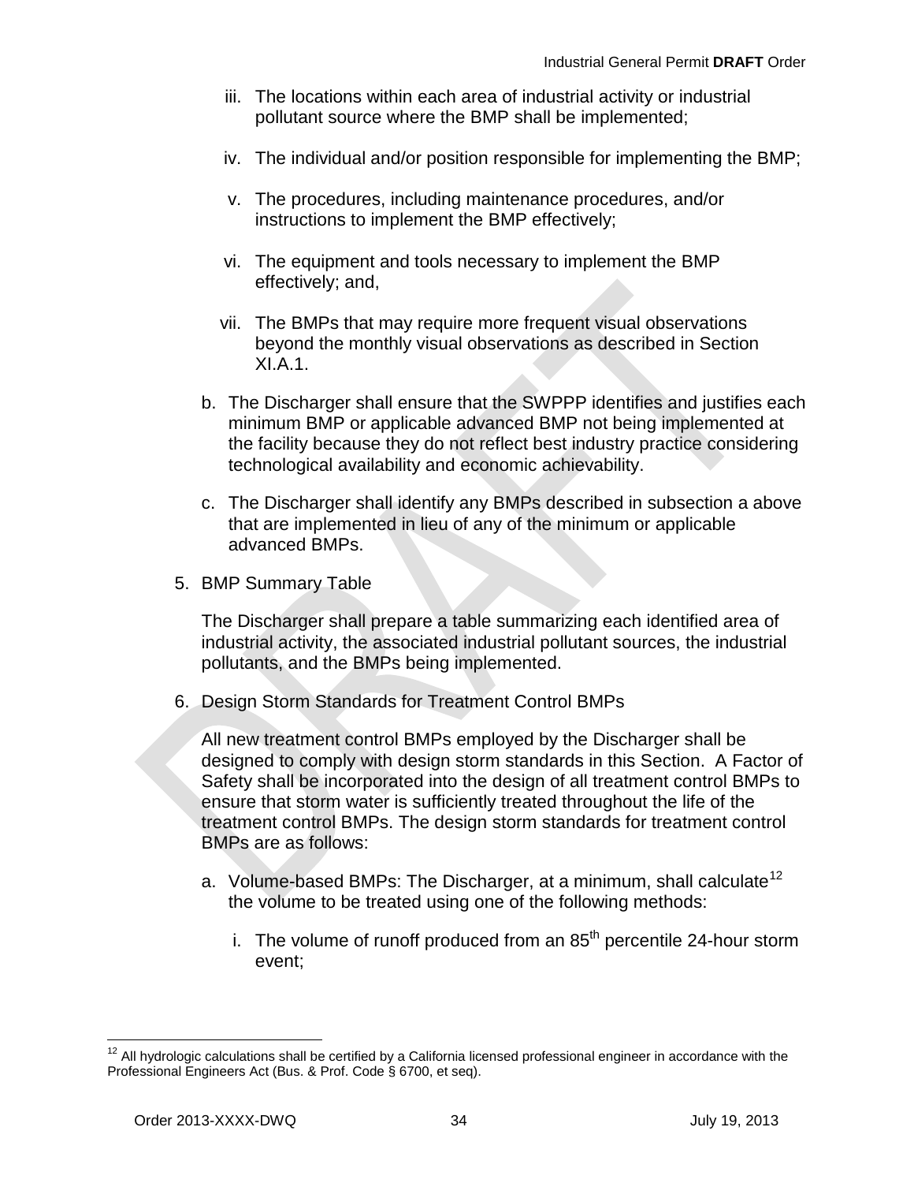iii. The locations within each area of industrial activity or industrial pollutant source where the BMP shall be implemented;

iv. The individual and/or position responsible for implementing the BMP;

v. The procedures, including maintenance procedures, and/or instructions to implement the BMP effectively;

vi. The equipment and tools necessary to implement the BMP effectively; and,

vii. The BMPs that may require more frequent visual observations beyond the monthly visual observations as described in Section XI.A.1.

b. The Discharger shall ensure that the SWPPP identifies and justifies each minimum BMP or applicable advanced BMP not being implemented at the facility because they do not reflect best industry practice considering technological availability and economic achievability.

c. The Discharger shall identify any BMPs described in subsection a above that are implemented in lieu of any of the minimum or applicable advanced BMPs.

5. BMP Summary Table

The Discharger shall prepare a table summarizing each identified area of industrial activity, the associated industrial pollutant sources, the industrial pollutants, and the BMPs being implemented.

6. Design Storm Standards for Treatment Control BMPs

All new treatment control BMPs employed by the Discharger shall be designed to comply with design storm standards in this Section. A Factor of Safety shall be incorporated into the design of all treatment control BMPs to ensure that storm water is sufficiently treated throughout the life of the treatment control BMPs. The design storm standards for treatment control BMPs are as follows:

a. Volume-based BMPs: The Discharger, at a minimum, shall calculate[12] the volume to be treated using one of the following methods:

i. The volume of runoff produced from an 85th percentile 24-hour storm event;

[12] All hydrologic calculations shall be certified by a California licensed professional engineer in accordance with the Professional Engineers Act (Bus. & Prof. Code § 6700, et seq).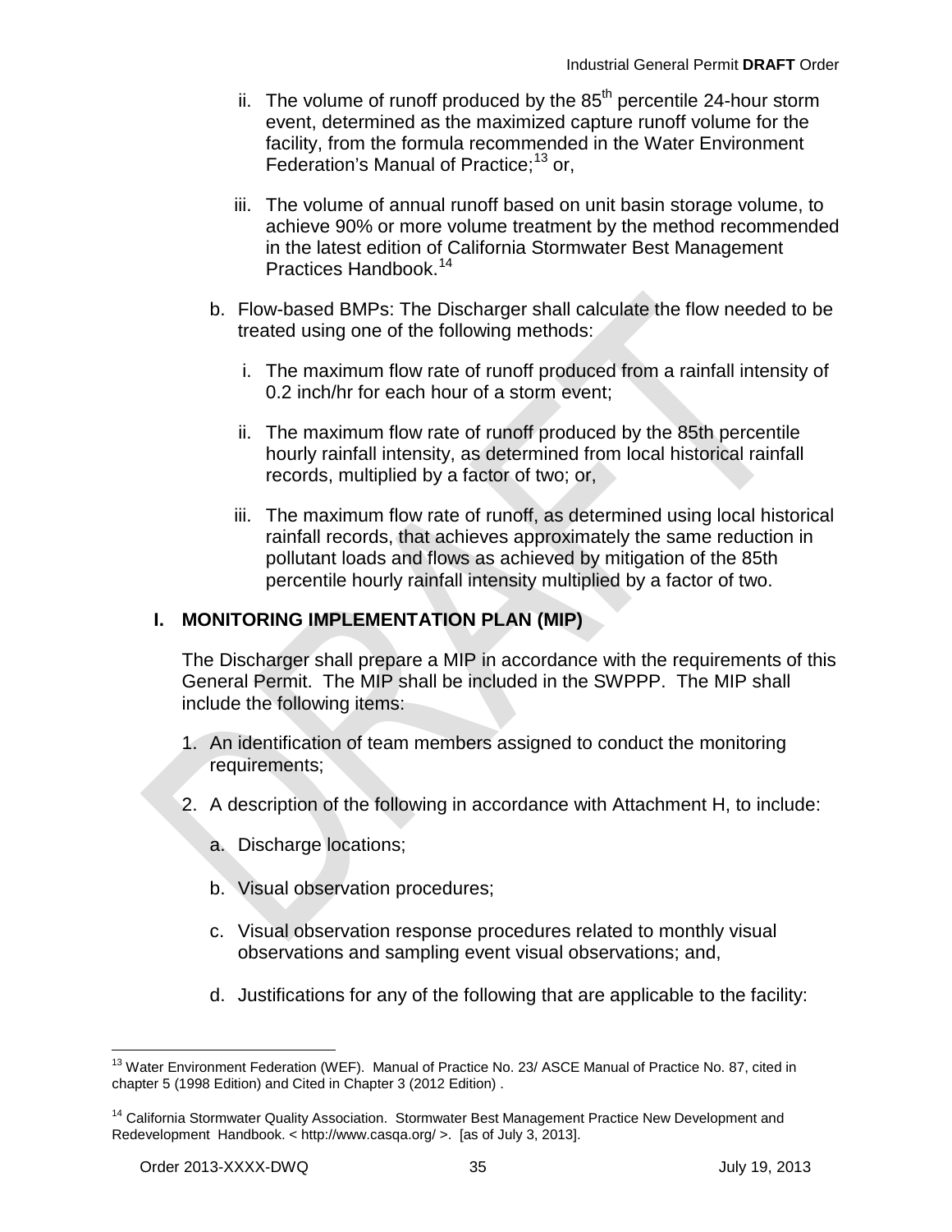ii. The volume of runoff produced by the 85th percentile 24-hour storm event, determined as the maximized capture runoff volume for the facility, from the formula recommended in the Water Environment Federation's Manual of Practice;[13] or,

iii. The volume of annual runoff based on unit basin storage volume, to achieve 90% or more volume treatment by the method recommended in the latest edition of California Stormwater Best Management Practices Handbook.[14]

b. Flow-based BMPs: The Discharger shall calculate the flow needed to be treated using one of the following methods:

i. The maximum flow rate of runoff produced from a rainfall intensity of 0.2 inch/hr for each hour of a storm event;

ii. The maximum flow rate of runoff produced by the 85th percentile hourly rainfall intensity, as determined from local historical rainfall records, multiplied by a factor of two; or,

iii. The maximum flow rate of runoff, as determined using local historical rainfall records, that achieves approximately the same reduction in pollutant loads and flows as achieved by mitigation of the 85th percentile hourly rainfall intensity multiplied by a factor of two.

## I. MONITORING IMPLEMENTATION PLAN (MIP)

The Discharger shall prepare a MIP in accordance with the requirements of this General Permit. The MIP shall be included in the SWPPP. The MIP shall include the following items:

1. An identification of team members assigned to conduct the monitoring requirements;

2. A description of the following in accordance with Attachment H, to include:

   a. Discharge locations;

   b. Visual observation procedures;

   c. Visual observation response procedures related to monthly visual observations and sampling event visual observations; and,

   d. Justifications for any of the following that are applicable to the facility:

---

[13] Water Environment Federation (WEF). Manual of Practice No. 23/ ASCE Manual of Practice No. 87, cited in chapter 5 (1998 Edition) and Cited in Chapter 3 (2012 Edition) .

[14] California Stormwater Quality Association. Stormwater Best Management Practice New Development and Redevelopment Handbook. < http://www.casqa.org/ >. [as of July 3, 2013].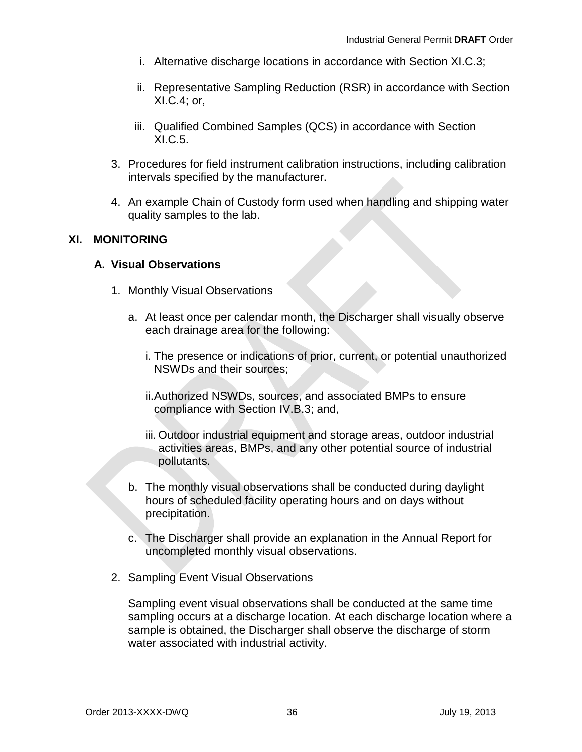i. Alternative discharge locations in accordance with Section XI.C.3;

ii. Representative Sampling Reduction (RSR) in accordance with Section XI.C.4; or,

iii. Qualified Combined Samples (QCS) in accordance with Section XI.C.5.

3. Procedures for field instrument calibration instructions, including calibration intervals specified by the manufacturer.

4. An example Chain of Custody form used when handling and shipping water quality samples to the lab.

# XI. MONITORING

## A. Visual Observations

1. Monthly Visual Observations

   a. At least once per calendar month, the Discharger shall visually observe each drainage area for the following:

      i. The presence or indications of prior, current, or potential unauthorized NSWDs and their sources;

      ii. Authorized NSWDs, sources, and associated BMPs to ensure compliance with Section IV.B.3; and,

      iii. Outdoor industrial equipment and storage areas, outdoor industrial activities areas, BMPs, and any other potential source of industrial pollutants.

   b. The monthly visual observations shall be conducted during daylight hours of scheduled facility operating hours and on days without precipitation.

   c. The Discharger shall provide an explanation in the Annual Report for uncompleted monthly visual observations.

2. Sampling Event Visual Observations

   Sampling event visual observations shall be conducted at the same time sampling occurs at a discharge location. At each discharge location where a sample is obtained, the Discharger shall observe the discharge of storm water associated with industrial activity.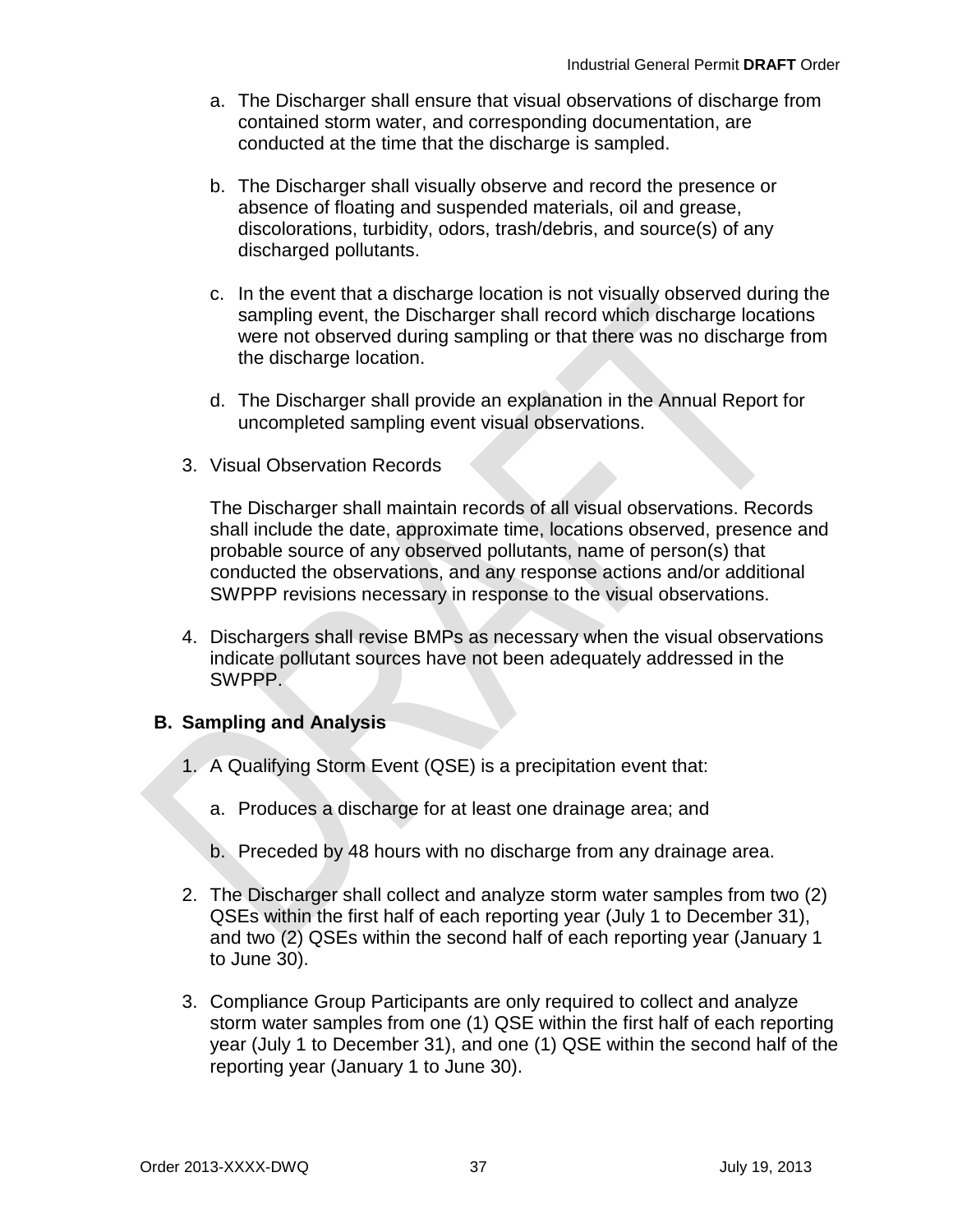a. The Discharger shall ensure that visual observations of discharge from contained storm water, and corresponding documentation, are conducted at the time that the discharge is sampled.

b. The Discharger shall visually observe and record the presence or absence of floating and suspended materials, oil and grease, discolorations, turbidity, odors, trash/debris, and source(s) of any discharged pollutants.

c. In the event that a discharge location is not visually observed during the sampling event, the Discharger shall record which discharge locations were not observed during sampling or that there was no discharge from the discharge location.

d. The Discharger shall provide an explanation in the Annual Report for uncompleted sampling event visual observations.

3. Visual Observation Records

   The Discharger shall maintain records of all visual observations. Records shall include the date, approximate time, locations observed, presence and probable source of any observed pollutants, name of person(s) that conducted the observations, and any response actions and/or additional SWPPP revisions necessary in response to the visual observations.

4. Dischargers shall revise BMPs as necessary when the visual observations indicate pollutant sources have not been adequately addressed in the SWPPP.

## B. Sampling and Analysis

1. A Qualifying Storm Event (QSE) is a precipitation event that:

   a. Produces a discharge for at least one drainage area; and

   b. Preceded by 48 hours with no discharge from any drainage area.

2. The Discharger shall collect and analyze storm water samples from two (2) QSEs within the first half of each reporting year (July 1 to December 31), and two (2) QSEs within the second half of each reporting year (January 1 to June 30).

3. Compliance Group Participants are only required to collect and analyze storm water samples from one (1) QSE within the first half of each reporting year (July 1 to December 31), and one (1) QSE within the second half of the reporting year (January 1 to June 30).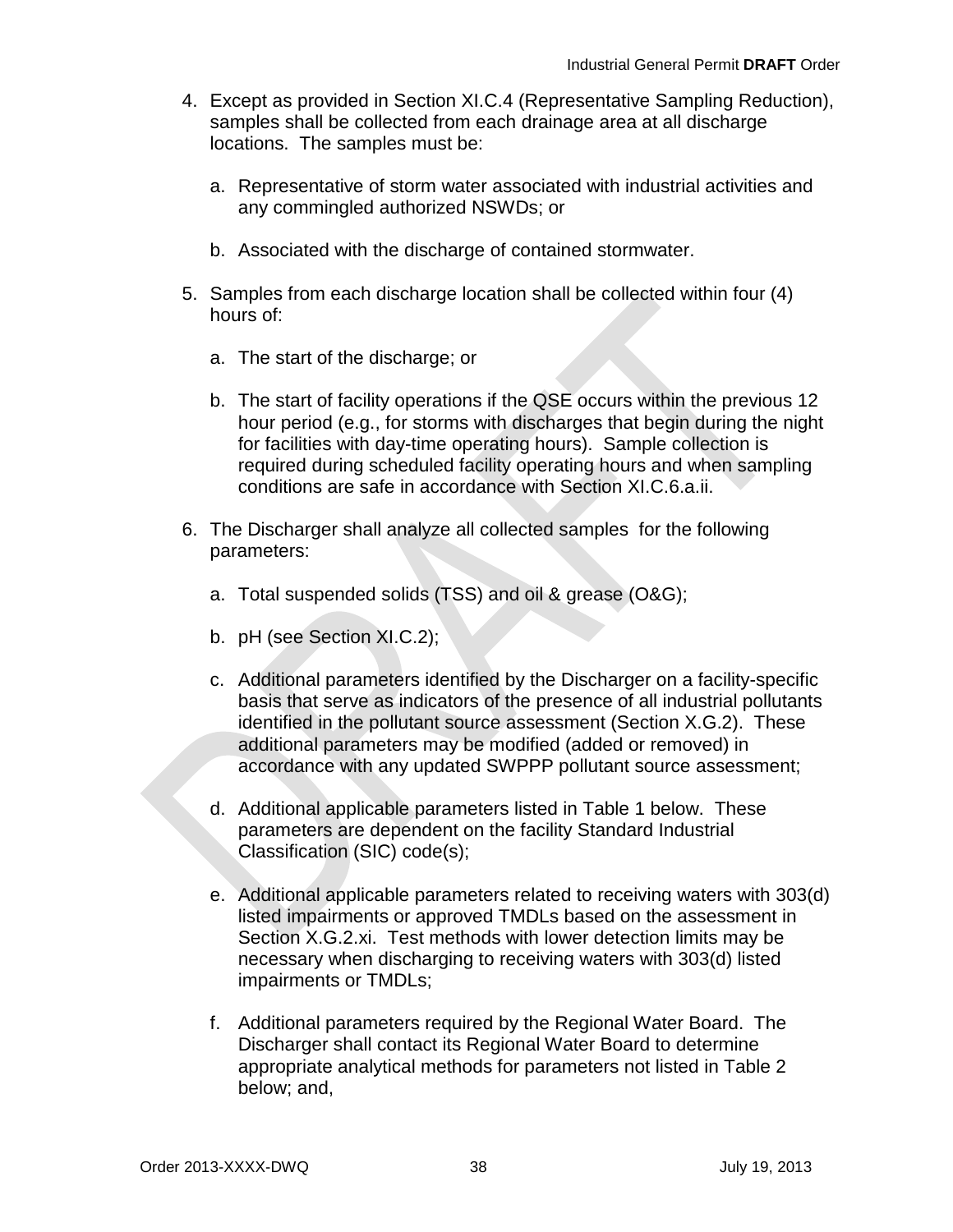4. Except as provided in Section XI.C.4 (Representative Sampling Reduction), samples shall be collected from each drainage area at all discharge locations. The samples must be:

   a. Representative of storm water associated with industrial activities and any commingled authorized NSWDs; or

   b. Associated with the discharge of contained stormwater.

5. Samples from each discharge location shall be collected within four (4) hours of:

   a. The start of the discharge; or

   b. The start of facility operations if the QSE occurs within the previous 12 hour period (e.g., for storms with discharges that begin during the night for facilities with day-time operating hours). Sample collection is required during scheduled facility operating hours and when sampling conditions are safe in accordance with Section XI.C.6.a.ii.

6. The Discharger shall analyze all collected samples for the following parameters:

   a. Total suspended solids (TSS) and oil & grease (O&G);

   b. pH (see Section XI.C.2);

   c. Additional parameters identified by the Discharger on a facility-specific basis that serve as indicators of the presence of all industrial pollutants identified in the pollutant source assessment (Section X.G.2). These additional parameters may be modified (added or removed) in accordance with any updated SWPPP pollutant source assessment;

   d. Additional applicable parameters listed in Table 1 below. These parameters are dependent on the facility Standard Industrial Classification (SIC) code(s);

   e. Additional applicable parameters related to receiving waters with 303(d) listed impairments or approved TMDLs based on the assessment in Section X.G.2.xi. Test methods with lower detection limits may be necessary when discharging to receiving waters with 303(d) listed impairments or TMDLs;

   f. Additional parameters required by the Regional Water Board. The Discharger shall contact its Regional Water Board to determine appropriate analytical methods for parameters not listed in Table 2 below; and,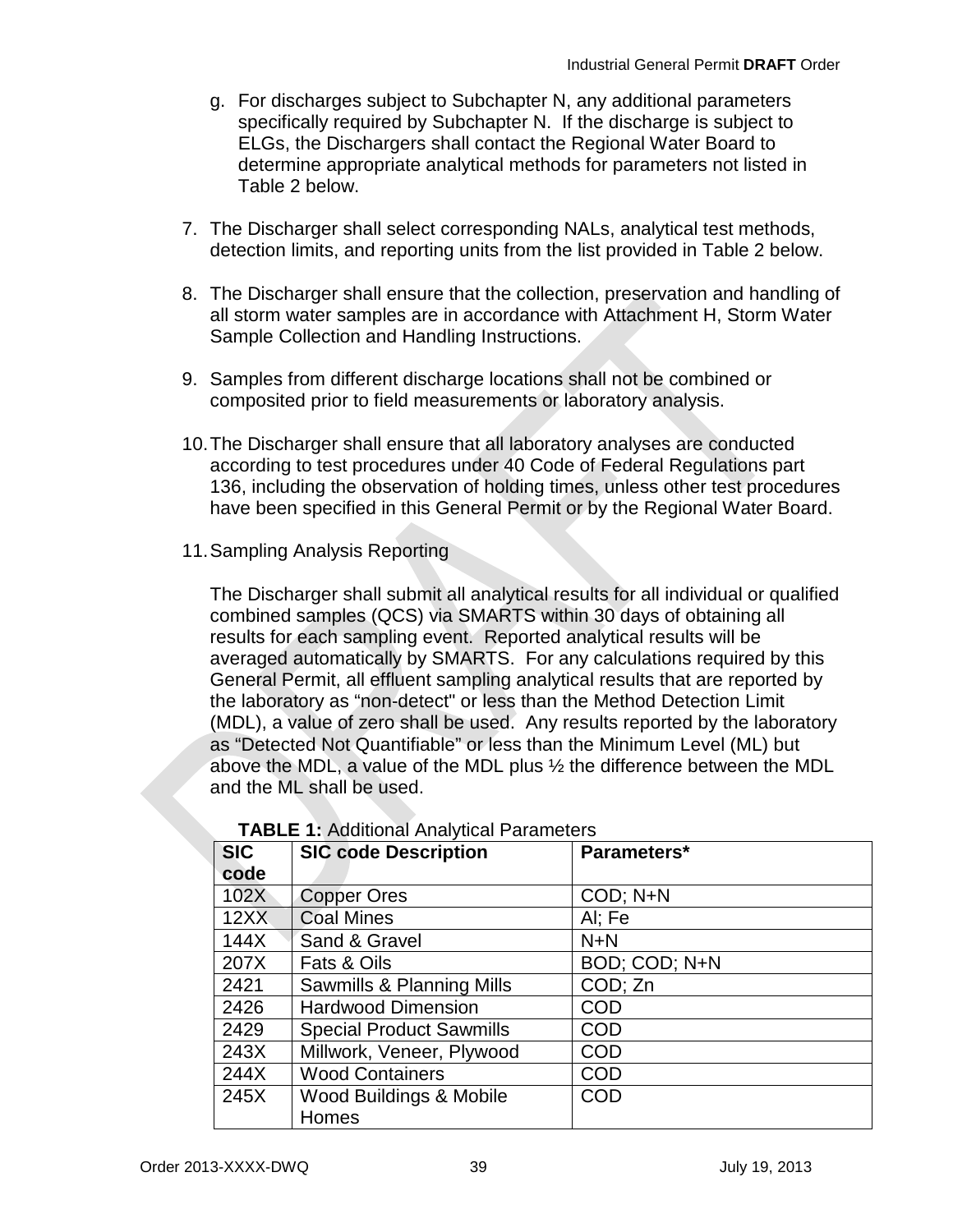g. For discharges subject to Subchapter N, any additional parameters specifically required by Subchapter N. If the discharge is subject to ELGs, the Dischargers shall contact the Regional Water Board to determine appropriate analytical methods for parameters not listed in Table 2 below.

7. The Discharger shall select corresponding NALs, analytical test methods, detection limits, and reporting units from the list provided in Table 2 below.

8. The Discharger shall ensure that the collection, preservation and handling of all storm water samples are in accordance with Attachment H, Storm Water Sample Collection and Handling Instructions.

9. Samples from different discharge locations shall not be combined or composited prior to field measurements or laboratory analysis.

10. The Discharger shall ensure that all laboratory analyses are conducted according to test procedures under 40 Code of Federal Regulations part 136, including the observation of holding times, unless other test procedures have been specified in this General Permit or by the Regional Water Board.

11. Sampling Analysis Reporting

The Discharger shall submit all analytical results for all individual or qualified combined samples (QCS) via SMARTS within 30 days of obtaining all results for each sampling event. Reported analytical results will be averaged automatically by SMARTS. For any calculations required by this General Permit, all effluent sampling analytical results that are reported by the laboratory as “non-detect" or less than the Method Detection Limit (MDL), a value of zero shall be used. Any results reported by the laboratory as “Detected Not Quantifiable” or less than the Minimum Level (ML) but above the MDL, a value of the MDL plus ½ the difference between the MDL and the ML shall be used.

**TABLE 1:** Additional Analytical Parameters

| SIC code | SIC code Description | Parameters* |
|---|---|---|
| 102X | Copper Ores | COD; N+N |
| 12XX | Coal Mines | Al; Fe |
| 144X | Sand & Gravel | N+N |
| 207X | Fats & Oils | BOD; COD; N+N |
| 2421 | Sawmills & Planning Mills | COD; Zn |
| 2426 | Hardwood Dimension | COD |
| 2429 | Special Product Sawmills | COD |
| 243X | Millwork, Veneer, Plywood | COD |
| 244X | Wood Containers | COD |
| 245X | Wood Buildings & Mobile Homes | COD |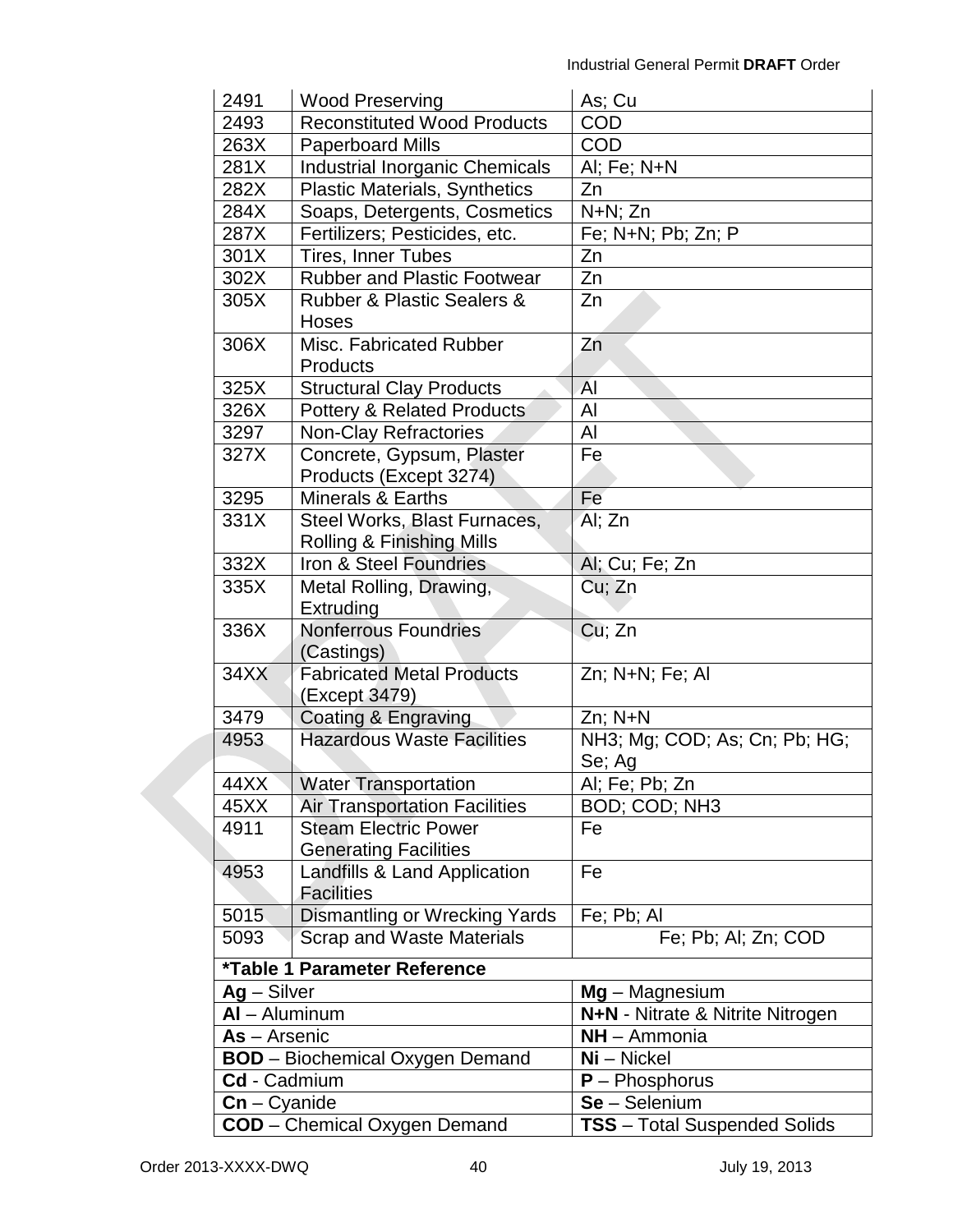| | | |
|---|---|---|
| 2491 | Wood Preserving | As; Cu |
| 2493 | Reconstituted Wood Products | COD |
| 263X | Paperboard Mills | COD |
| 281X | Industrial Inorganic Chemicals | Al; Fe; N+N |
| 282X | Plastic Materials, Synthetics | Zn |
| 284X | Soaps, Detergents, Cosmetics | N+N; Zn |
| 287X | Fertilizers; Pesticides, etc. | Fe; N+N; Pb; Zn; P |
| 301X | Tires, Inner Tubes | Zn |
| 302X | Rubber and Plastic Footwear | Zn |
| 305X | Rubber & Plastic Sealers & Hoses | Zn |
| 306X | Misc. Fabricated Rubber Products | Zn |
| 325X | Structural Clay Products | Al |
| 326X | Pottery & Related Products | Al |
| 3297 | Non-Clay Refractories | Al |
| 327X | Concrete, Gypsum, Plaster Products (Except 3274) | Fe |
| 3295 | Minerals & Earths | Fe |
| 331X | Steel Works, Blast Furnaces, Rolling & Finishing Mills | Al; Zn |
| 332X | Iron & Steel Foundries | Al; Cu; Fe; Zn |
| 335X | Metal Rolling, Drawing, Extruding | Cu; Zn |
| 336X | Nonferrous Foundries (Castings) | Cu; Zn |
| 34XX | Fabricated Metal Products (Except 3479) | Zn; N+N; Fe; Al |
| 3479 | Coating & Engraving | Zn; N+N |
| 4953 | Hazardous Waste Facilities | NH3; Mg; COD; As; Cn; Pb; HG; Se; Ag |
| 44XX | Water Transportation | Al; Fe; Pb; Zn |
| 45XX | Air Transportation Facilities | BOD; COD; NH3 |
| 4911 | Steam Electric Power Generating Facilities | Fe |
| 4953 | Landfills & Land Application Facilities | Fe |
| 5015 | Dismantling or Wrecking Yards | Fe; Pb; Al |
| 5093 | Scrap and Waste Materials | Fe; Pb; Al; Zn; COD |

| **\*Table 1 Parameter Reference** | |
|---|---|
| **Ag** – Silver | **Mg** – Magnesium |
| **Al** – Aluminum | **N+N** - Nitrate & Nitrite Nitrogen |
| **As** – Arsenic | **NH** – Ammonia |
| **BOD** – Biochemical Oxygen Demand | **Ni** – Nickel |
| **Cd** - Cadmium | **P** – Phosphorus |
| **Cn** – Cyanide | **Se** – Selenium |
| **COD** – Chemical Oxygen Demand | **TSS** – Total Suspended Solids |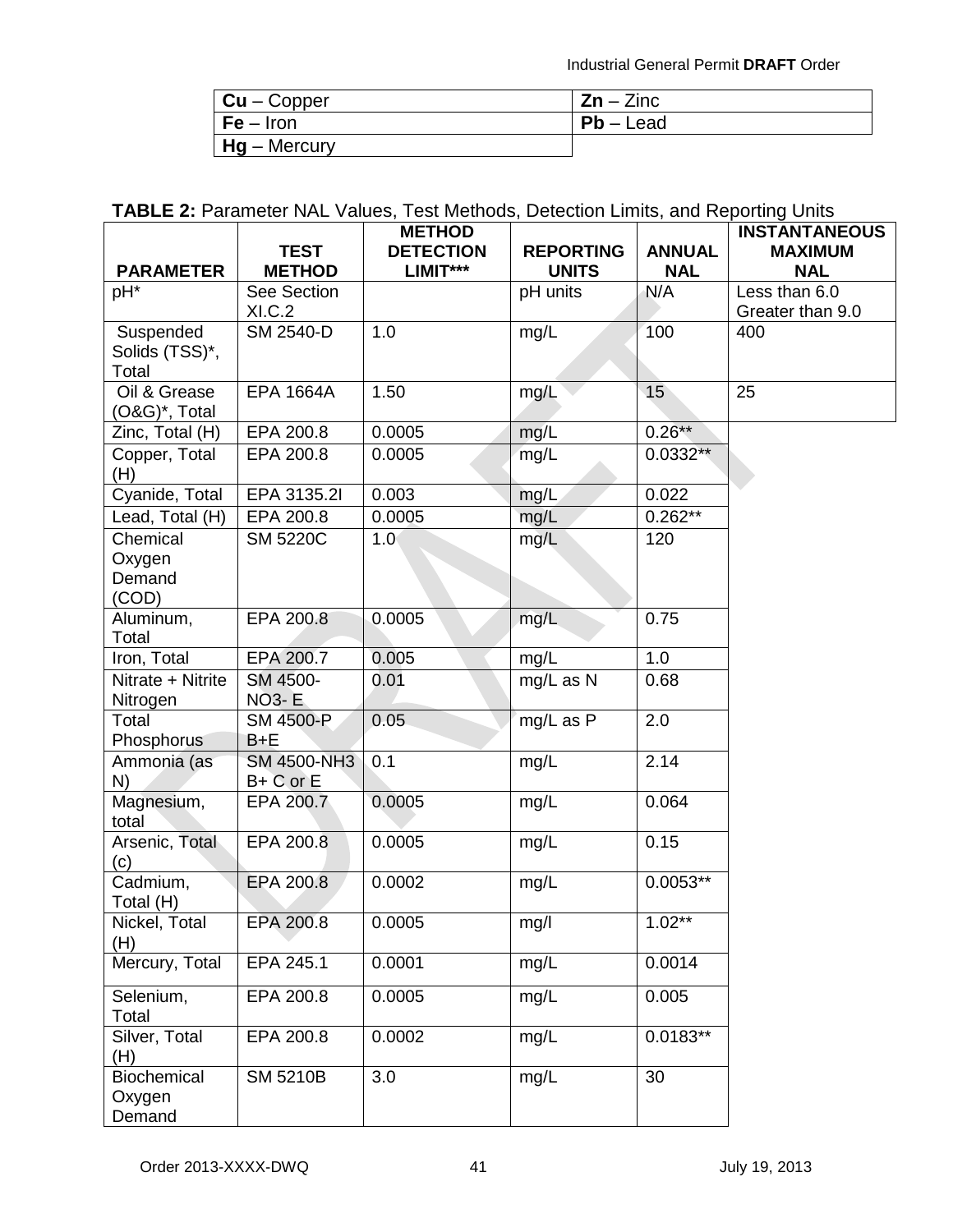| **Cu** – Copper | **Zn** – Zinc |
|---|---|
| **Fe** – Iron | **Pb** – Lead |
| **Hg** – Mercury | |

**TABLE 2:** Parameter NAL Values, Test Methods, Detection Limits, and Reporting Units

| PARAMETER | TEST METHOD | METHOD DETECTION LIMIT*** | REPORTING UNITS | ANNUAL NAL | INSTANTANEOUS MAXIMUM NAL |
|---|---|---|---|---|---|
| pH* | See Section XI.C.2 | | pH units | N/A | Less than 6.0 Greater than 9.0 |
| Suspended Solids (TSS)*, Total | SM 2540-D | 1.0 | mg/L | 100 | 400 |
| Oil & Grease (O&G)*, Total | EPA 1664A | 1.50 | mg/L | 15 | 25 |
| Zinc, Total (H) | EPA 200.8 | 0.0005 | mg/L | 0.26** | |
| Copper, Total (H) | EPA 200.8 | 0.0005 | mg/L | 0.0332** | |
| Cyanide, Total | EPA 3135.2I | 0.003 | mg/L | 0.022 | |
| Lead, Total (H) | EPA 200.8 | 0.0005 | mg/L | 0.262** | |
| Chemical Oxygen Demand (COD) | SM 5220C | 1.0 | mg/L | 120 | |
| Aluminum, Total | EPA 200.8 | 0.0005 | mg/L | 0.75 | |
| Iron, Total | EPA 200.7 | 0.005 | mg/L | 1.0 | |
| Nitrate + Nitrite Nitrogen | SM 4500-NO3- E | 0.01 | mg/L as N | 0.68 | |
| Total Phosphorus | SM 4500-P B+E | 0.05 | mg/L as P | 2.0 | |
| Ammonia (as N) | SM 4500-NH3 B+ C or E | 0.1 | mg/L | 2.14 | |
| Magnesium, total | EPA 200.7 | 0.0005 | mg/L | 0.064 | |
| Arsenic, Total (c) | EPA 200.8 | 0.0005 | mg/L | 0.15 | |
| Cadmium, Total (H) | EPA 200.8 | 0.0002 | mg/L | 0.0053** | |
| Nickel, Total (H) | EPA 200.8 | 0.0005 | mg/l | 1.02** | |
| Mercury, Total | EPA 245.1 | 0.0001 | mg/L | 0.0014 | |
| Selenium, Total | EPA 200.8 | 0.0005 | mg/L | 0.005 | |
| Silver, Total (H) | EPA 200.8 | 0.0002 | mg/L | 0.0183** | |
| Biochemical Oxygen Demand | SM 5210B | 3.0 | mg/L | 30 | |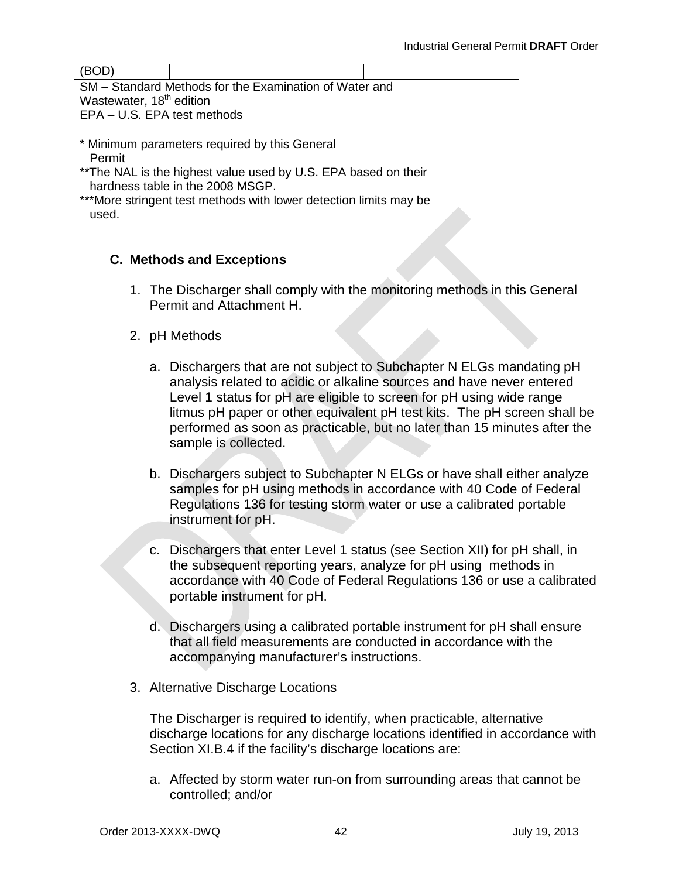| (BOD) | | | | |
|---|---|---|---|---|

SM – Standard Methods for the Examination of Water and Wastewater, 18th edition
EPA – U.S. EPA test methods

\* Minimum parameters required by this General Permit
\*\*The NAL is the highest value used by U.S. EPA based on their hardness table in the 2008 MSGP.
\*\*\*More stringent test methods with lower detection limits may be used.

### C. Methods and Exceptions

1. The Discharger shall comply with the monitoring methods in this General Permit and Attachment H.

2. pH Methods

   a. Dischargers that are not subject to Subchapter N ELGs mandating pH analysis related to acidic or alkaline sources and have never entered Level 1 status for pH are eligible to screen for pH using wide range litmus pH paper or other equivalent pH test kits. The pH screen shall be performed as soon as practicable, but no later than 15 minutes after the sample is collected.

   b. Dischargers subject to Subchapter N ELGs or have shall either analyze samples for pH using methods in accordance with 40 Code of Federal Regulations 136 for testing storm water or use a calibrated portable instrument for pH.

   c. Dischargers that enter Level 1 status (see Section XII) for pH shall, in the subsequent reporting years, analyze for pH using methods in accordance with 40 Code of Federal Regulations 136 or use a calibrated portable instrument for pH.

   d. Dischargers using a calibrated portable instrument for pH shall ensure that all field measurements are conducted in accordance with the accompanying manufacturer's instructions.

3. Alternative Discharge Locations

   The Discharger is required to identify, when practicable, alternative discharge locations for any discharge locations identified in accordance with Section XI.B.4 if the facility's discharge locations are:

   a. Affected by storm water run-on from surrounding areas that cannot be controlled; and/or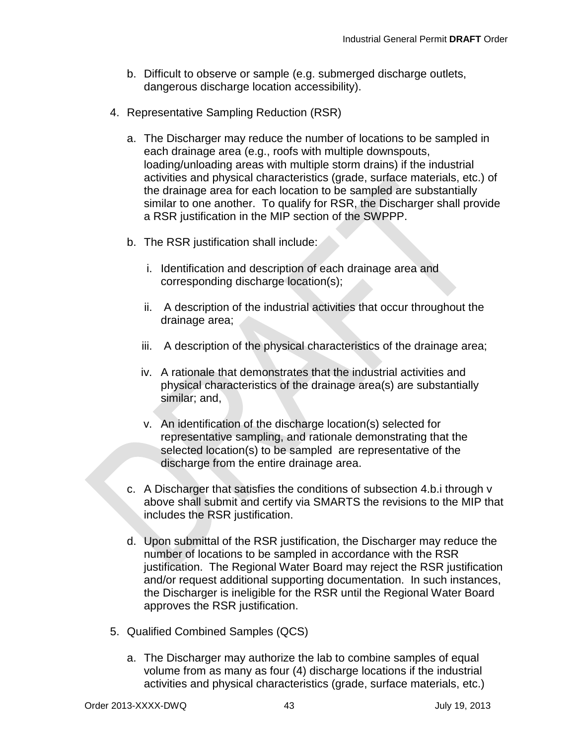b. Difficult to observe or sample (e.g. submerged discharge outlets, dangerous discharge location accessibility).

4. Representative Sampling Reduction (RSR)

   a. The Discharger may reduce the number of locations to be sampled in each drainage area (e.g., roofs with multiple downspouts, loading/unloading areas with multiple storm drains) if the industrial activities and physical characteristics (grade, surface materials, etc.) of the drainage area for each location to be sampled are substantially similar to one another. To qualify for RSR, the Discharger shall provide a RSR justification in the MIP section of the SWPPP.

   b. The RSR justification shall include:

      i. Identification and description of each drainage area and corresponding discharge location(s);

      ii. A description of the industrial activities that occur throughout the drainage area;

      iii. A description of the physical characteristics of the drainage area;

      iv. A rationale that demonstrates that the industrial activities and physical characteristics of the drainage area(s) are substantially similar; and,

      v. An identification of the discharge location(s) selected for representative sampling, and rationale demonstrating that the selected location(s) to be sampled are representative of the discharge from the entire drainage area.

   c. A Discharger that satisfies the conditions of subsection 4.b.i through v above shall submit and certify via SMARTS the revisions to the MIP that includes the RSR justification.

   d. Upon submittal of the RSR justification, the Discharger may reduce the number of locations to be sampled in accordance with the RSR justification. The Regional Water Board may reject the RSR justification and/or request additional supporting documentation. In such instances, the Discharger is ineligible for the RSR until the Regional Water Board approves the RSR justification.

5. Qualified Combined Samples (QCS)

   a. The Discharger may authorize the lab to combine samples of equal volume from as many as four (4) discharge locations if the industrial activities and physical characteristics (grade, surface materials, etc.)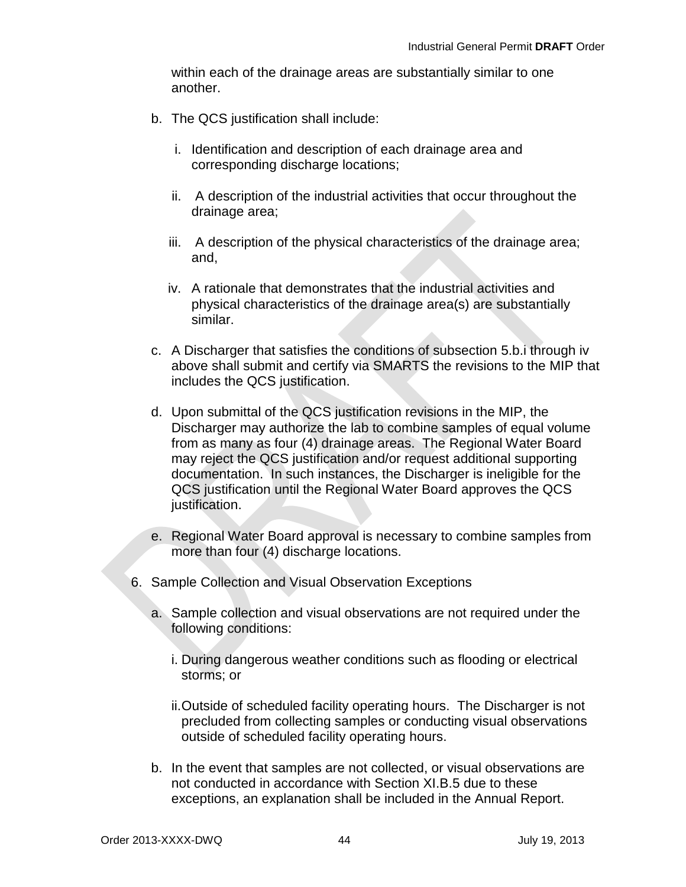within each of the drainage areas are substantially similar to one another.

b. The QCS justification shall include:

   i. Identification and description of each drainage area and corresponding discharge locations;

   ii. A description of the industrial activities that occur throughout the drainage area;

   iii. A description of the physical characteristics of the drainage area; and,

   iv. A rationale that demonstrates that the industrial activities and physical characteristics of the drainage area(s) are substantially similar.

c. A Discharger that satisfies the conditions of subsection 5.b.i through iv above shall submit and certify via SMARTS the revisions to the MIP that includes the QCS justification.

d. Upon submittal of the QCS justification revisions in the MIP, the Discharger may authorize the lab to combine samples of equal volume from as many as four (4) drainage areas. The Regional Water Board may reject the QCS justification and/or request additional supporting documentation. In such instances, the Discharger is ineligible for the QCS justification until the Regional Water Board approves the QCS justification.

e. Regional Water Board approval is necessary to combine samples from more than four (4) discharge locations.

6. Sample Collection and Visual Observation Exceptions

   a. Sample collection and visual observations are not required under the following conditions:

      i. During dangerous weather conditions such as flooding or electrical storms; or

      ii. Outside of scheduled facility operating hours. The Discharger is not precluded from collecting samples or conducting visual observations outside of scheduled facility operating hours.

   b. In the event that samples are not collected, or visual observations are not conducted in accordance with Section XI.B.5 due to these exceptions, an explanation shall be included in the Annual Report.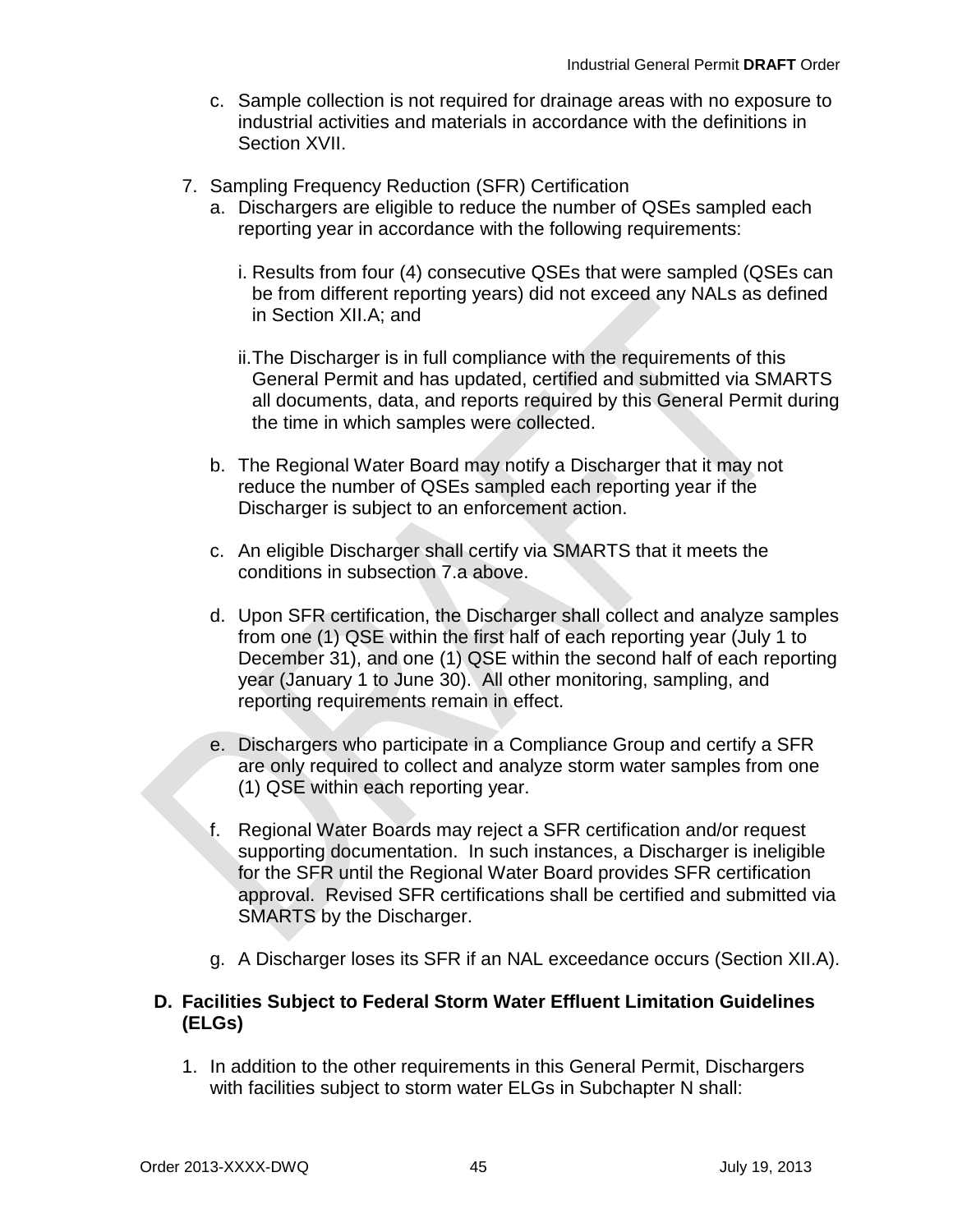c. Sample collection is not required for drainage areas with no exposure to industrial activities and materials in accordance with the definitions in Section XVII.

7. Sampling Frequency Reduction (SFR) Certification
   a. Dischargers are eligible to reduce the number of QSEs sampled each reporting year in accordance with the following requirements:

      i. Results from four (4) consecutive QSEs that were sampled (QSEs can be from different reporting years) did not exceed any NALs as defined in Section XII.A; and

      ii. The Discharger is in full compliance with the requirements of this General Permit and has updated, certified and submitted via SMARTS all documents, data, and reports required by this General Permit during the time in which samples were collected.

   b. The Regional Water Board may notify a Discharger that it may not reduce the number of QSEs sampled each reporting year if the Discharger is subject to an enforcement action.

   c. An eligible Discharger shall certify via SMARTS that it meets the conditions in subsection 7.a above.

   d. Upon SFR certification, the Discharger shall collect and analyze samples from one (1) QSE within the first half of each reporting year (July 1 to December 31), and one (1) QSE within the second half of each reporting year (January 1 to June 30). All other monitoring, sampling, and reporting requirements remain in effect.

   e. Dischargers who participate in a Compliance Group and certify a SFR are only required to collect and analyze storm water samples from one (1) QSE within each reporting year.

   f. Regional Water Boards may reject a SFR certification and/or request supporting documentation. In such instances, a Discharger is ineligible for the SFR until the Regional Water Board provides SFR certification approval. Revised SFR certifications shall be certified and submitted via SMARTS by the Discharger.

   g. A Discharger loses its SFR if an NAL exceedance occurs (Section XII.A).

**D. Facilities Subject to Federal Storm Water Effluent Limitation Guidelines (ELGs)**

1. In addition to the other requirements in this General Permit, Dischargers with facilities subject to storm water ELGs in Subchapter N shall: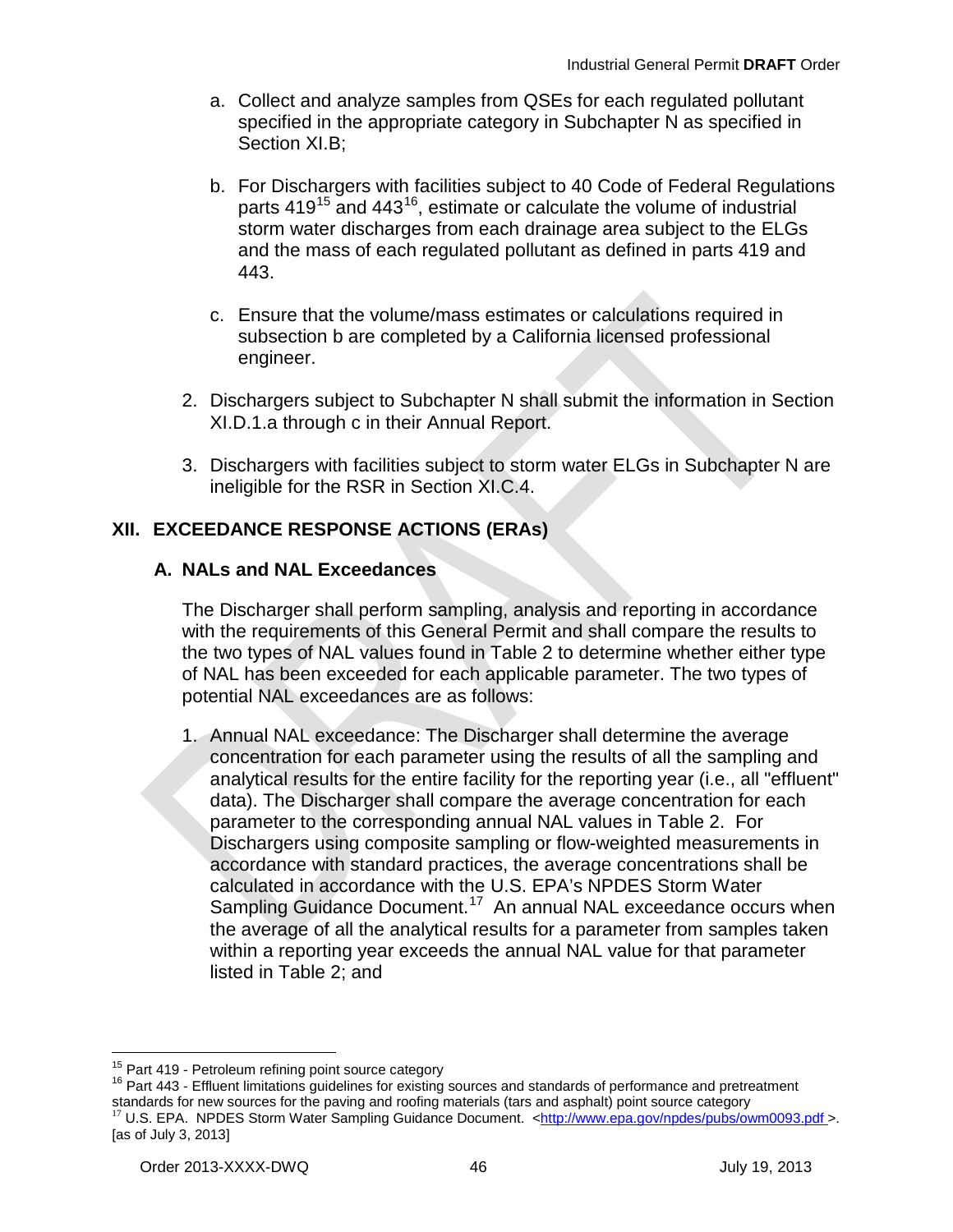a. Collect and analyze samples from QSEs for each regulated pollutant specified in the appropriate category in Subchapter N as specified in Section XI.B;

b. For Dischargers with facilities subject to 40 Code of Federal Regulations parts 419[15] and 443[16], estimate or calculate the volume of industrial storm water discharges from each drainage area subject to the ELGs and the mass of each regulated pollutant as defined in parts 419 and 443.

c. Ensure that the volume/mass estimates or calculations required in subsection b are completed by a California licensed professional engineer.

2. Dischargers subject to Subchapter N shall submit the information in Section XI.D.1.a through c in their Annual Report.

3. Dischargers with facilities subject to storm water ELGs in Subchapter N are ineligible for the RSR in Section XI.C.4.

## XII. EXCEEDANCE RESPONSE ACTIONS (ERAs)

### A. NALs and NAL Exceedances

The Discharger shall perform sampling, analysis and reporting in accordance with the requirements of this General Permit and shall compare the results to the two types of NAL values found in Table 2 to determine whether either type of NAL has been exceeded for each applicable parameter. The two types of potential NAL exceedances are as follows:

1. Annual NAL exceedance: The Discharger shall determine the average concentration for each parameter using the results of all the sampling and analytical results for the entire facility for the reporting year (i.e., all "effluent" data). The Discharger shall compare the average concentration for each parameter to the corresponding annual NAL values in Table 2. For Dischargers using composite sampling or flow-weighted measurements in accordance with standard practices, the average concentrations shall be calculated in accordance with the U.S. EPA's NPDES Storm Water Sampling Guidance Document.[17] An annual NAL exceedance occurs when the average of all the analytical results for a parameter from samples taken within a reporting year exceeds the annual NAL value for that parameter listed in Table 2; and

---

[15] Part 419 - Petroleum refining point source category

[16] Part 443 - Effluent limitations guidelines for existing sources and standards of performance and pretreatment standards for new sources for the paving and roofing materials (tars and asphalt) point source category

[17] U.S. EPA. NPDES Storm Water Sampling Guidance Document. <http://www.epa.gov/npdes/pubs/owm0093.pdf >. [as of July 3, 2013]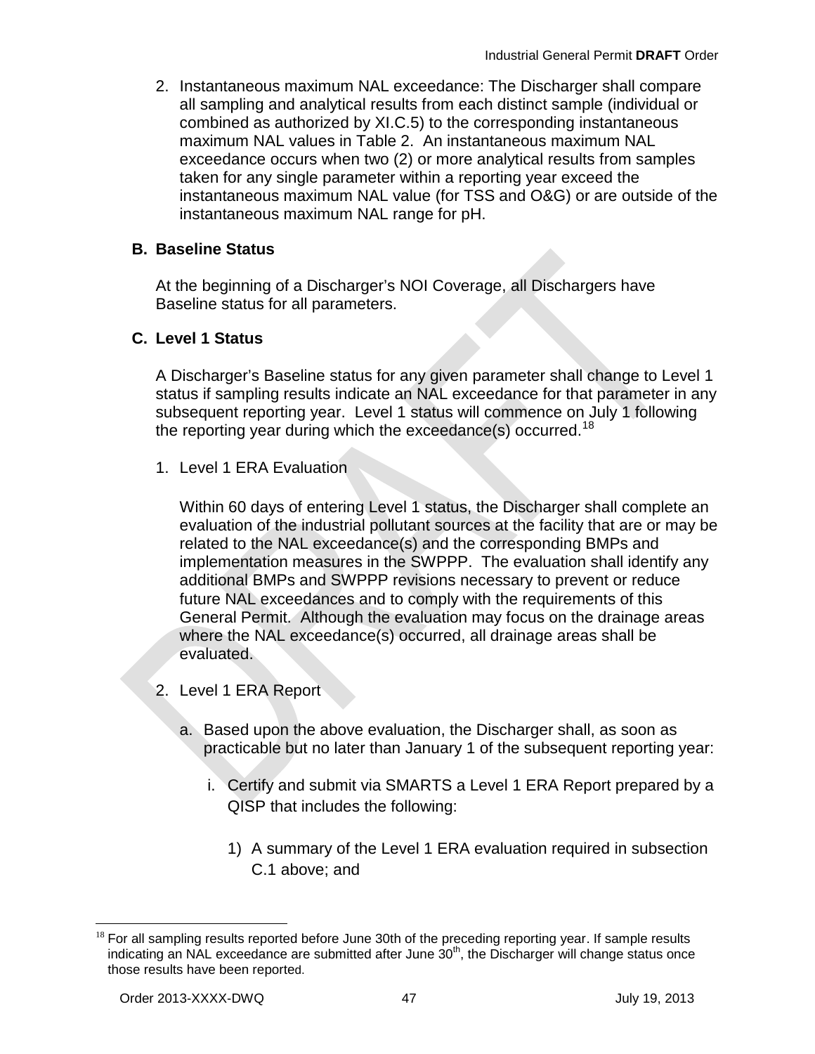2. Instantaneous maximum NAL exceedance: The Discharger shall compare all sampling and analytical results from each distinct sample (individual or combined as authorized by XI.C.5) to the corresponding instantaneous maximum NAL values in Table 2. An instantaneous maximum NAL exceedance occurs when two (2) or more analytical results from samples taken for any single parameter within a reporting year exceed the instantaneous maximum NAL value (for TSS and O&G) or are outside of the instantaneous maximum NAL range for pH.

## B. Baseline Status

At the beginning of a Discharger's NOI Coverage, all Dischargers have Baseline status for all parameters.

## C. Level 1 Status

A Discharger's Baseline status for any given parameter shall change to Level 1 status if sampling results indicate an NAL exceedance for that parameter in any subsequent reporting year. Level 1 status will commence on July 1 following the reporting year during which the exceedance(s) occurred.[18]

1. Level 1 ERA Evaluation

   Within 60 days of entering Level 1 status, the Discharger shall complete an evaluation of the industrial pollutant sources at the facility that are or may be related to the NAL exceedance(s) and the corresponding BMPs and implementation measures in the SWPPP. The evaluation shall identify any additional BMPs and SWPPP revisions necessary to prevent or reduce future NAL exceedances and to comply with the requirements of this General Permit. Although the evaluation may focus on the drainage areas where the NAL exceedance(s) occurred, all drainage areas shall be evaluated.

2. Level 1 ERA Report

   a. Based upon the above evaluation, the Discharger shall, as soon as practicable but no later than January 1 of the subsequent reporting year:

      i. Certify and submit via SMARTS a Level 1 ERA Report prepared by a QISP that includes the following:

         1) A summary of the Level 1 ERA evaluation required in subsection C.1 above; and

---

[18] For all sampling results reported before June 30th of the preceding reporting year. If sample results indicating an NAL exceedance are submitted after June 30th, the Discharger will change status once those results have been reported.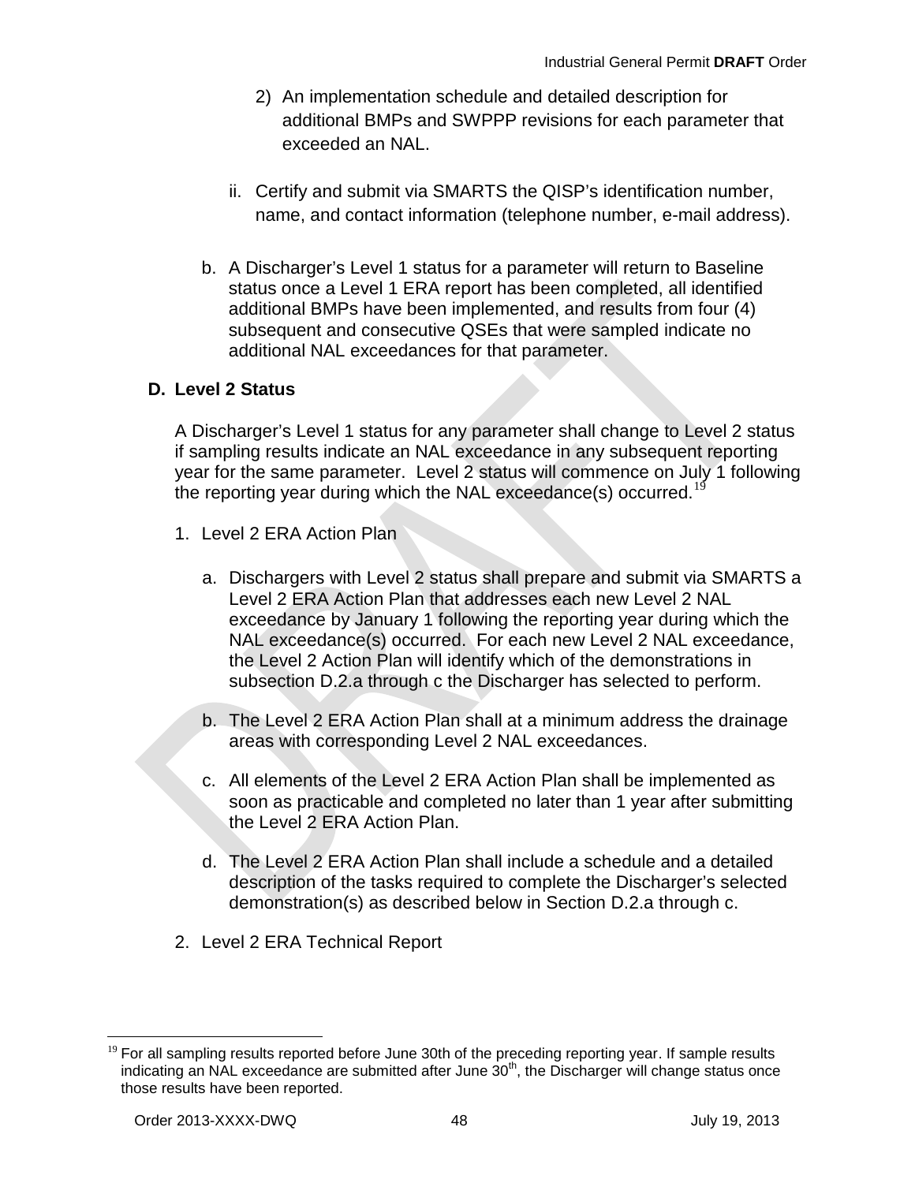2) An implementation schedule and detailed description for additional BMPs and SWPPP revisions for each parameter that exceeded an NAL.

ii. Certify and submit via SMARTS the QISP's identification number, name, and contact information (telephone number, e-mail address).

b. A Discharger's Level 1 status for a parameter will return to Baseline status once a Level 1 ERA report has been completed, all identified additional BMPs have been implemented, and results from four (4) subsequent and consecutive QSEs that were sampled indicate no additional NAL exceedances for that parameter.

## D. Level 2 Status

A Discharger's Level 1 status for any parameter shall change to Level 2 status if sampling results indicate an NAL exceedance in any subsequent reporting year for the same parameter. Level 2 status will commence on July 1 following the reporting year during which the NAL exceedance(s) occurred.[19]

1. Level 2 ERA Action Plan

   a. Dischargers with Level 2 status shall prepare and submit via SMARTS a Level 2 ERA Action Plan that addresses each new Level 2 NAL exceedance by January 1 following the reporting year during which the NAL exceedance(s) occurred. For each new Level 2 NAL exceedance, the Level 2 Action Plan will identify which of the demonstrations in subsection D.2.a through c the Discharger has selected to perform.

   b. The Level 2 ERA Action Plan shall at a minimum address the drainage areas with corresponding Level 2 NAL exceedances.

   c. All elements of the Level 2 ERA Action Plan shall be implemented as soon as practicable and completed no later than 1 year after submitting the Level 2 ERA Action Plan.

   d. The Level 2 ERA Action Plan shall include a schedule and a detailed description of the tasks required to complete the Discharger's selected demonstration(s) as described below in Section D.2.a through c.

2. Level 2 ERA Technical Report

---

[19] For all sampling results reported before June 30th of the preceding reporting year. If sample results indicating an NAL exceedance are submitted after June 30th, the Discharger will change status once those results have been reported.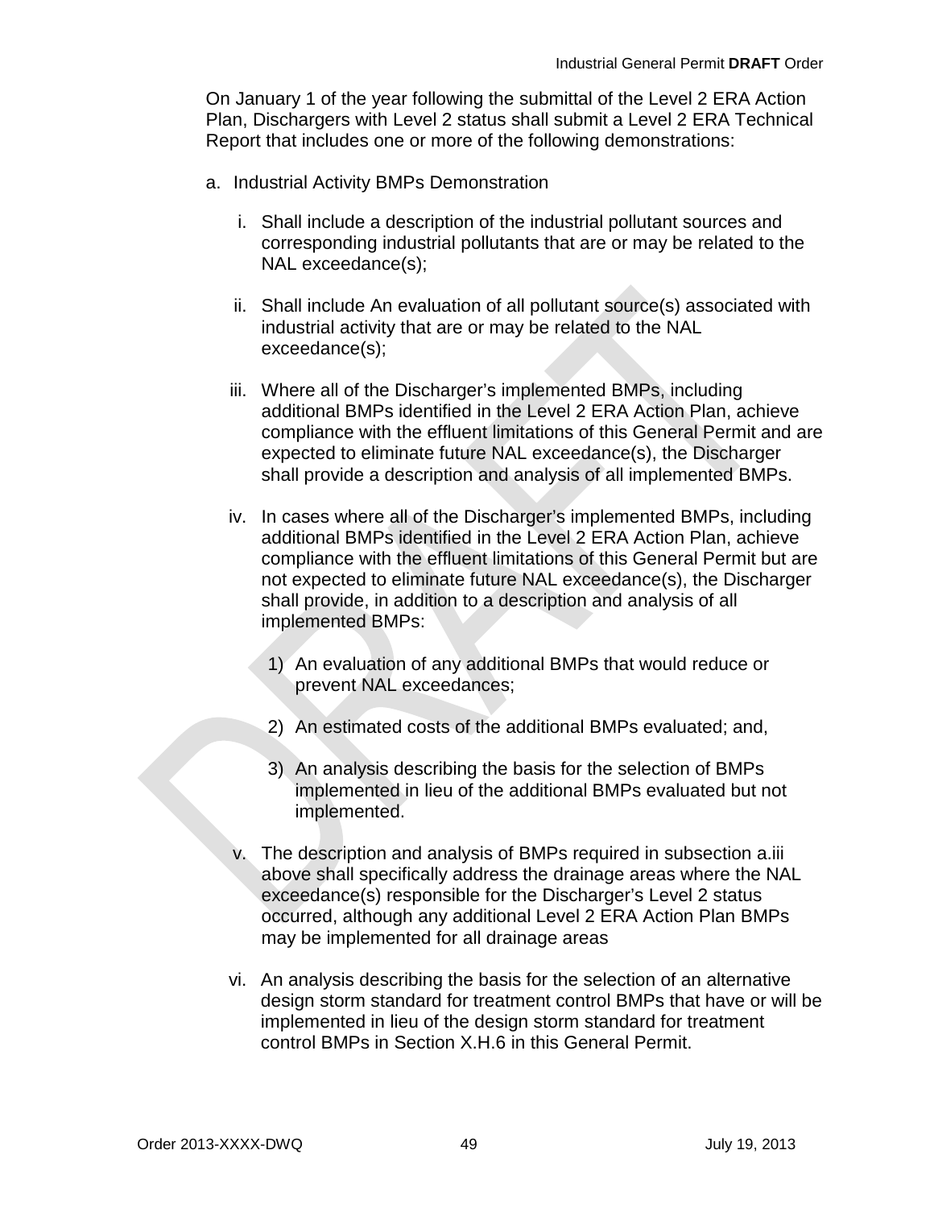On January 1 of the year following the submittal of the Level 2 ERA Action Plan, Dischargers with Level 2 status shall submit a Level 2 ERA Technical Report that includes one or more of the following demonstrations:

a. Industrial Activity BMPs Demonstration

   i. Shall include a description of the industrial pollutant sources and corresponding industrial pollutants that are or may be related to the NAL exceedance(s);

   ii. Shall include An evaluation of all pollutant source(s) associated with industrial activity that are or may be related to the NAL exceedance(s);

   iii. Where all of the Discharger's implemented BMPs, including additional BMPs identified in the Level 2 ERA Action Plan, achieve compliance with the effluent limitations of this General Permit and are expected to eliminate future NAL exceedance(s), the Discharger shall provide a description and analysis of all implemented BMPs.

   iv. In cases where all of the Discharger's implemented BMPs, including additional BMPs identified in the Level 2 ERA Action Plan, achieve compliance with the effluent limitations of this General Permit but are not expected to eliminate future NAL exceedance(s), the Discharger shall provide, in addition to a description and analysis of all implemented BMPs:

      1) An evaluation of any additional BMPs that would reduce or prevent NAL exceedances;

      2) An estimated costs of the additional BMPs evaluated; and,

      3) An analysis describing the basis for the selection of BMPs implemented in lieu of the additional BMPs evaluated but not implemented.

   v. The description and analysis of BMPs required in subsection a.iii above shall specifically address the drainage areas where the NAL exceedance(s) responsible for the Discharger's Level 2 status occurred, although any additional Level 2 ERA Action Plan BMPs may be implemented for all drainage areas

   vi. An analysis describing the basis for the selection of an alternative design storm standard for treatment control BMPs that have or will be implemented in lieu of the design storm standard for treatment control BMPs in Section X.H.6 in this General Permit.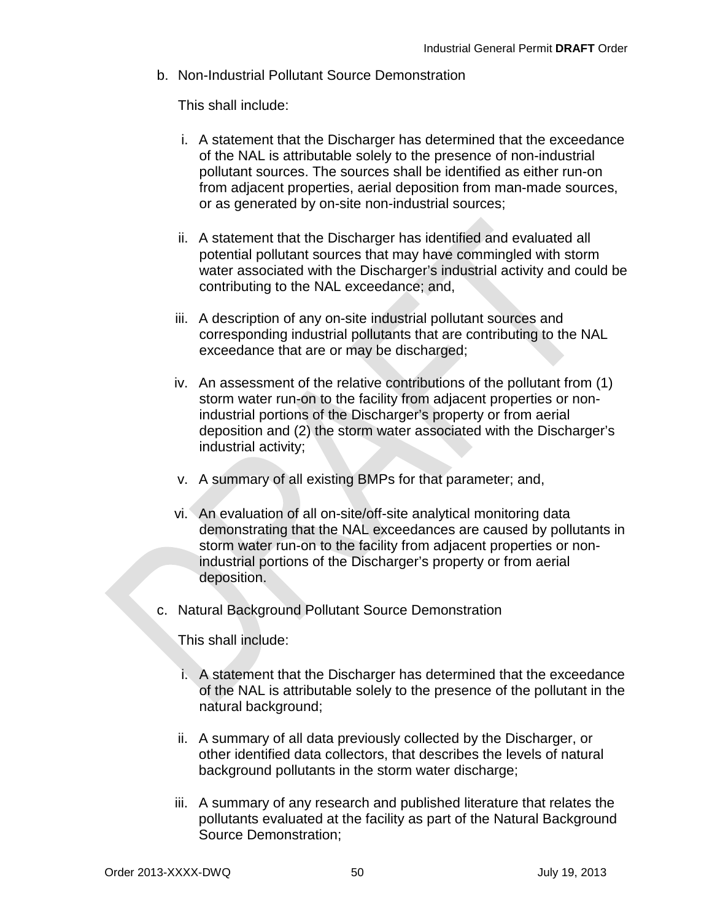b. Non-Industrial Pollutant Source Demonstration

This shall include:

i. A statement that the Discharger has determined that the exceedance of the NAL is attributable solely to the presence of non-industrial pollutant sources. The sources shall be identified as either run-on from adjacent properties, aerial deposition from man-made sources, or as generated by on-site non-industrial sources;

ii. A statement that the Discharger has identified and evaluated all potential pollutant sources that may have commingled with storm water associated with the Discharger's industrial activity and could be contributing to the NAL exceedance; and,

iii. A description of any on-site industrial pollutant sources and corresponding industrial pollutants that are contributing to the NAL exceedance that are or may be discharged;

iv. An assessment of the relative contributions of the pollutant from (1) storm water run-on to the facility from adjacent properties or non-industrial portions of the Discharger's property or from aerial deposition and (2) the storm water associated with the Discharger's industrial activity;

v. A summary of all existing BMPs for that parameter; and,

vi. An evaluation of all on-site/off-site analytical monitoring data demonstrating that the NAL exceedances are caused by pollutants in storm water run-on to the facility from adjacent properties or non-industrial portions of the Discharger's property or from aerial deposition.

c. Natural Background Pollutant Source Demonstration

This shall include:

i. A statement that the Discharger has determined that the exceedance of the NAL is attributable solely to the presence of the pollutant in the natural background;

ii. A summary of all data previously collected by the Discharger, or other identified data collectors, that describes the levels of natural background pollutants in the storm water discharge;

iii. A summary of any research and published literature that relates the pollutants evaluated at the facility as part of the Natural Background Source Demonstration;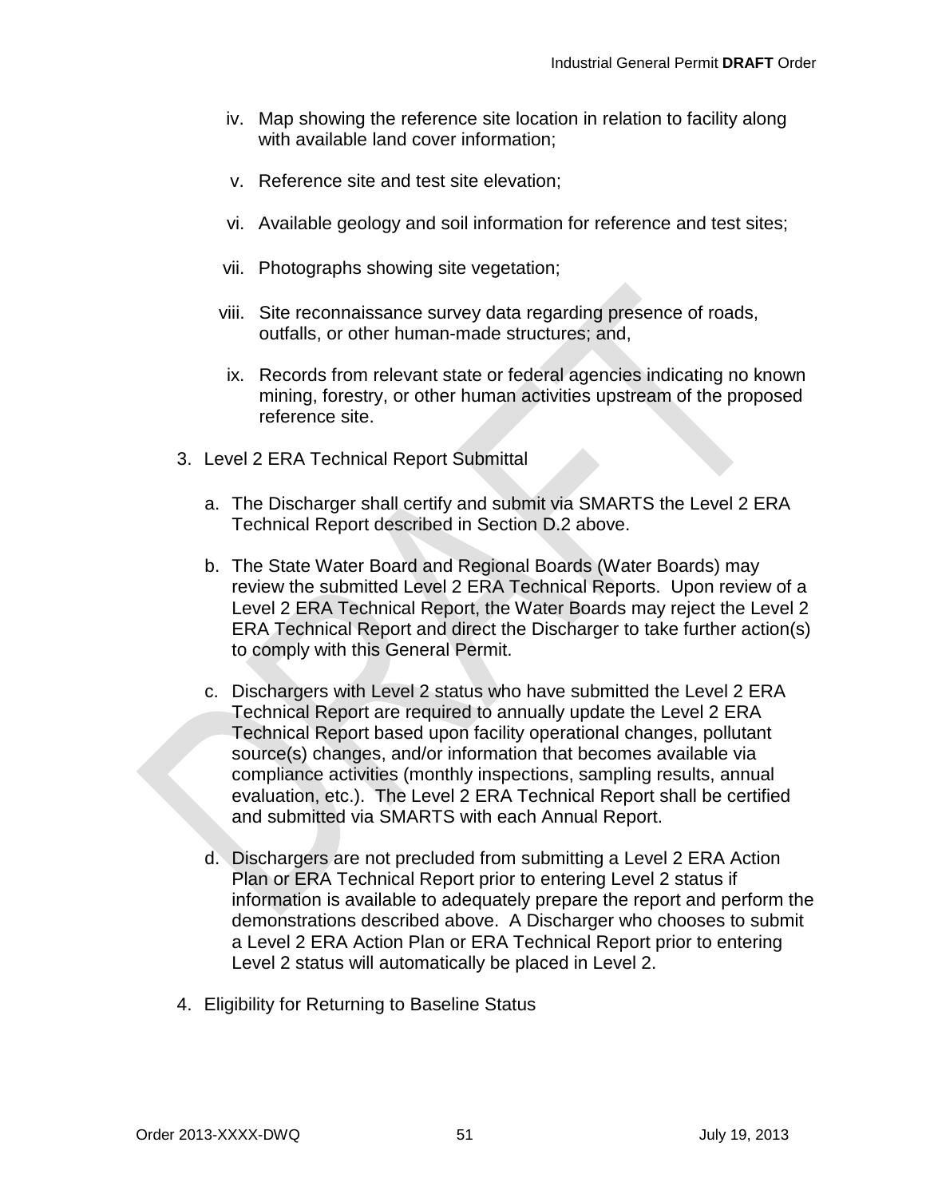iv. Map showing the reference site location in relation to facility along with available land cover information;

v. Reference site and test site elevation;

vi. Available geology and soil information for reference and test sites;

vii. Photographs showing site vegetation;

viii. Site reconnaissance survey data regarding presence of roads, outfalls, or other human-made structures; and,

ix. Records from relevant state or federal agencies indicating no known mining, forestry, or other human activities upstream of the proposed reference site.

3. Level 2 ERA Technical Report Submittal

   a. The Discharger shall certify and submit via SMARTS the Level 2 ERA Technical Report described in Section D.2 above.

   b. The State Water Board and Regional Boards (Water Boards) may review the submitted Level 2 ERA Technical Reports. Upon review of a Level 2 ERA Technical Report, the Water Boards may reject the Level 2 ERA Technical Report and direct the Discharger to take further action(s) to comply with this General Permit.

   c. Dischargers with Level 2 status who have submitted the Level 2 ERA Technical Report are required to annually update the Level 2 ERA Technical Report based upon facility operational changes, pollutant source(s) changes, and/or information that becomes available via compliance activities (monthly inspections, sampling results, annual evaluation, etc.). The Level 2 ERA Technical Report shall be certified and submitted via SMARTS with each Annual Report.

   d. Dischargers are not precluded from submitting a Level 2 ERA Action Plan or ERA Technical Report prior to entering Level 2 status if information is available to adequately prepare the report and perform the demonstrations described above. A Discharger who chooses to submit a Level 2 ERA Action Plan or ERA Technical Report prior to entering Level 2 status will automatically be placed in Level 2.

4. Eligibility for Returning to Baseline Status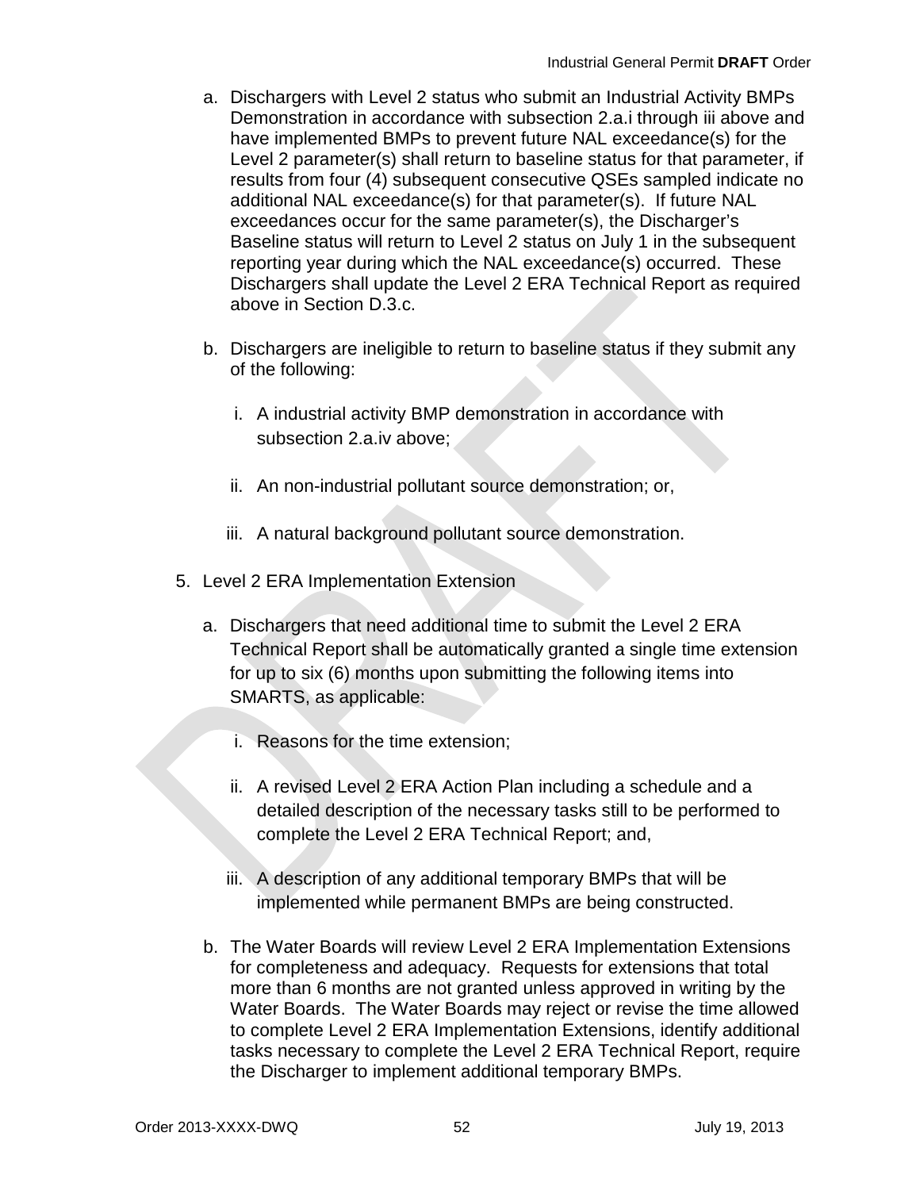a. Dischargers with Level 2 status who submit an Industrial Activity BMPs Demonstration in accordance with subsection 2.a.i through iii above and have implemented BMPs to prevent future NAL exceedance(s) for the Level 2 parameter(s) shall return to baseline status for that parameter, if results from four (4) subsequent consecutive QSEs sampled indicate no additional NAL exceedance(s) for that parameter(s). If future NAL exceedances occur for the same parameter(s), the Discharger's Baseline status will return to Level 2 status on July 1 in the subsequent reporting year during which the NAL exceedance(s) occurred. These Dischargers shall update the Level 2 ERA Technical Report as required above in Section D.3.c.

b. Dischargers are ineligible to return to baseline status if they submit any of the following:

   i. A industrial activity BMP demonstration in accordance with subsection 2.a.iv above;

   ii. An non-industrial pollutant source demonstration; or,

   iii. A natural background pollutant source demonstration.

5. Level 2 ERA Implementation Extension

   a. Dischargers that need additional time to submit the Level 2 ERA Technical Report shall be automatically granted a single time extension for up to six (6) months upon submitting the following items into SMARTS, as applicable:

      i. Reasons for the time extension;

      ii. A revised Level 2 ERA Action Plan including a schedule and a detailed description of the necessary tasks still to be performed to complete the Level 2 ERA Technical Report; and,

      iii. A description of any additional temporary BMPs that will be implemented while permanent BMPs are being constructed.

   b. The Water Boards will review Level 2 ERA Implementation Extensions for completeness and adequacy. Requests for extensions that total more than 6 months are not granted unless approved in writing by the Water Boards. The Water Boards may reject or revise the time allowed to complete Level 2 ERA Implementation Extensions, identify additional tasks necessary to complete the Level 2 ERA Technical Report, require the Discharger to implement additional temporary BMPs.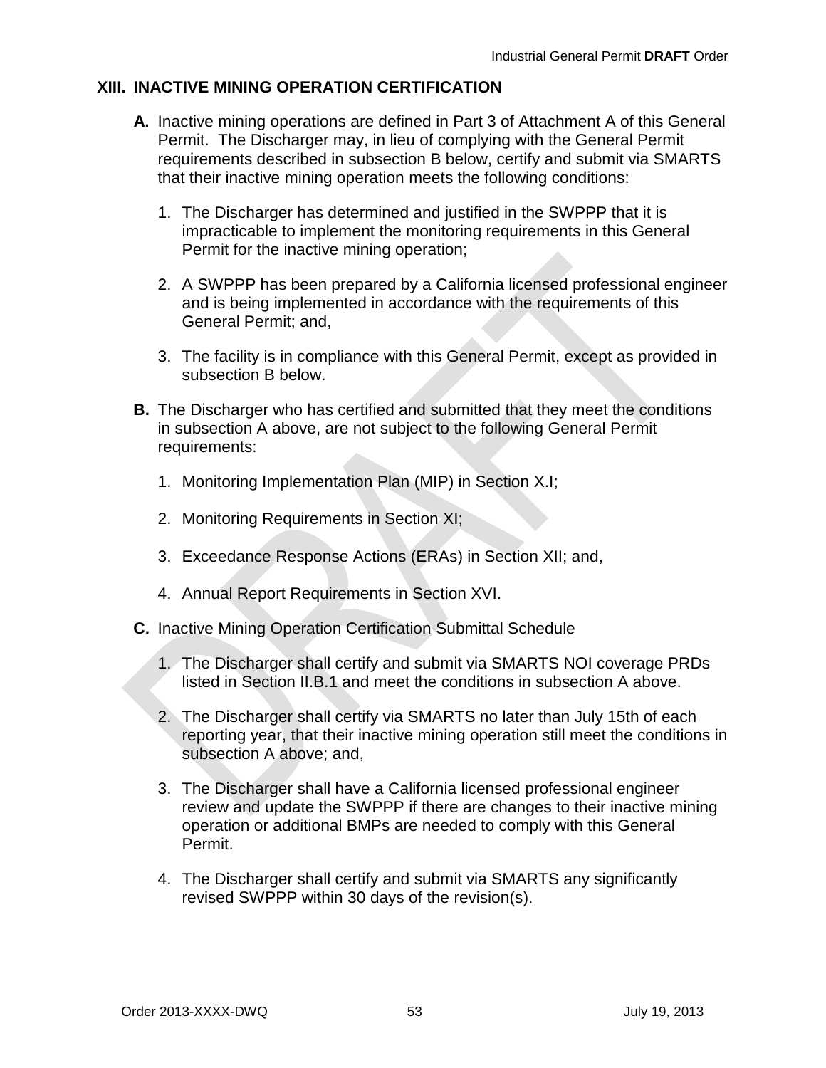## XIII. INACTIVE MINING OPERATION CERTIFICATION

**A.** Inactive mining operations are defined in Part 3 of Attachment A of this General Permit. The Discharger may, in lieu of complying with the General Permit requirements described in subsection B below, certify and submit via SMARTS that their inactive mining operation meets the following conditions:

1. The Discharger has determined and justified in the SWPPP that it is impracticable to implement the monitoring requirements in this General Permit for the inactive mining operation;

2. A SWPPP has been prepared by a California licensed professional engineer and is being implemented in accordance with the requirements of this General Permit; and,

3. The facility is in compliance with this General Permit, except as provided in subsection B below.

**B.** The Discharger who has certified and submitted that they meet the conditions in subsection A above, are not subject to the following General Permit requirements:

1. Monitoring Implementation Plan (MIP) in Section X.I;

2. Monitoring Requirements in Section XI;

3. Exceedance Response Actions (ERAs) in Section XII; and,

4. Annual Report Requirements in Section XVI.

**C.** Inactive Mining Operation Certification Submittal Schedule

1. The Discharger shall certify and submit via SMARTS NOI coverage PRDs listed in Section II.B.1 and meet the conditions in subsection A above.

2. The Discharger shall certify via SMARTS no later than July 15th of each reporting year, that their inactive mining operation still meet the conditions in subsection A above; and,

3. The Discharger shall have a California licensed professional engineer review and update the SWPPP if there are changes to their inactive mining operation or additional BMPs are needed to comply with this General Permit.

4. The Discharger shall certify and submit via SMARTS any significantly revised SWPPP within 30 days of the revision(s).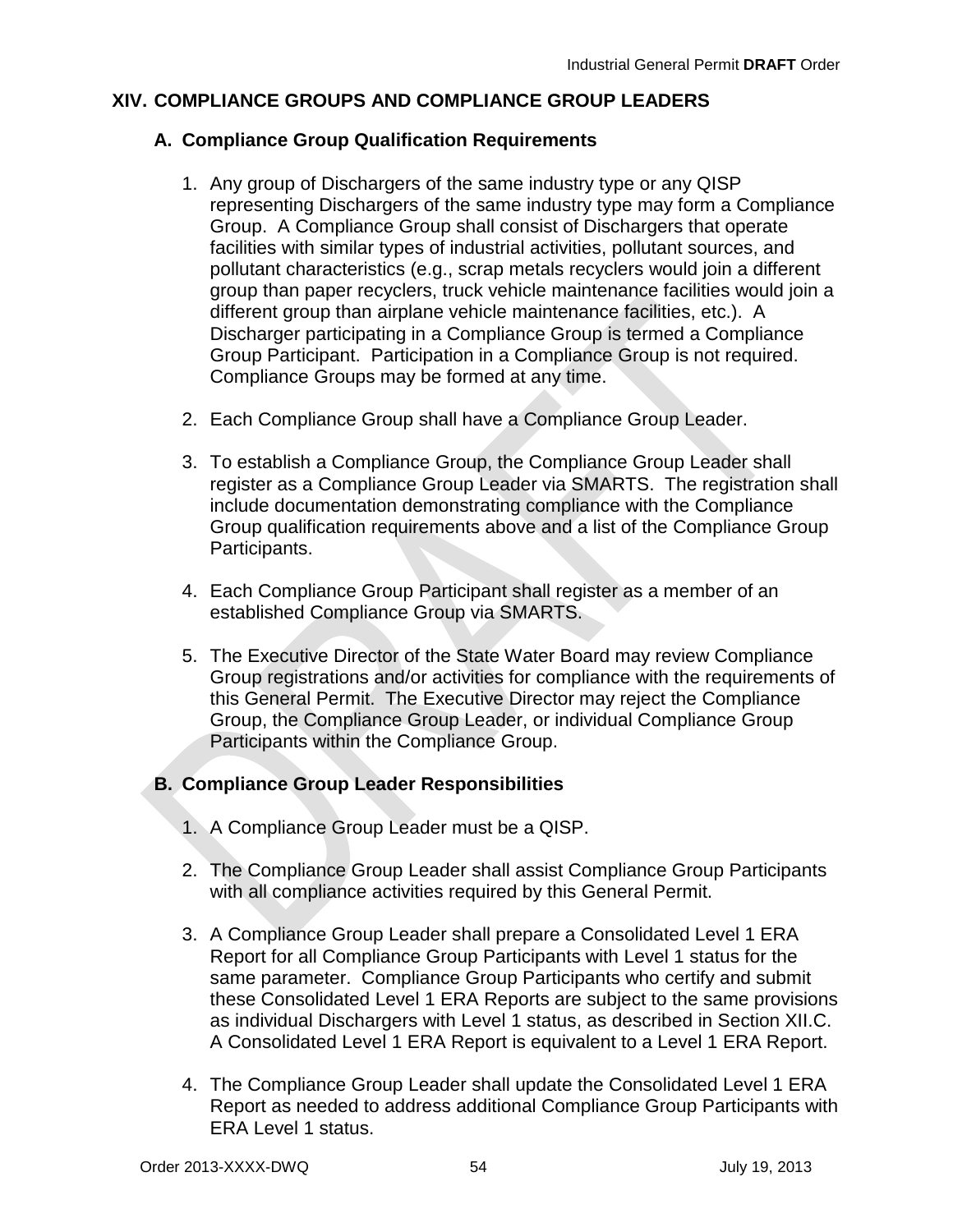## XIV. COMPLIANCE GROUPS AND COMPLIANCE GROUP LEADERS

### A. Compliance Group Qualification Requirements

1. Any group of Dischargers of the same industry type or any QISP representing Dischargers of the same industry type may form a Compliance Group. A Compliance Group shall consist of Dischargers that operate facilities with similar types of industrial activities, pollutant sources, and pollutant characteristics (e.g., scrap metals recyclers would join a different group than paper recyclers, truck vehicle maintenance facilities would join a different group than airplane vehicle maintenance facilities, etc.). A Discharger participating in a Compliance Group is termed a Compliance Group Participant. Participation in a Compliance Group is not required. Compliance Groups may be formed at any time.

2. Each Compliance Group shall have a Compliance Group Leader.

3. To establish a Compliance Group, the Compliance Group Leader shall register as a Compliance Group Leader via SMARTS. The registration shall include documentation demonstrating compliance with the Compliance Group qualification requirements above and a list of the Compliance Group Participants.

4. Each Compliance Group Participant shall register as a member of an established Compliance Group via SMARTS.

5. The Executive Director of the State Water Board may review Compliance Group registrations and/or activities for compliance with the requirements of this General Permit. The Executive Director may reject the Compliance Group, the Compliance Group Leader, or individual Compliance Group Participants within the Compliance Group.

### B. Compliance Group Leader Responsibilities

1. A Compliance Group Leader must be a QISP.

2. The Compliance Group Leader shall assist Compliance Group Participants with all compliance activities required by this General Permit.

3. A Compliance Group Leader shall prepare a Consolidated Level 1 ERA Report for all Compliance Group Participants with Level 1 status for the same parameter. Compliance Group Participants who certify and submit these Consolidated Level 1 ERA Reports are subject to the same provisions as individual Dischargers with Level 1 status, as described in Section XII.C. A Consolidated Level 1 ERA Report is equivalent to a Level 1 ERA Report.

4. The Compliance Group Leader shall update the Consolidated Level 1 ERA Report as needed to address additional Compliance Group Participants with ERA Level 1 status.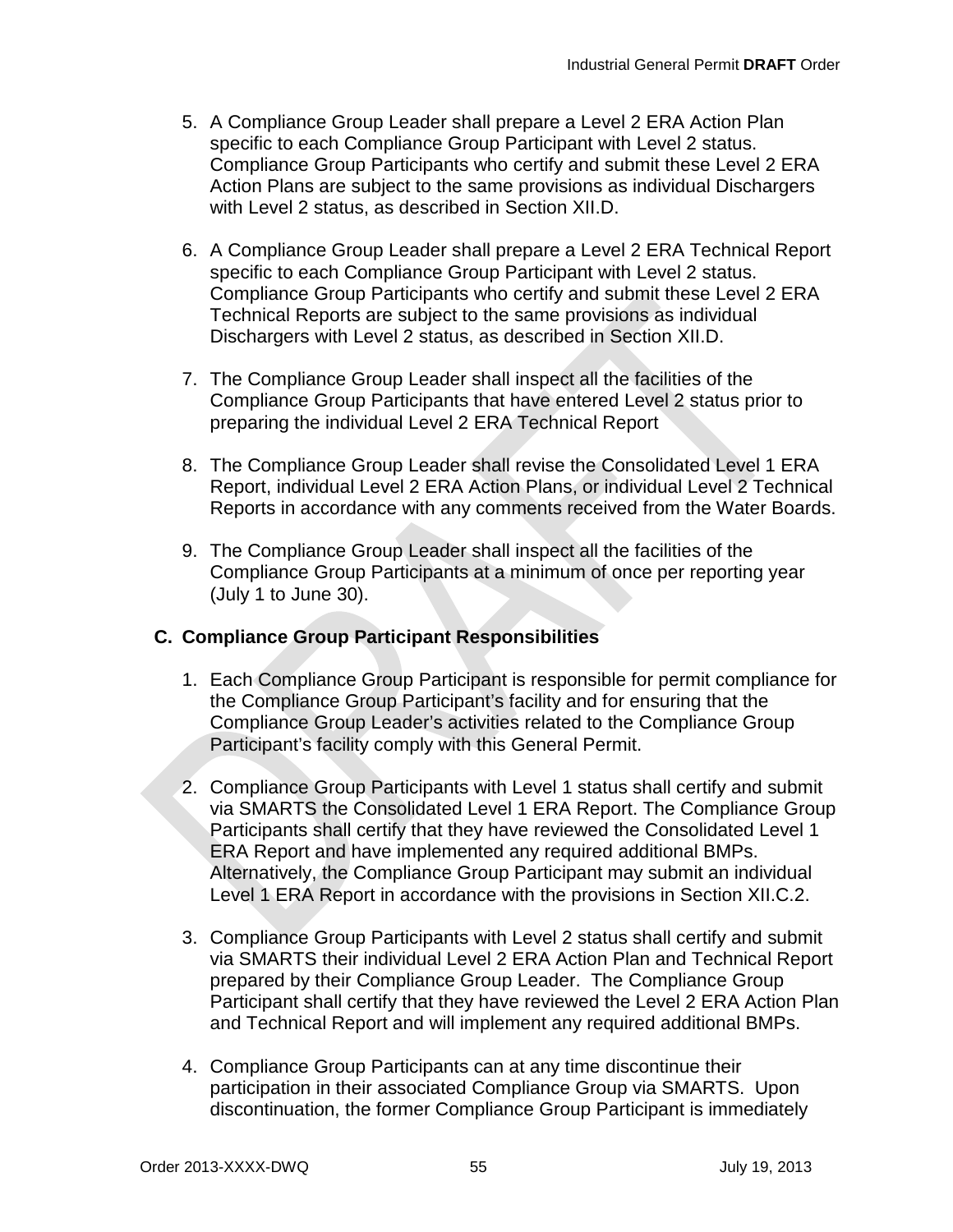5. A Compliance Group Leader shall prepare a Level 2 ERA Action Plan specific to each Compliance Group Participant with Level 2 status. Compliance Group Participants who certify and submit these Level 2 ERA Action Plans are subject to the same provisions as individual Dischargers with Level 2 status, as described in Section XII.D.

6. A Compliance Group Leader shall prepare a Level 2 ERA Technical Report specific to each Compliance Group Participant with Level 2 status. Compliance Group Participants who certify and submit these Level 2 ERA Technical Reports are subject to the same provisions as individual Dischargers with Level 2 status, as described in Section XII.D.

7. The Compliance Group Leader shall inspect all the facilities of the Compliance Group Participants that have entered Level 2 status prior to preparing the individual Level 2 ERA Technical Report

8. The Compliance Group Leader shall revise the Consolidated Level 1 ERA Report, individual Level 2 ERA Action Plans, or individual Level 2 Technical Reports in accordance with any comments received from the Water Boards.

9. The Compliance Group Leader shall inspect all the facilities of the Compliance Group Participants at a minimum of once per reporting year (July 1 to June 30).

## C. Compliance Group Participant Responsibilities

1. Each Compliance Group Participant is responsible for permit compliance for the Compliance Group Participant's facility and for ensuring that the Compliance Group Leader's activities related to the Compliance Group Participant's facility comply with this General Permit.

2. Compliance Group Participants with Level 1 status shall certify and submit via SMARTS the Consolidated Level 1 ERA Report. The Compliance Group Participants shall certify that they have reviewed the Consolidated Level 1 ERA Report and have implemented any required additional BMPs. Alternatively, the Compliance Group Participant may submit an individual Level 1 ERA Report in accordance with the provisions in Section XII.C.2.

3. Compliance Group Participants with Level 2 status shall certify and submit via SMARTS their individual Level 2 ERA Action Plan and Technical Report prepared by their Compliance Group Leader. The Compliance Group Participant shall certify that they have reviewed the Level 2 ERA Action Plan and Technical Report and will implement any required additional BMPs.

4. Compliance Group Participants can at any time discontinue their participation in their associated Compliance Group via SMARTS. Upon discontinuation, the former Compliance Group Participant is immediately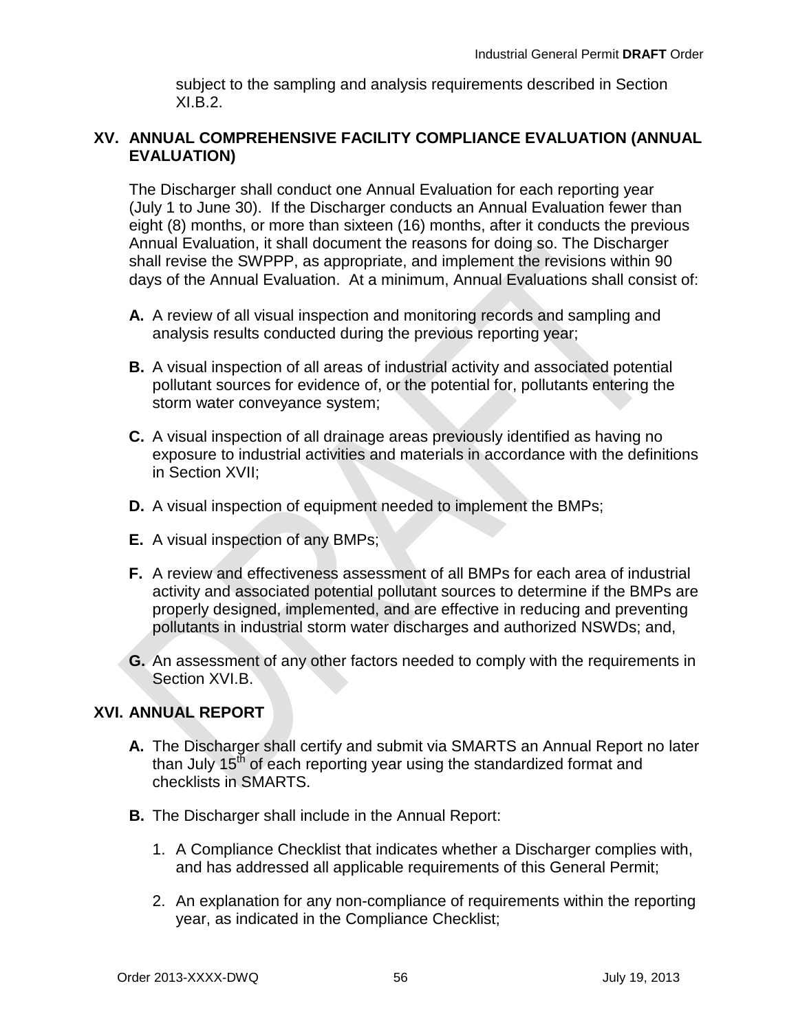subject to the sampling and analysis requirements described in Section XI.B.2.

## XV. ANNUAL COMPREHENSIVE FACILITY COMPLIANCE EVALUATION (ANNUAL EVALUATION)

The Discharger shall conduct one Annual Evaluation for each reporting year (July 1 to June 30). If the Discharger conducts an Annual Evaluation fewer than eight (8) months, or more than sixteen (16) months, after it conducts the previous Annual Evaluation, it shall document the reasons for doing so. The Discharger shall revise the SWPPP, as appropriate, and implement the revisions within 90 days of the Annual Evaluation. At a minimum, Annual Evaluations shall consist of:

**A.** A review of all visual inspection and monitoring records and sampling and analysis results conducted during the previous reporting year;

**B.** A visual inspection of all areas of industrial activity and associated potential pollutant sources for evidence of, or the potential for, pollutants entering the storm water conveyance system;

**C.** A visual inspection of all drainage areas previously identified as having no exposure to industrial activities and materials in accordance with the definitions in Section XVII;

**D.** A visual inspection of equipment needed to implement the BMPs;

**E.** A visual inspection of any BMPs;

**F.** A review and effectiveness assessment of all BMPs for each area of industrial activity and associated potential pollutant sources to determine if the BMPs are properly designed, implemented, and are effective in reducing and preventing pollutants in industrial storm water discharges and authorized NSWDs; and,

**G.** An assessment of any other factors needed to comply with the requirements in Section XVI.B.

## XVI. ANNUAL REPORT

**A.** The Discharger shall certify and submit via SMARTS an Annual Report no later than July 15th of each reporting year using the standardized format and checklists in SMARTS.

**B.** The Discharger shall include in the Annual Report:

1. A Compliance Checklist that indicates whether a Discharger complies with, and has addressed all applicable requirements of this General Permit;

2. An explanation for any non-compliance of requirements within the reporting year, as indicated in the Compliance Checklist;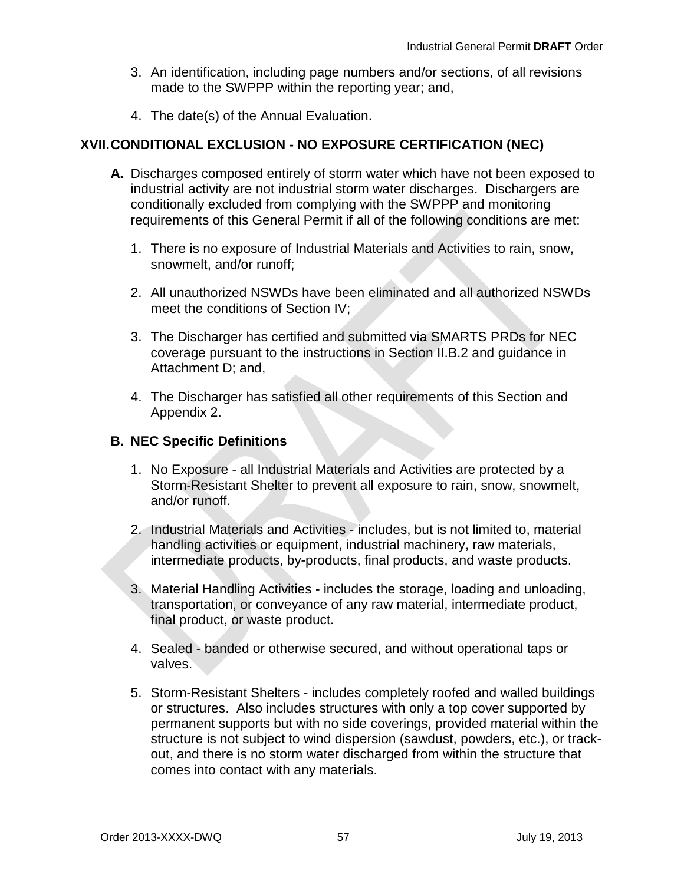3. An identification, including page numbers and/or sections, of all revisions made to the SWPPP within the reporting year; and,

4. The date(s) of the Annual Evaluation.

## XVII. CONDITIONAL EXCLUSION - NO EXPOSURE CERTIFICATION (NEC)

**A.** Discharges composed entirely of storm water which have not been exposed to industrial activity are not industrial storm water discharges. Dischargers are conditionally excluded from complying with the SWPPP and monitoring requirements of this General Permit if all of the following conditions are met:

1. There is no exposure of Industrial Materials and Activities to rain, snow, snowmelt, and/or runoff;

2. All unauthorized NSWDs have been eliminated and all authorized NSWDs meet the conditions of Section IV;

3. The Discharger has certified and submitted via SMARTS PRDs for NEC coverage pursuant to the instructions in Section II.B.2 and guidance in Attachment D; and,

4. The Discharger has satisfied all other requirements of this Section and Appendix 2.

**B. NEC Specific Definitions**

1. No Exposure - all Industrial Materials and Activities are protected by a Storm-Resistant Shelter to prevent all exposure to rain, snow, snowmelt, and/or runoff.

2. Industrial Materials and Activities - includes, but is not limited to, material handling activities or equipment, industrial machinery, raw materials, intermediate products, by-products, final products, and waste products.

3. Material Handling Activities - includes the storage, loading and unloading, transportation, or conveyance of any raw material, intermediate product, final product, or waste product.

4. Sealed - banded or otherwise secured, and without operational taps or valves.

5. Storm-Resistant Shelters - includes completely roofed and walled buildings or structures. Also includes structures with only a top cover supported by permanent supports but with no side coverings, provided material within the structure is not subject to wind dispersion (sawdust, powders, etc.), or track-out, and there is no storm water discharged from within the structure that comes into contact with any materials.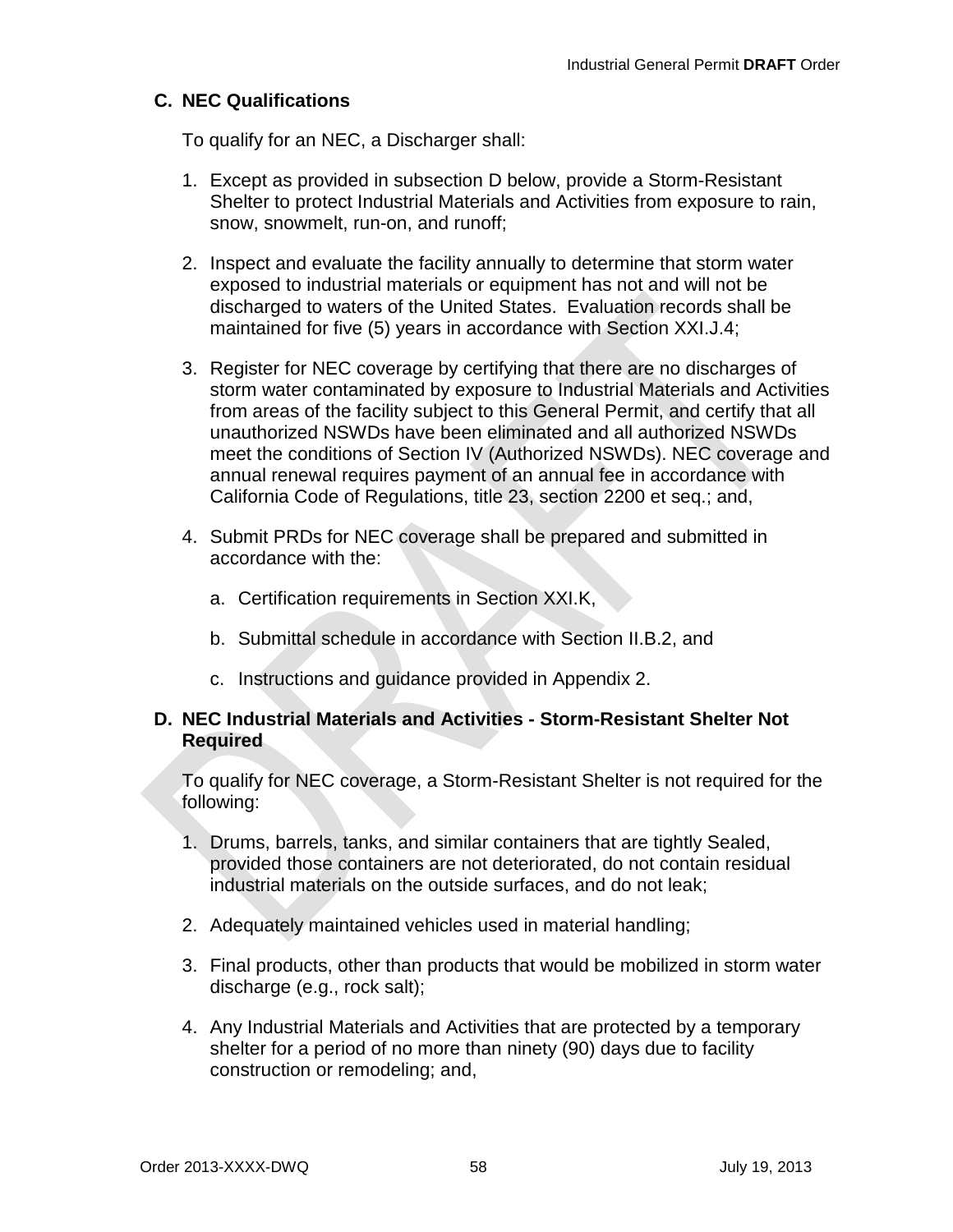### C. NEC Qualifications

To qualify for an NEC, a Discharger shall:

1. Except as provided in subsection D below, provide a Storm-Resistant Shelter to protect Industrial Materials and Activities from exposure to rain, snow, snowmelt, run-on, and runoff;

2. Inspect and evaluate the facility annually to determine that storm water exposed to industrial materials or equipment has not and will not be discharged to waters of the United States. Evaluation records shall be maintained for five (5) years in accordance with Section XXI.J.4;

3. Register for NEC coverage by certifying that there are no discharges of storm water contaminated by exposure to Industrial Materials and Activities from areas of the facility subject to this General Permit, and certify that all unauthorized NSWDs have been eliminated and all authorized NSWDs meet the conditions of Section IV (Authorized NSWDs). NEC coverage and annual renewal requires payment of an annual fee in accordance with California Code of Regulations, title 23, section 2200 et seq.; and,

4. Submit PRDs for NEC coverage shall be prepared and submitted in accordance with the:

   a. Certification requirements in Section XXI.K,

   b. Submittal schedule in accordance with Section II.B.2, and

   c. Instructions and guidance provided in Appendix 2.

### D. NEC Industrial Materials and Activities - Storm-Resistant Shelter Not Required

To qualify for NEC coverage, a Storm-Resistant Shelter is not required for the following:

1. Drums, barrels, tanks, and similar containers that are tightly Sealed, provided those containers are not deteriorated, do not contain residual industrial materials on the outside surfaces, and do not leak;

2. Adequately maintained vehicles used in material handling;

3. Final products, other than products that would be mobilized in storm water discharge (e.g., rock salt);

4. Any Industrial Materials and Activities that are protected by a temporary shelter for a period of no more than ninety (90) days due to facility construction or remodeling; and,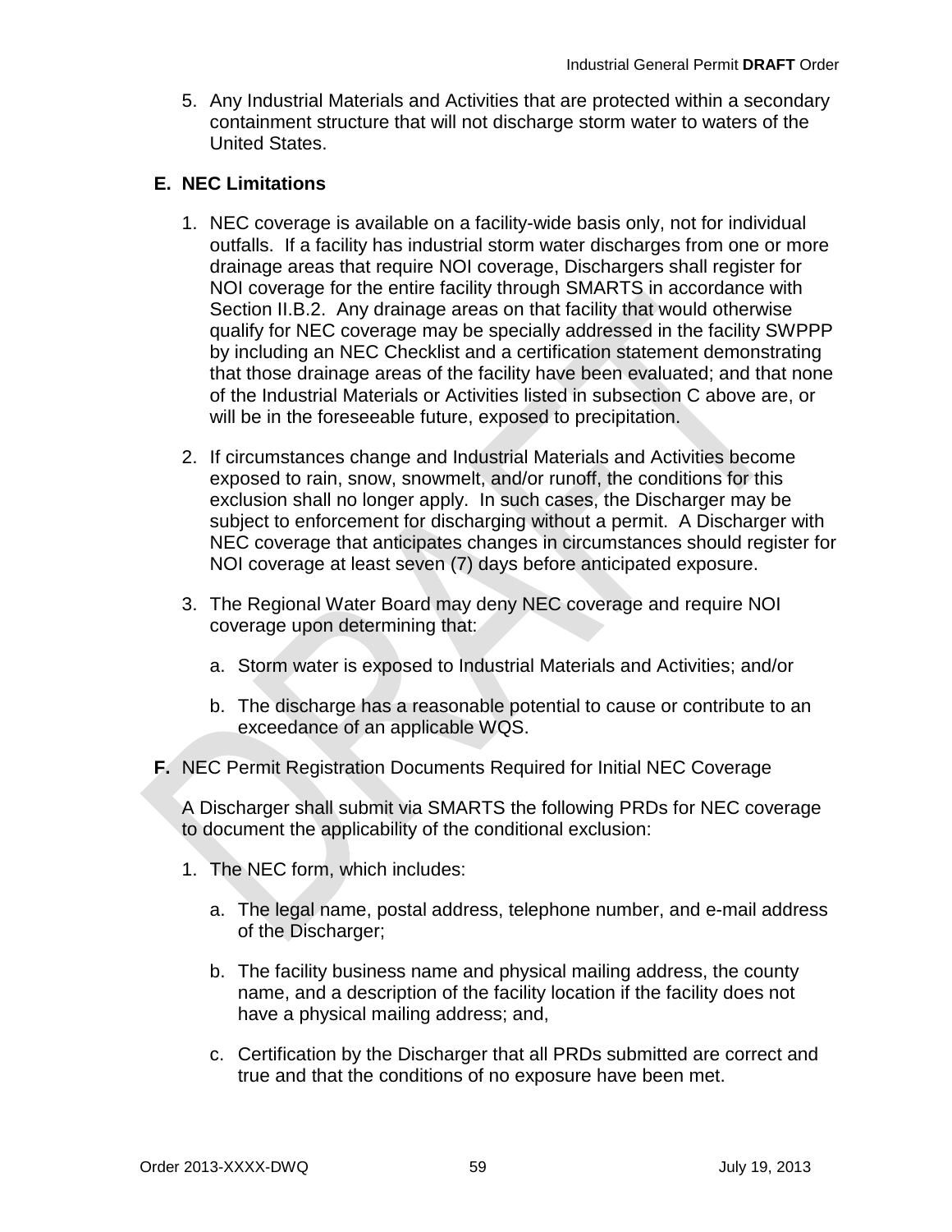5. Any Industrial Materials and Activities that are protected within a secondary containment structure that will not discharge storm water to waters of the United States.

## E. NEC Limitations

1. NEC coverage is available on a facility-wide basis only, not for individual outfalls. If a facility has industrial storm water discharges from one or more drainage areas that require NOI coverage, Dischargers shall register for NOI coverage for the entire facility through SMARTS in accordance with Section II.B.2. Any drainage areas on that facility that would otherwise qualify for NEC coverage may be specially addressed in the facility SWPPP by including an NEC Checklist and a certification statement demonstrating that those drainage areas of the facility have been evaluated; and that none of the Industrial Materials or Activities listed in subsection C above are, or will be in the foreseeable future, exposed to precipitation.

2. If circumstances change and Industrial Materials and Activities become exposed to rain, snow, snowmelt, and/or runoff, the conditions for this exclusion shall no longer apply. In such cases, the Discharger may be subject to enforcement for discharging without a permit. A Discharger with NEC coverage that anticipates changes in circumstances should register for NOI coverage at least seven (7) days before anticipated exposure.

3. The Regional Water Board may deny NEC coverage and require NOI coverage upon determining that:

   a. Storm water is exposed to Industrial Materials and Activities; and/or

   b. The discharge has a reasonable potential to cause or contribute to an exceedance of an applicable WQS.

**F.** NEC Permit Registration Documents Required for Initial NEC Coverage

A Discharger shall submit via SMARTS the following PRDs for NEC coverage to document the applicability of the conditional exclusion:

1. The NEC form, which includes:

   a. The legal name, postal address, telephone number, and e-mail address of the Discharger;

   b. The facility business name and physical mailing address, the county name, and a description of the facility location if the facility does not have a physical mailing address; and,

   c. Certification by the Discharger that all PRDs submitted are correct and true and that the conditions of no exposure have been met.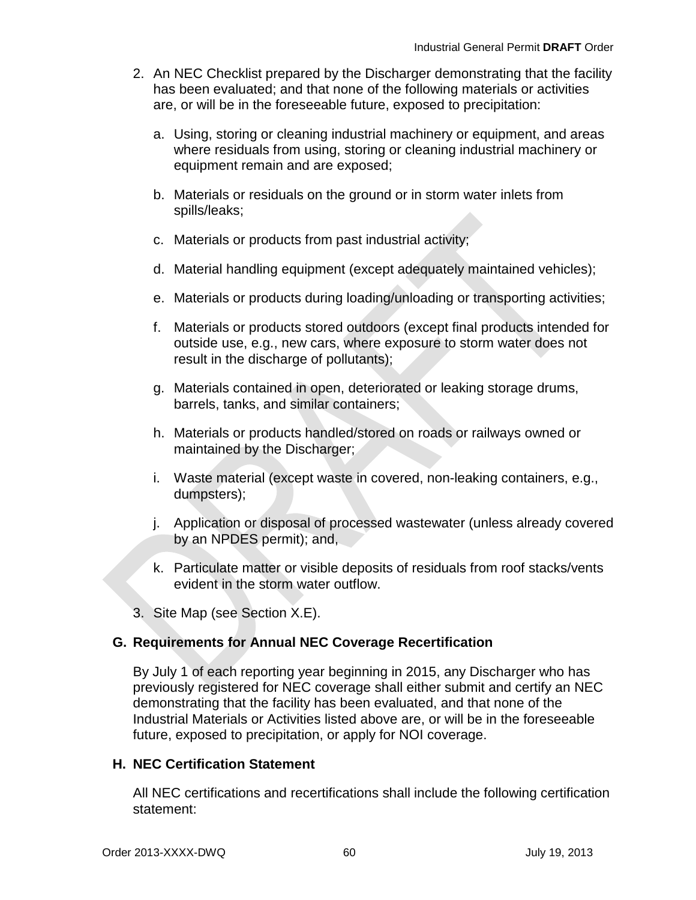2. An NEC Checklist prepared by the Discharger demonstrating that the facility has been evaluated; and that none of the following materials or activities are, or will be in the foreseeable future, exposed to precipitation:

   a. Using, storing or cleaning industrial machinery or equipment, and areas where residuals from using, storing or cleaning industrial machinery or equipment remain and are exposed;

   b. Materials or residuals on the ground or in storm water inlets from spills/leaks;

   c. Materials or products from past industrial activity;

   d. Material handling equipment (except adequately maintained vehicles);

   e. Materials or products during loading/unloading or transporting activities;

   f. Materials or products stored outdoors (except final products intended for outside use, e.g., new cars, where exposure to storm water does not result in the discharge of pollutants);

   g. Materials contained in open, deteriorated or leaking storage drums, barrels, tanks, and similar containers;

   h. Materials or products handled/stored on roads or railways owned or maintained by the Discharger;

   i. Waste material (except waste in covered, non-leaking containers, e.g., dumpsters);

   j. Application or disposal of processed wastewater (unless already covered by an NPDES permit); and,

   k. Particulate matter or visible deposits of residuals from roof stacks/vents evident in the storm water outflow.

3. Site Map (see Section X.E).

## G. Requirements for Annual NEC Coverage Recertification

By July 1 of each reporting year beginning in 2015, any Discharger who has previously registered for NEC coverage shall either submit and certify an NEC demonstrating that the facility has been evaluated, and that none of the Industrial Materials or Activities listed above are, or will be in the foreseeable future, exposed to precipitation, or apply for NOI coverage.

## H. NEC Certification Statement

All NEC certifications and recertifications shall include the following certification statement: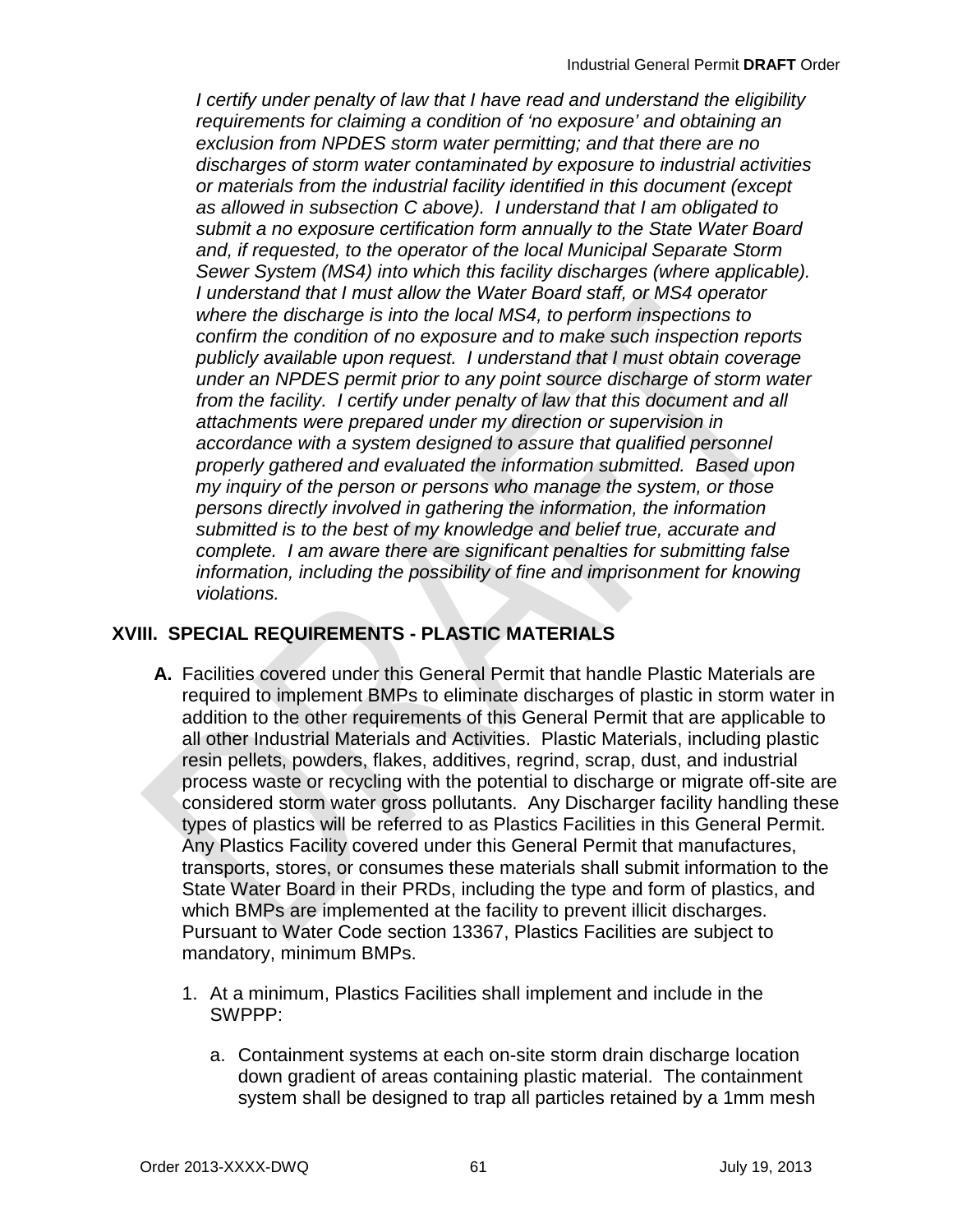*I certify under penalty of law that I have read and understand the eligibility requirements for claiming a condition of 'no exposure' and obtaining an exclusion from NPDES storm water permitting; and that there are no discharges of storm water contaminated by exposure to industrial activities or materials from the industrial facility identified in this document (except as allowed in subsection C above). I understand that I am obligated to submit a no exposure certification form annually to the State Water Board and, if requested, to the operator of the local Municipal Separate Storm Sewer System (MS4) into which this facility discharges (where applicable). I understand that I must allow the Water Board staff, or MS4 operator where the discharge is into the local MS4, to perform inspections to confirm the condition of no exposure and to make such inspection reports publicly available upon request. I understand that I must obtain coverage under an NPDES permit prior to any point source discharge of storm water from the facility. I certify under penalty of law that this document and all attachments were prepared under my direction or supervision in accordance with a system designed to assure that qualified personnel properly gathered and evaluated the information submitted. Based upon my inquiry of the person or persons who manage the system, or those persons directly involved in gathering the information, the information submitted is to the best of my knowledge and belief true, accurate and complete. I am aware there are significant penalties for submitting false information, including the possibility of fine and imprisonment for knowing violations.*

## XVIII. SPECIAL REQUIREMENTS - PLASTIC MATERIALS

**A.** Facilities covered under this General Permit that handle Plastic Materials are required to implement BMPs to eliminate discharges of plastic in storm water in addition to the other requirements of this General Permit that are applicable to all other Industrial Materials and Activities. Plastic Materials, including plastic resin pellets, powders, flakes, additives, regrind, scrap, dust, and industrial process waste or recycling with the potential to discharge or migrate off-site are considered storm water gross pollutants. Any Discharger facility handling these types of plastics will be referred to as Plastics Facilities in this General Permit. Any Plastics Facility covered under this General Permit that manufactures, transports, stores, or consumes these materials shall submit information to the State Water Board in their PRDs, including the type and form of plastics, and which BMPs are implemented at the facility to prevent illicit discharges. Pursuant to Water Code section 13367, Plastics Facilities are subject to mandatory, minimum BMPs.

1. At a minimum, Plastics Facilities shall implement and include in the SWPPP:

   a. Containment systems at each on-site storm drain discharge location down gradient of areas containing plastic material. The containment system shall be designed to trap all particles retained by a 1mm mesh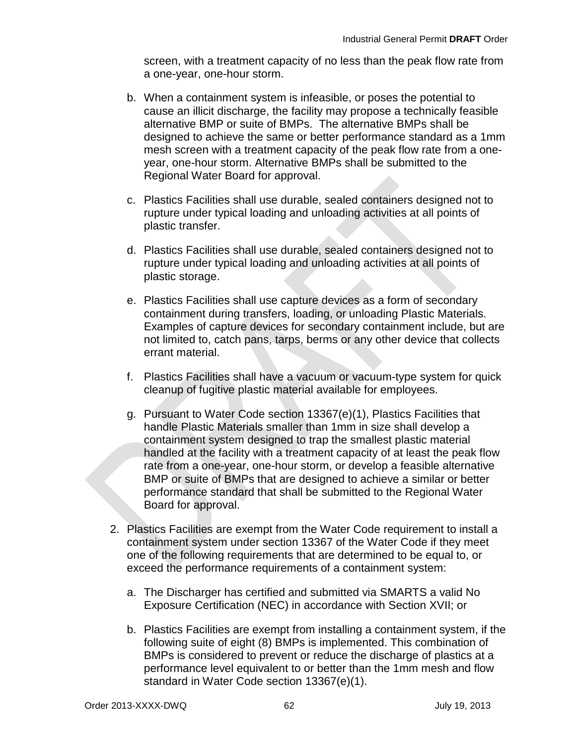screen, with a treatment capacity of no less than the peak flow rate from a one-year, one-hour storm.

b. When a containment system is infeasible, or poses the potential to cause an illicit discharge, the facility may propose a technically feasible alternative BMP or suite of BMPs. The alternative BMPs shall be designed to achieve the same or better performance standard as a 1mm mesh screen with a treatment capacity of the peak flow rate from a one-year, one-hour storm. Alternative BMPs shall be submitted to the Regional Water Board for approval.

c. Plastics Facilities shall use durable, sealed containers designed not to rupture under typical loading and unloading activities at all points of plastic transfer.

d. Plastics Facilities shall use durable, sealed containers designed not to rupture under typical loading and unloading activities at all points of plastic storage.

e. Plastics Facilities shall use capture devices as a form of secondary containment during transfers, loading, or unloading Plastic Materials. Examples of capture devices for secondary containment include, but are not limited to, catch pans, tarps, berms or any other device that collects errant material.

f. Plastics Facilities shall have a vacuum or vacuum-type system for quick cleanup of fugitive plastic material available for employees.

g. Pursuant to Water Code section 13367(e)(1), Plastics Facilities that handle Plastic Materials smaller than 1mm in size shall develop a containment system designed to trap the smallest plastic material handled at the facility with a treatment capacity of at least the peak flow rate from a one-year, one-hour storm, or develop a feasible alternative BMP or suite of BMPs that are designed to achieve a similar or better performance standard that shall be submitted to the Regional Water Board for approval.

2. Plastics Facilities are exempt from the Water Code requirement to install a containment system under section 13367 of the Water Code if they meet one of the following requirements that are determined to be equal to, or exceed the performance requirements of a containment system:

   a. The Discharger has certified and submitted via SMARTS a valid No Exposure Certification (NEC) in accordance with Section XVII; or

   b. Plastics Facilities are exempt from installing a containment system, if the following suite of eight (8) BMPs is implemented. This combination of BMPs is considered to prevent or reduce the discharge of plastics at a performance level equivalent to or better than the 1mm mesh and flow standard in Water Code section 13367(e)(1).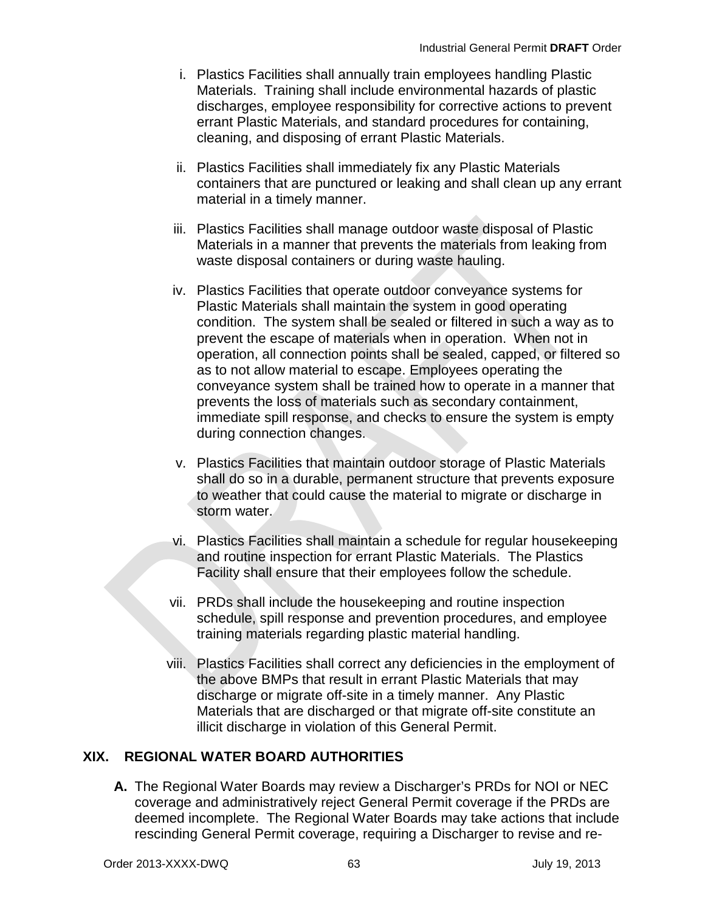i. Plastics Facilities shall annually train employees handling Plastic Materials. Training shall include environmental hazards of plastic discharges, employee responsibility for corrective actions to prevent errant Plastic Materials, and standard procedures for containing, cleaning, and disposing of errant Plastic Materials.

ii. Plastics Facilities shall immediately fix any Plastic Materials containers that are punctured or leaking and shall clean up any errant material in a timely manner.

iii. Plastics Facilities shall manage outdoor waste disposal of Plastic Materials in a manner that prevents the materials from leaking from waste disposal containers or during waste hauling.

iv. Plastics Facilities that operate outdoor conveyance systems for Plastic Materials shall maintain the system in good operating condition. The system shall be sealed or filtered in such a way as to prevent the escape of materials when in operation. When not in operation, all connection points shall be sealed, capped, or filtered so as to not allow material to escape. Employees operating the conveyance system shall be trained how to operate in a manner that prevents the loss of materials such as secondary containment, immediate spill response, and checks to ensure the system is empty during connection changes.

v. Plastics Facilities that maintain outdoor storage of Plastic Materials shall do so in a durable, permanent structure that prevents exposure to weather that could cause the material to migrate or discharge in storm water.

vi. Plastics Facilities shall maintain a schedule for regular housekeeping and routine inspection for errant Plastic Materials. The Plastics Facility shall ensure that their employees follow the schedule.

vii. PRDs shall include the housekeeping and routine inspection schedule, spill response and prevention procedures, and employee training materials regarding plastic material handling.

viii. Plastics Facilities shall correct any deficiencies in the employment of the above BMPs that result in errant Plastic Materials that may discharge or migrate off-site in a timely manner. Any Plastic Materials that are discharged or that migrate off-site constitute an illicit discharge in violation of this General Permit.

## XIX. REGIONAL WATER BOARD AUTHORITIES

**A.** The Regional Water Boards may review a Discharger's PRDs for NOI or NEC coverage and administratively reject General Permit coverage if the PRDs are deemed incomplete. The Regional Water Boards may take actions that include rescinding General Permit coverage, requiring a Discharger to revise and re-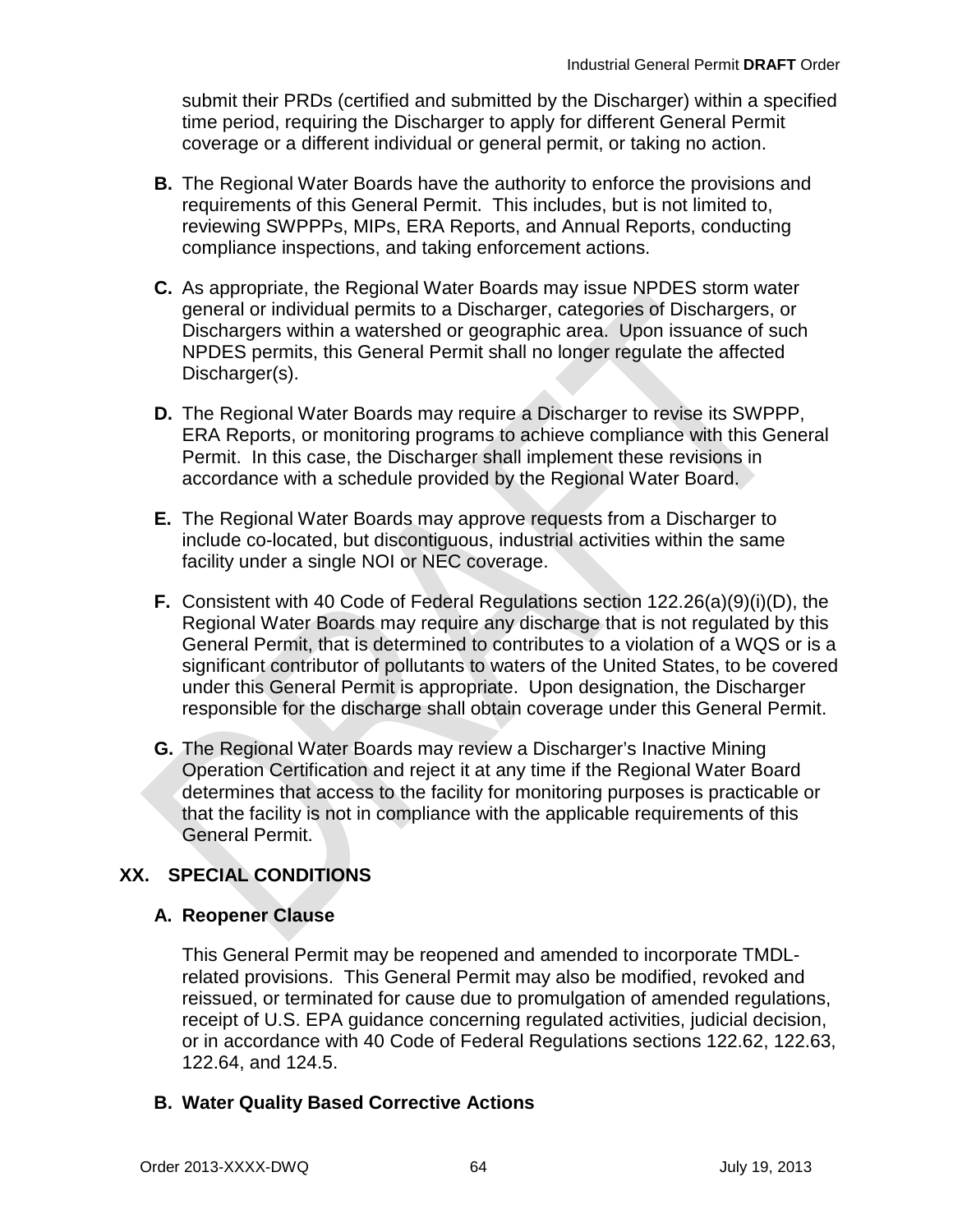submit their PRDs (certified and submitted by the Discharger) within a specified time period, requiring the Discharger to apply for different General Permit coverage or a different individual or general permit, or taking no action.

**B.** The Regional Water Boards have the authority to enforce the provisions and requirements of this General Permit. This includes, but is not limited to, reviewing SWPPPs, MIPs, ERA Reports, and Annual Reports, conducting compliance inspections, and taking enforcement actions.

**C.** As appropriate, the Regional Water Boards may issue NPDES storm water general or individual permits to a Discharger, categories of Dischargers, or Dischargers within a watershed or geographic area. Upon issuance of such NPDES permits, this General Permit shall no longer regulate the affected Discharger(s).

**D.** The Regional Water Boards may require a Discharger to revise its SWPPP, ERA Reports, or monitoring programs to achieve compliance with this General Permit. In this case, the Discharger shall implement these revisions in accordance with a schedule provided by the Regional Water Board.

**E.** The Regional Water Boards may approve requests from a Discharger to include co-located, but discontiguous, industrial activities within the same facility under a single NOI or NEC coverage.

**F.** Consistent with 40 Code of Federal Regulations section 122.26(a)(9)(i)(D), the Regional Water Boards may require any discharge that is not regulated by this General Permit, that is determined to contributes to a violation of a WQS or is a significant contributor of pollutants to waters of the United States, to be covered under this General Permit is appropriate. Upon designation, the Discharger responsible for the discharge shall obtain coverage under this General Permit.

**G.** The Regional Water Boards may review a Discharger's Inactive Mining Operation Certification and reject it at any time if the Regional Water Board determines that access to the facility for monitoring purposes is practicable or that the facility is not in compliance with the applicable requirements of this General Permit.

## XX. SPECIAL CONDITIONS

### A. Reopener Clause

This General Permit may be reopened and amended to incorporate TMDL-related provisions. This General Permit may also be modified, revoked and reissued, or terminated for cause due to promulgation of amended regulations, receipt of U.S. EPA guidance concerning regulated activities, judicial decision, or in accordance with 40 Code of Federal Regulations sections 122.62, 122.63, 122.64, and 124.5.

### B. Water Quality Based Corrective Actions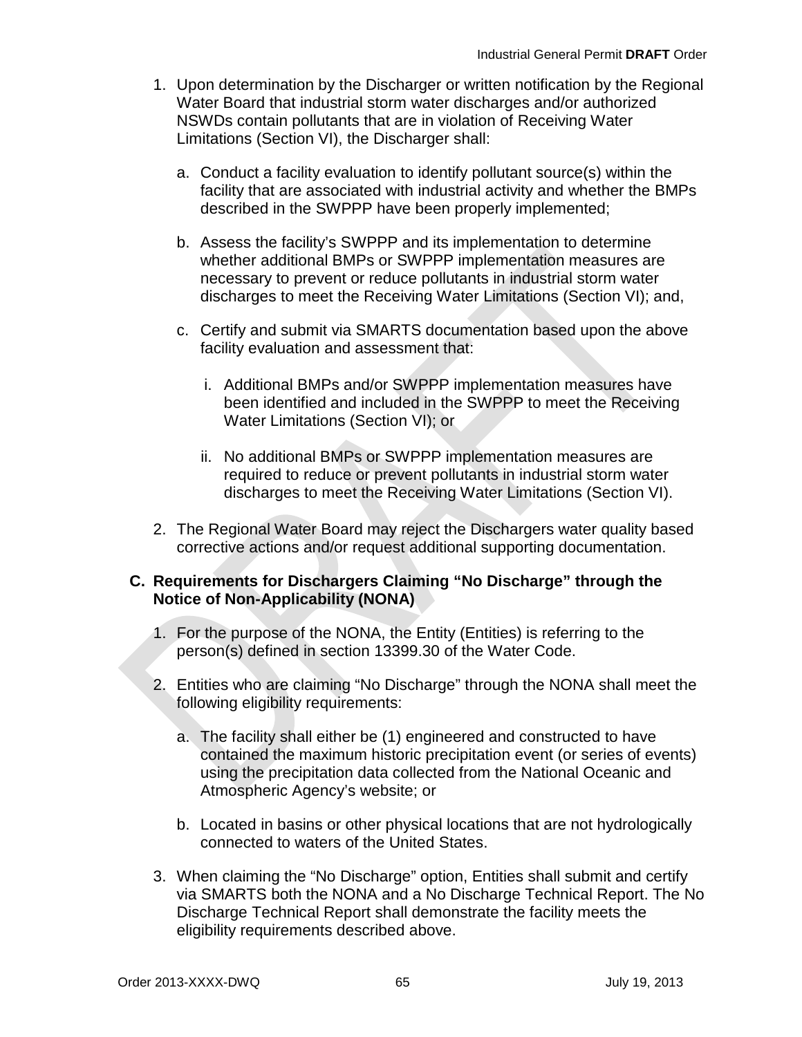1. Upon determination by the Discharger or written notification by the Regional Water Board that industrial storm water discharges and/or authorized NSWDs contain pollutants that are in violation of Receiving Water Limitations (Section VI), the Discharger shall:

   a. Conduct a facility evaluation to identify pollutant source(s) within the facility that are associated with industrial activity and whether the BMPs described in the SWPPP have been properly implemented;

   b. Assess the facility's SWPPP and its implementation to determine whether additional BMPs or SWPPP implementation measures are necessary to prevent or reduce pollutants in industrial storm water discharges to meet the Receiving Water Limitations (Section VI); and,

   c. Certify and submit via SMARTS documentation based upon the above facility evaluation and assessment that:

      i. Additional BMPs and/or SWPPP implementation measures have been identified and included in the SWPPP to meet the Receiving Water Limitations (Section VI); or

      ii. No additional BMPs or SWPPP implementation measures are required to reduce or prevent pollutants in industrial storm water discharges to meet the Receiving Water Limitations (Section VI).

2. The Regional Water Board may reject the Dischargers water quality based corrective actions and/or request additional supporting documentation.

### C. Requirements for Dischargers Claiming "No Discharge" through the Notice of Non-Applicability (NONA)

1. For the purpose of the NONA, the Entity (Entities) is referring to the person(s) defined in section 13399.30 of the Water Code.

2. Entities who are claiming "No Discharge" through the NONA shall meet the following eligibility requirements:

   a. The facility shall either be (1) engineered and constructed to have contained the maximum historic precipitation event (or series of events) using the precipitation data collected from the National Oceanic and Atmospheric Agency's website; or

   b. Located in basins or other physical locations that are not hydrologically connected to waters of the United States.

3. When claiming the "No Discharge" option, Entities shall submit and certify via SMARTS both the NONA and a No Discharge Technical Report. The No Discharge Technical Report shall demonstrate the facility meets the eligibility requirements described above.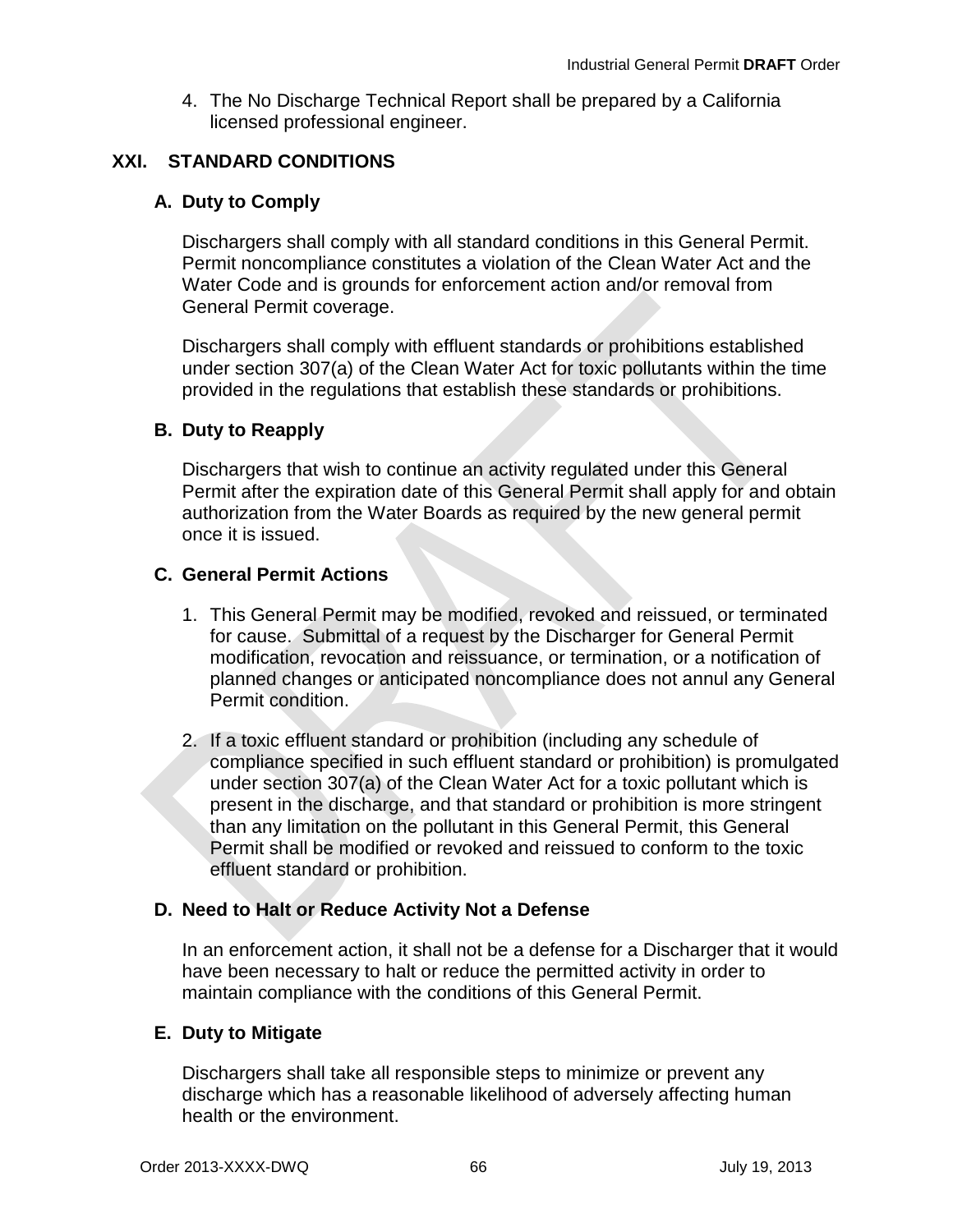4. The No Discharge Technical Report shall be prepared by a California licensed professional engineer.

## XXI. STANDARD CONDITIONS

### A. Duty to Comply

Dischargers shall comply with all standard conditions in this General Permit. Permit noncompliance constitutes a violation of the Clean Water Act and the Water Code and is grounds for enforcement action and/or removal from General Permit coverage.

Dischargers shall comply with effluent standards or prohibitions established under section 307(a) of the Clean Water Act for toxic pollutants within the time provided in the regulations that establish these standards or prohibitions.

### B. Duty to Reapply

Dischargers that wish to continue an activity regulated under this General Permit after the expiration date of this General Permit shall apply for and obtain authorization from the Water Boards as required by the new general permit once it is issued.

### C. General Permit Actions

1. This General Permit may be modified, revoked and reissued, or terminated for cause. Submittal of a request by the Discharger for General Permit modification, revocation and reissuance, or termination, or a notification of planned changes or anticipated noncompliance does not annul any General Permit condition.

2. If a toxic effluent standard or prohibition (including any schedule of compliance specified in such effluent standard or prohibition) is promulgated under section 307(a) of the Clean Water Act for a toxic pollutant which is present in the discharge, and that standard or prohibition is more stringent than any limitation on the pollutant in this General Permit, this General Permit shall be modified or revoked and reissued to conform to the toxic effluent standard or prohibition.

### D. Need to Halt or Reduce Activity Not a Defense

In an enforcement action, it shall not be a defense for a Discharger that it would have been necessary to halt or reduce the permitted activity in order to maintain compliance with the conditions of this General Permit.

### E. Duty to Mitigate

Dischargers shall take all responsible steps to minimize or prevent any discharge which has a reasonable likelihood of adversely affecting human health or the environment.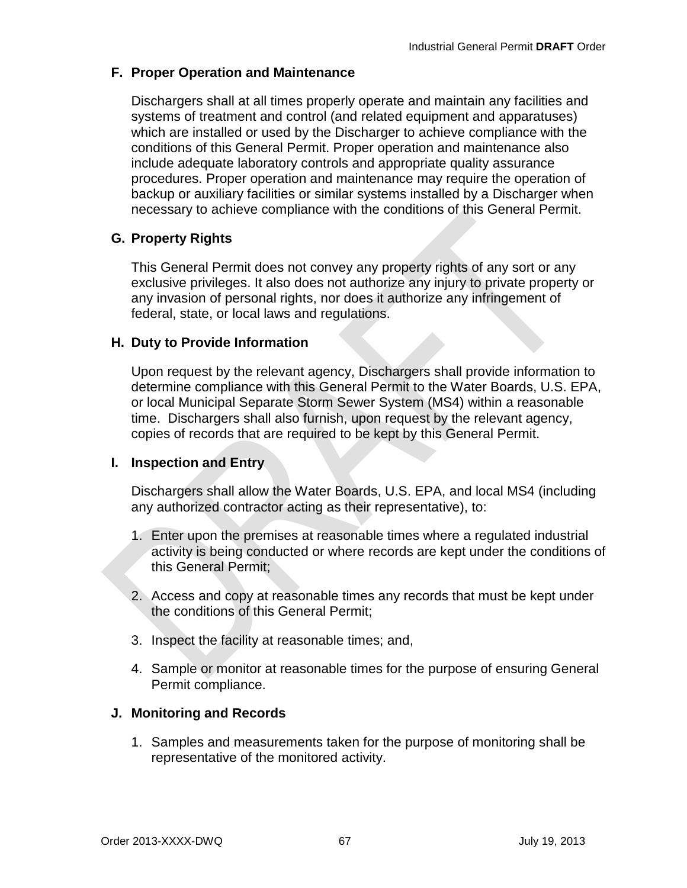### F. Proper Operation and Maintenance

Dischargers shall at all times properly operate and maintain any facilities and systems of treatment and control (and related equipment and apparatuses) which are installed or used by the Discharger to achieve compliance with the conditions of this General Permit. Proper operation and maintenance also include adequate laboratory controls and appropriate quality assurance procedures. Proper operation and maintenance may require the operation of backup or auxiliary facilities or similar systems installed by a Discharger when necessary to achieve compliance with the conditions of this General Permit.

### G. Property Rights

This General Permit does not convey any property rights of any sort or any exclusive privileges. It also does not authorize any injury to private property or any invasion of personal rights, nor does it authorize any infringement of federal, state, or local laws and regulations.

### H. Duty to Provide Information

Upon request by the relevant agency, Dischargers shall provide information to determine compliance with this General Permit to the Water Boards, U.S. EPA, or local Municipal Separate Storm Sewer System (MS4) within a reasonable time. Dischargers shall also furnish, upon request by the relevant agency, copies of records that are required to be kept by this General Permit.

### I. Inspection and Entry

Dischargers shall allow the Water Boards, U.S. EPA, and local MS4 (including any authorized contractor acting as their representative), to:

1. Enter upon the premises at reasonable times where a regulated industrial activity is being conducted or where records are kept under the conditions of this General Permit;

2. Access and copy at reasonable times any records that must be kept under the conditions of this General Permit;

3. Inspect the facility at reasonable times; and,

4. Sample or monitor at reasonable times for the purpose of ensuring General Permit compliance.

### J. Monitoring and Records

1. Samples and measurements taken for the purpose of monitoring shall be representative of the monitored activity.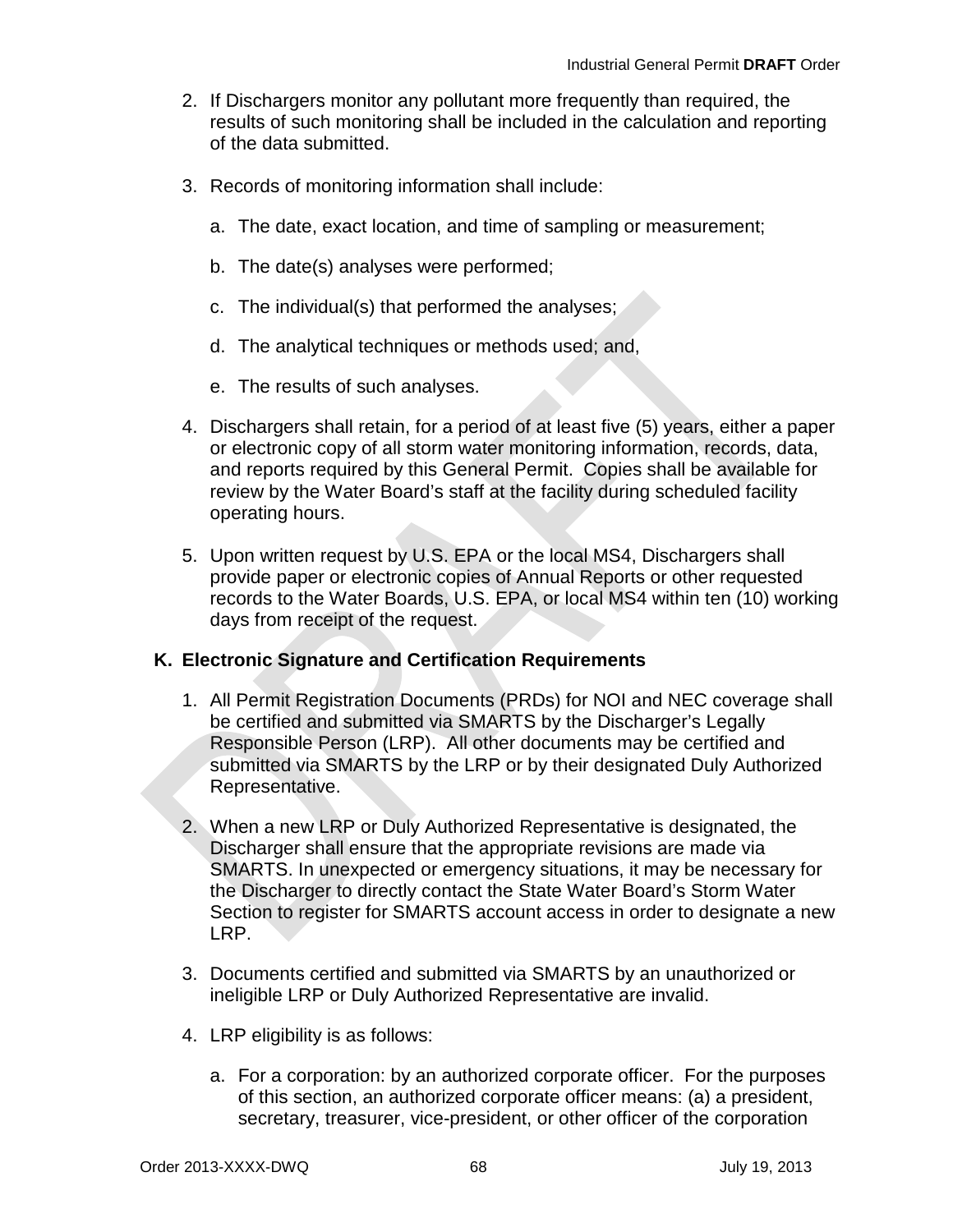2. If Dischargers monitor any pollutant more frequently than required, the results of such monitoring shall be included in the calculation and reporting of the data submitted.

3. Records of monitoring information shall include:

   a. The date, exact location, and time of sampling or measurement;

   b. The date(s) analyses were performed;

   c. The individual(s) that performed the analyses;

   d. The analytical techniques or methods used; and,

   e. The results of such analyses.

4. Dischargers shall retain, for a period of at least five (5) years, either a paper or electronic copy of all storm water monitoring information, records, data, and reports required by this General Permit. Copies shall be available for review by the Water Board's staff at the facility during scheduled facility operating hours.

5. Upon written request by U.S. EPA or the local MS4, Dischargers shall provide paper or electronic copies of Annual Reports or other requested records to the Water Boards, U.S. EPA, or local MS4 within ten (10) working days from receipt of the request.

## K. Electronic Signature and Certification Requirements

1. All Permit Registration Documents (PRDs) for NOI and NEC coverage shall be certified and submitted via SMARTS by the Discharger's Legally Responsible Person (LRP). All other documents may be certified and submitted via SMARTS by the LRP or by their designated Duly Authorized Representative.

2. When a new LRP or Duly Authorized Representative is designated, the Discharger shall ensure that the appropriate revisions are made via SMARTS. In unexpected or emergency situations, it may be necessary for the Discharger to directly contact the State Water Board's Storm Water Section to register for SMARTS account access in order to designate a new LRP.

3. Documents certified and submitted via SMARTS by an unauthorized or ineligible LRP or Duly Authorized Representative are invalid.

4. LRP eligibility is as follows:

   a. For a corporation: by an authorized corporate officer. For the purposes of this section, an authorized corporate officer means: (a) a president, secretary, treasurer, vice-president, or other officer of the corporation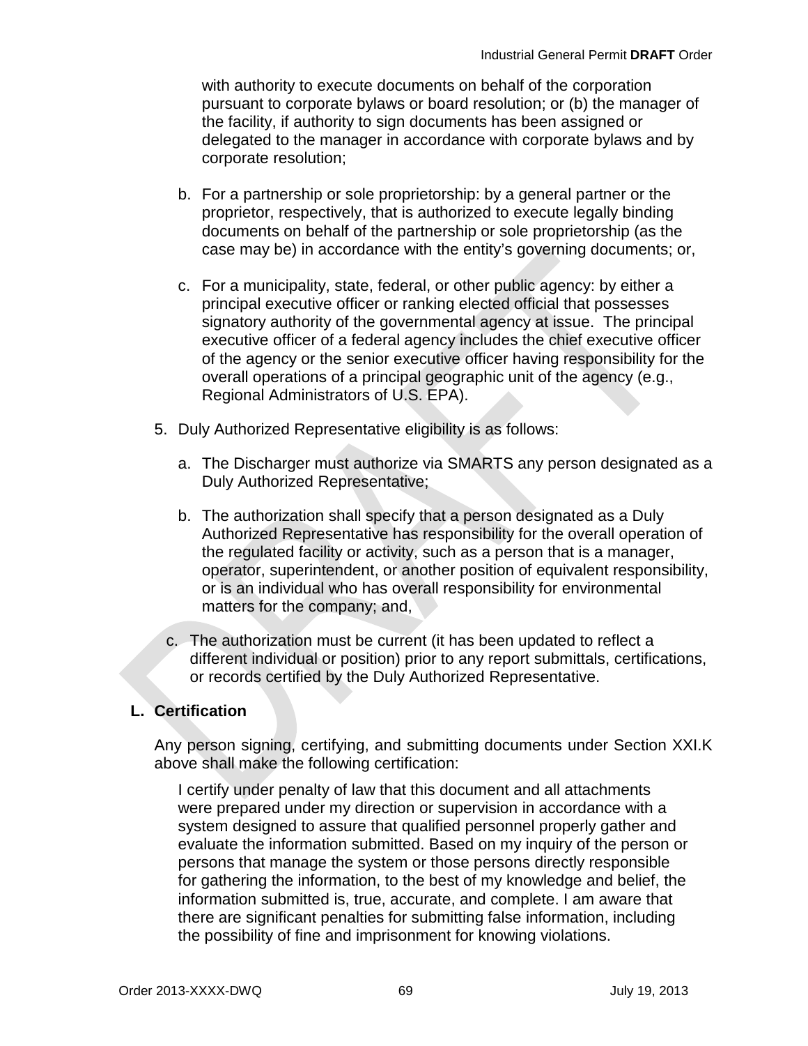with authority to execute documents on behalf of the corporation pursuant to corporate bylaws or board resolution; or (b) the manager of the facility, if authority to sign documents has been assigned or delegated to the manager in accordance with corporate bylaws and by corporate resolution;

b. For a partnership or sole proprietorship: by a general partner or the proprietor, respectively, that is authorized to execute legally binding documents on behalf of the partnership or sole proprietorship (as the case may be) in accordance with the entity's governing documents; or,

c. For a municipality, state, federal, or other public agency: by either a principal executive officer or ranking elected official that possesses signatory authority of the governmental agency at issue. The principal executive officer of a federal agency includes the chief executive officer of the agency or the senior executive officer having responsibility for the overall operations of a principal geographic unit of the agency (e.g., Regional Administrators of U.S. EPA).

5. Duly Authorized Representative eligibility is as follows:

   a. The Discharger must authorize via SMARTS any person designated as a Duly Authorized Representative;

   b. The authorization shall specify that a person designated as a Duly Authorized Representative has responsibility for the overall operation of the regulated facility or activity, such as a person that is a manager, operator, superintendent, or another position of equivalent responsibility, or is an individual who has overall responsibility for environmental matters for the company; and,

   c. The authorization must be current (it has been updated to reflect a different individual or position) prior to any report submittals, certifications, or records certified by the Duly Authorized Representative.

## L. Certification

Any person signing, certifying, and submitting documents under Section XXI.K above shall make the following certification:

> I certify under penalty of law that this document and all attachments were prepared under my direction or supervision in accordance with a system designed to assure that qualified personnel properly gather and evaluate the information submitted. Based on my inquiry of the person or persons that manage the system or those persons directly responsible for gathering the information, to the best of my knowledge and belief, the information submitted is, true, accurate, and complete. I am aware that there are significant penalties for submitting false information, including the possibility of fine and imprisonment for knowing violations.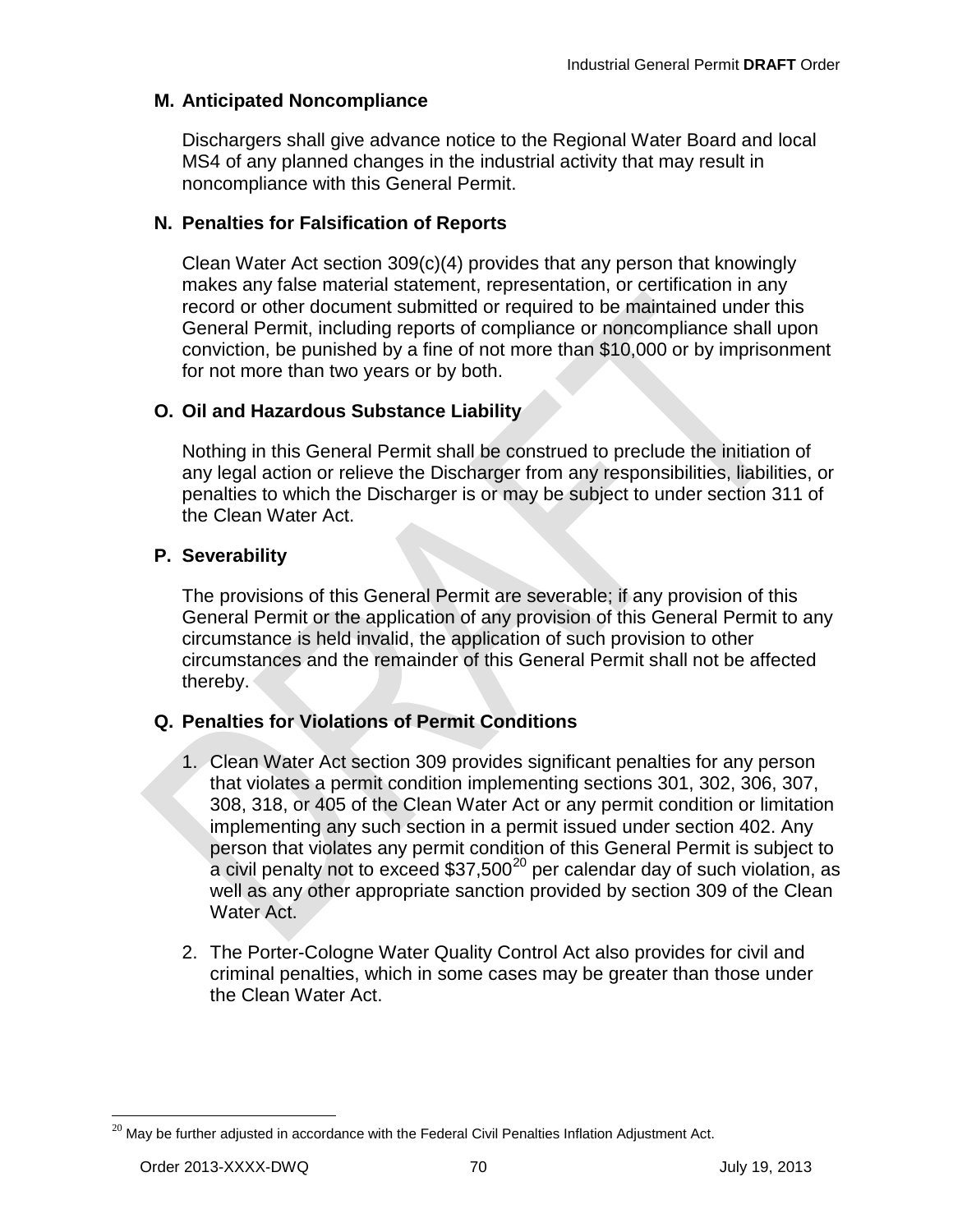### M. Anticipated Noncompliance

Dischargers shall give advance notice to the Regional Water Board and local MS4 of any planned changes in the industrial activity that may result in noncompliance with this General Permit.

### N. Penalties for Falsification of Reports

Clean Water Act section 309(c)(4) provides that any person that knowingly makes any false material statement, representation, or certification in any record or other document submitted or required to be maintained under this General Permit, including reports of compliance or noncompliance shall upon conviction, be punished by a fine of not more than $10,000 or by imprisonment for not more than two years or by both.

### O. Oil and Hazardous Substance Liability

Nothing in this General Permit shall be construed to preclude the initiation of any legal action or relieve the Discharger from any responsibilities, liabilities, or penalties to which the Discharger is or may be subject to under section 311 of the Clean Water Act.

### P. Severability

The provisions of this General Permit are severable; if any provision of this General Permit or the application of any provision of this General Permit to any circumstance is held invalid, the application of such provision to other circumstances and the remainder of this General Permit shall not be affected thereby.

### Q. Penalties for Violations of Permit Conditions

1. Clean Water Act section 309 provides significant penalties for any person that violates a permit condition implementing sections 301, 302, 306, 307, 308, 318, or 405 of the Clean Water Act or any permit condition or limitation implementing any such section in a permit issued under section 402. Any person that violates any permit condition of this General Permit is subject to a civil penalty not to exceed $37,500[20] per calendar day of such violation, as well as any other appropriate sanction provided by section 309 of the Clean Water Act.

2. The Porter-Cologne Water Quality Control Act also provides for civil and criminal penalties, which in some cases may be greater than those under the Clean Water Act.

---

[20] May be further adjusted in accordance with the Federal Civil Penalties Inflation Adjustment Act.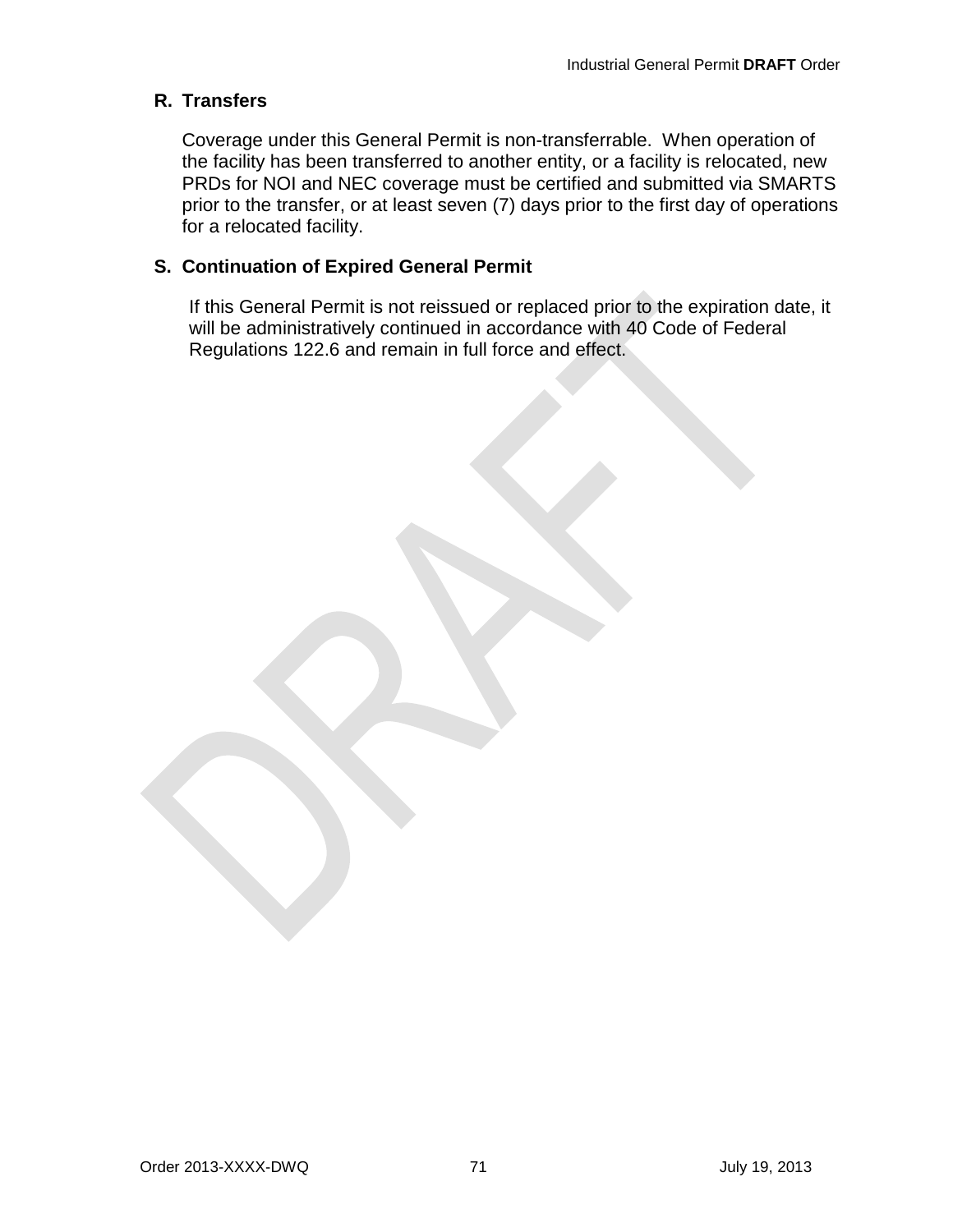## R. Transfers

Coverage under this General Permit is non-transferrable. When operation of the facility has been transferred to another entity, or a facility is relocated, new PRDs for NOI and NEC coverage must be certified and submitted via SMARTS prior to the transfer, or at least seven (7) days prior to the first day of operations for a relocated facility.

## S. Continuation of Expired General Permit

If this General Permit is not reissued or replaced prior to the expiration date, it will be administratively continued in accordance with 40 Code of Federal Regulations 122.6 and remain in full force and effect.